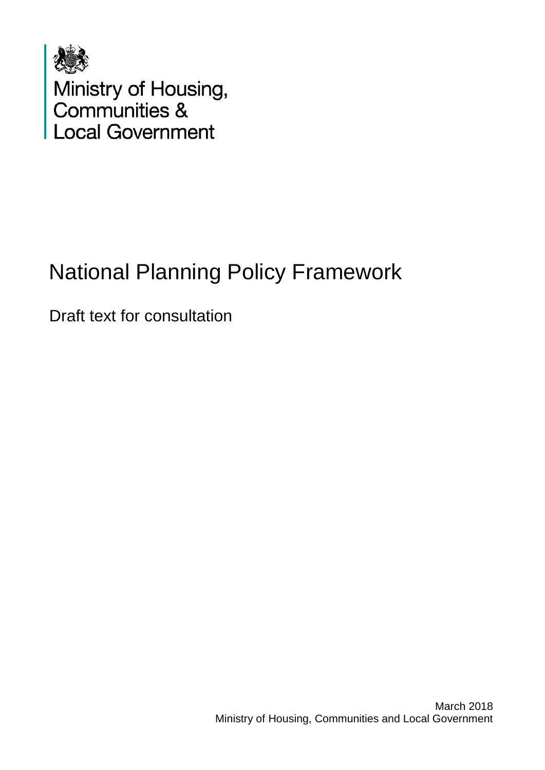Ministry of Housing, Communities & Local Government

# National Planning Policy Framework

Draft text for consultation

March 2018
Ministry of Housing, Communities and Local Government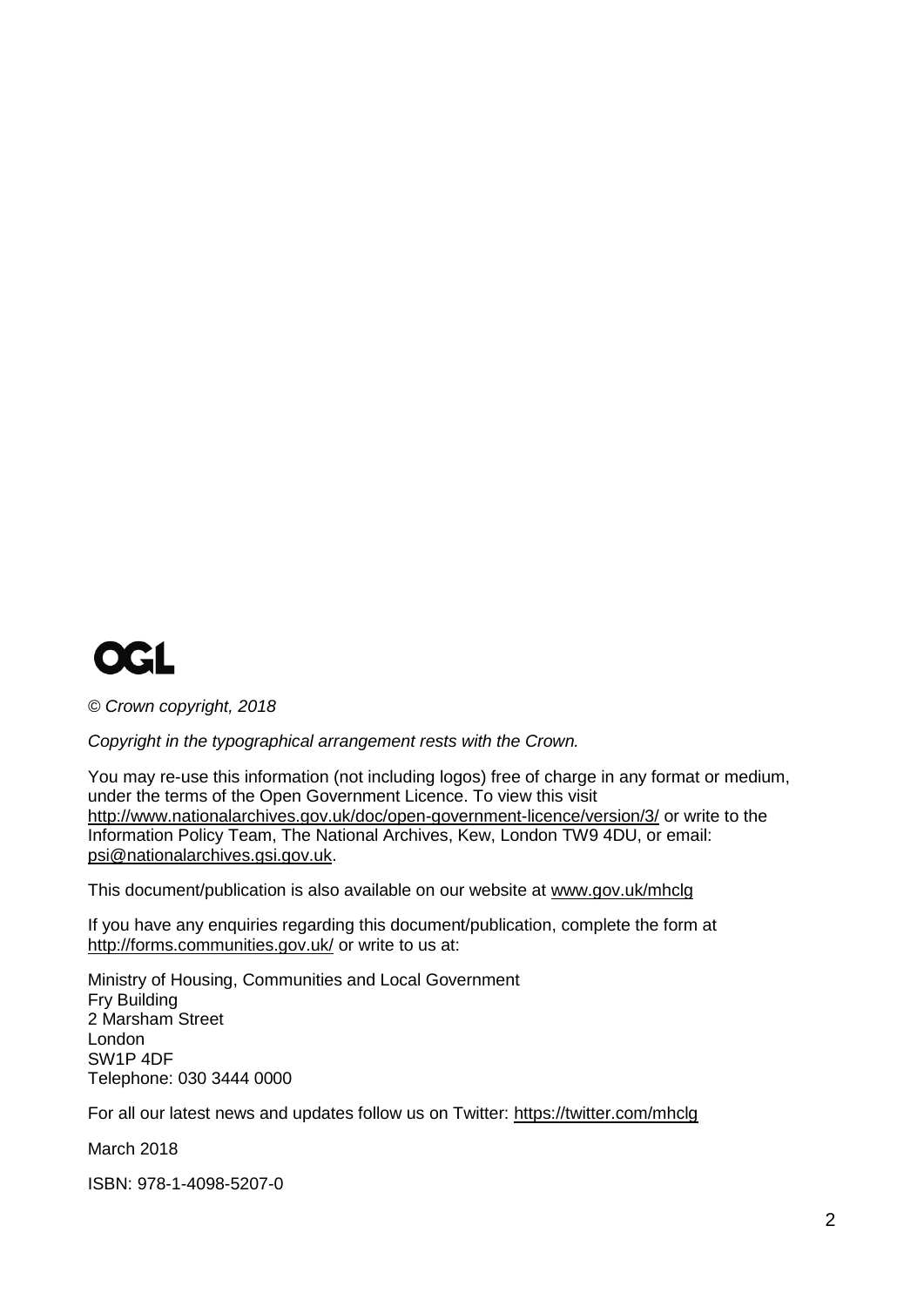OGL

*© Crown copyright, 2018*

*Copyright in the typographical arrangement rests with the Crown.*

You may re-use this information (not including logos) free of charge in any format or medium, under the terms of the Open Government Licence. To view this visit http://www.nationalarchives.gov.uk/doc/open-government-licence/version/3/ or write to the Information Policy Team, The National Archives, Kew, London TW9 4DU, or email: psi@nationalarchives.gsi.gov.uk.

This document/publication is also available on our website at www.gov.uk/mhclg

If you have any enquiries regarding this document/publication, complete the form at http://forms.communities.gov.uk/ or write to us at:

Ministry of Housing, Communities and Local Government
Fry Building
2 Marsham Street
London
SW1P 4DF
Telephone: 030 3444 0000

For all our latest news and updates follow us on Twitter: https://twitter.com/mhclg

March 2018

ISBN: 978-1-4098-5207-0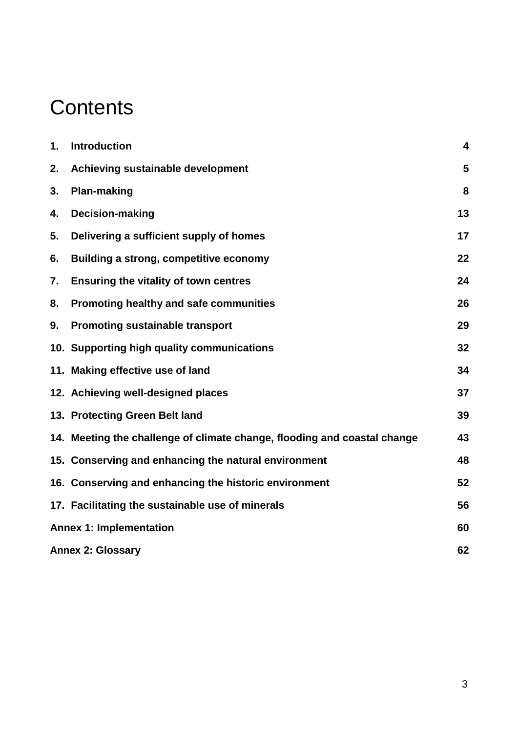# Contents

| | | |
|---|---|---|
| 1. | **Introduction** | **4** |
| 2. | **Achieving sustainable development** | **5** |
| 3. | **Plan-making** | **8** |
| 4. | **Decision-making** | **13** |
| 5. | **Delivering a sufficient supply of homes** | **17** |
| 6. | **Building a strong, competitive economy** | **22** |
| 7. | **Ensuring the vitality of town centres** | **24** |
| 8. | **Promoting healthy and safe communities** | **26** |
| 9. | **Promoting sustainable transport** | **29** |
| 10. | **Supporting high quality communications** | **32** |
| 11. | **Making effective use of land** | **34** |
| 12. | **Achieving well-designed places** | **37** |
| 13. | **Protecting Green Belt land** | **39** |
| 14. | **Meeting the challenge of climate change, flooding and coastal change** | **43** |
| 15. | **Conserving and enhancing the natural environment** | **48** |
| 16. | **Conserving and enhancing the historic environment** | **52** |
| 17. | **Facilitating the sustainable use of minerals** | **56** |
| **Annex 1: Implementation** | | **60** |
| **Annex 2: Glossary** | | **62** |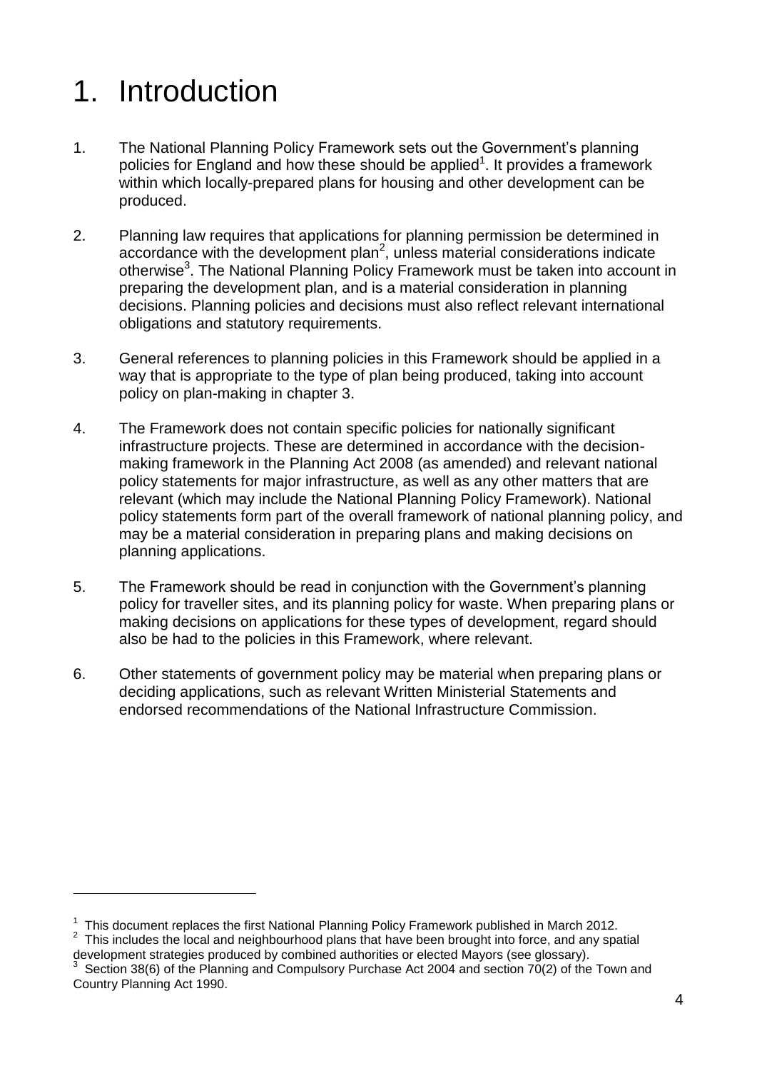# 1. Introduction

1. The National Planning Policy Framework sets out the Government's planning policies for England and how these should be applied[1]. It provides a framework within which locally-prepared plans for housing and other development can be produced.

2. Planning law requires that applications for planning permission be determined in accordance with the development plan[2], unless material considerations indicate otherwise[3]. The National Planning Policy Framework must be taken into account in preparing the development plan, and is a material consideration in planning decisions. Planning policies and decisions must also reflect relevant international obligations and statutory requirements.

3. General references to planning policies in this Framework should be applied in a way that is appropriate to the type of plan being produced, taking into account policy on plan-making in chapter 3.

4. The Framework does not contain specific policies for nationally significant infrastructure projects. These are determined in accordance with the decision-making framework in the Planning Act 2008 (as amended) and relevant national policy statements for major infrastructure, as well as any other matters that are relevant (which may include the National Planning Policy Framework). National policy statements form part of the overall framework of national planning policy, and may be a material consideration in preparing plans and making decisions on planning applications.

5. The Framework should be read in conjunction with the Government's planning policy for traveller sites, and its planning policy for waste. When preparing plans or making decisions on applications for these types of development, regard should also be had to the policies in this Framework, where relevant.

6. Other statements of government policy may be material when preparing plans or deciding applications, such as relevant Written Ministerial Statements and endorsed recommendations of the National Infrastructure Commission.

---

[1] This document replaces the first National Planning Policy Framework published in March 2012.

[2] This includes the local and neighbourhood plans that have been brought into force, and any spatial development strategies produced by combined authorities or elected Mayors (see glossary).

[3] Section 38(6) of the Planning and Compulsory Purchase Act 2004 and section 70(2) of the Town and Country Planning Act 1990.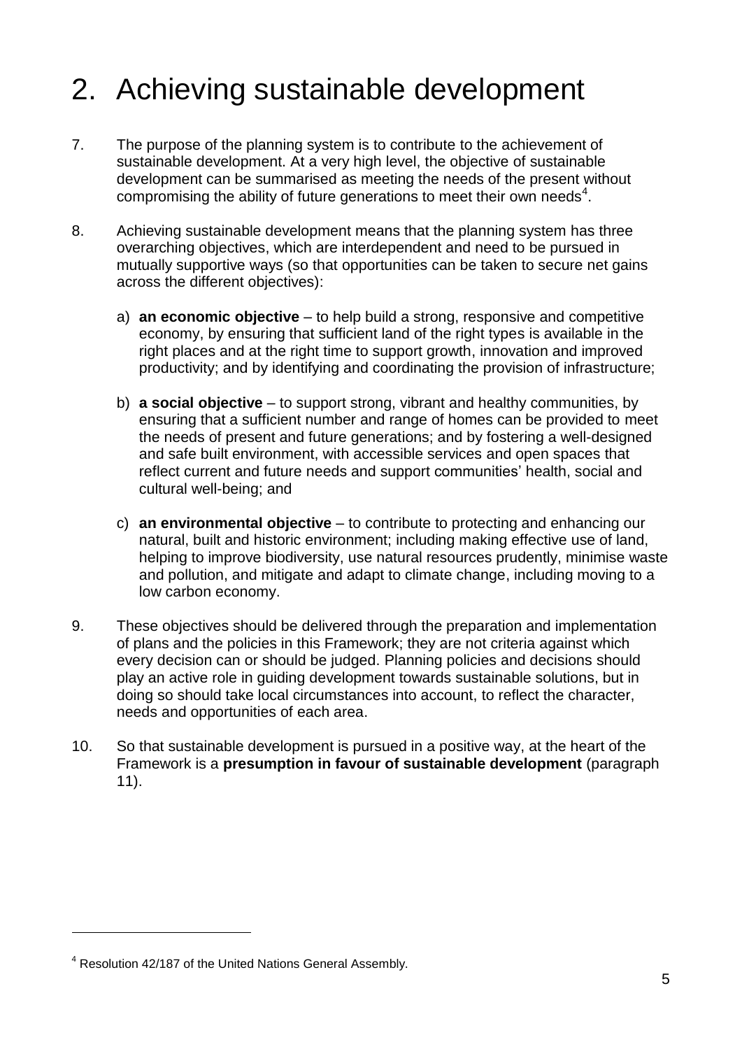# 2. Achieving sustainable development

7. The purpose of the planning system is to contribute to the achievement of sustainable development. At a very high level, the objective of sustainable development can be summarised as meeting the needs of the present without compromising the ability of future generations to meet their own needs[4].

8. Achieving sustainable development means that the planning system has three overarching objectives, which are interdependent and need to be pursued in mutually supportive ways (so that opportunities can be taken to secure net gains across the different objectives):

   a) **an economic objective** – to help build a strong, responsive and competitive economy, by ensuring that sufficient land of the right types is available in the right places and at the right time to support growth, innovation and improved productivity; and by identifying and coordinating the provision of infrastructure;

   b) **a social objective** – to support strong, vibrant and healthy communities, by ensuring that a sufficient number and range of homes can be provided to meet the needs of present and future generations; and by fostering a well-designed and safe built environment, with accessible services and open spaces that reflect current and future needs and support communities' health, social and cultural well-being; and

   c) **an environmental objective** – to contribute to protecting and enhancing our natural, built and historic environment; including making effective use of land, helping to improve biodiversity, use natural resources prudently, minimise waste and pollution, and mitigate and adapt to climate change, including moving to a low carbon economy.

9. These objectives should be delivered through the preparation and implementation of plans and the policies in this Framework; they are not criteria against which every decision can or should be judged. Planning policies and decisions should play an active role in guiding development towards sustainable solutions, but in doing so should take local circumstances into account, to reflect the character, needs and opportunities of each area.

10. So that sustainable development is pursued in a positive way, at the heart of the Framework is a **presumption in favour of sustainable development** (paragraph 11).

---

[4] Resolution 42/187 of the United Nations General Assembly.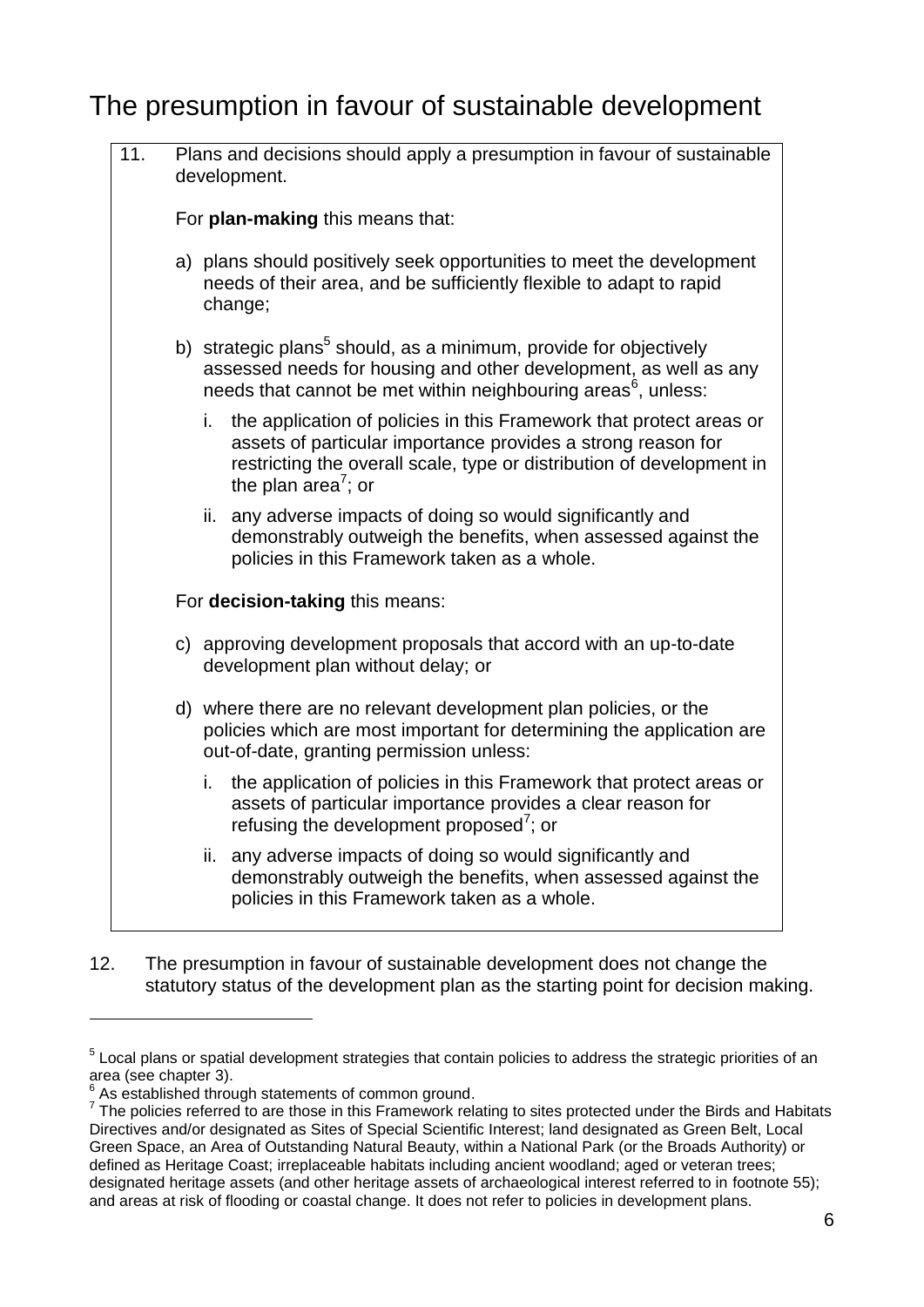# The presumption in favour of sustainable development

11. Plans and decisions should apply a presumption in favour of sustainable development.

    For **plan-making** this means that:

    a) plans should positively seek opportunities to meet the development needs of their area, and be sufficiently flexible to adapt to rapid change;

    b) strategic plans[5] should, as a minimum, provide for objectively assessed needs for housing and other development, as well as any needs that cannot be met within neighbouring areas[6], unless:

       i. the application of policies in this Framework that protect areas or assets of particular importance provides a strong reason for restricting the overall scale, type or distribution of development in the plan area[7]; or

       ii. any adverse impacts of doing so would significantly and demonstrably outweigh the benefits, when assessed against the policies in this Framework taken as a whole.

    For **decision-taking** this means:

    c) approving development proposals that accord with an up-to-date development plan without delay; or

    d) where there are no relevant development plan policies, or the policies which are most important for determining the application are out-of-date, granting permission unless:

       i. the application of policies in this Framework that protect areas or assets of particular importance provides a clear reason for refusing the development proposed[7]; or

       ii. any adverse impacts of doing so would significantly and demonstrably outweigh the benefits, when assessed against the policies in this Framework taken as a whole.

12. The presumption in favour of sustainable development does not change the statutory status of the development plan as the starting point for decision making.

---

[5] Local plans or spatial development strategies that contain policies to address the strategic priorities of an area (see chapter 3).

[6] As established through statements of common ground.

[7] The policies referred to are those in this Framework relating to sites protected under the Birds and Habitats Directives and/or designated as Sites of Special Scientific Interest; land designated as Green Belt, Local Green Space, an Area of Outstanding Natural Beauty, within a National Park (or the Broads Authority) or defined as Heritage Coast; irreplaceable habitats including ancient woodland; aged or veteran trees; designated heritage assets (and other heritage assets of archaeological interest referred to in footnote 55); and areas at risk of flooding or coastal change. It does not refer to policies in development plans.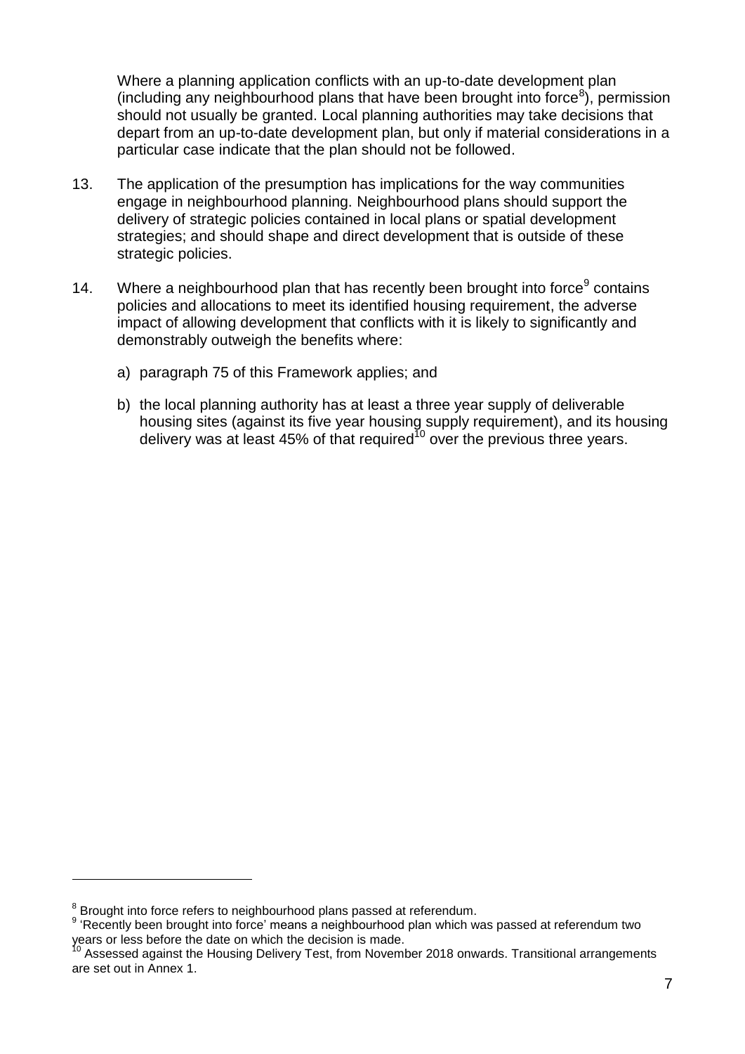Where a planning application conflicts with an up-to-date development plan (including any neighbourhood plans that have been brought into force[8]), permission should not usually be granted. Local planning authorities may take decisions that depart from an up-to-date development plan, but only if material considerations in a particular case indicate that the plan should not be followed.

13. The application of the presumption has implications for the way communities engage in neighbourhood planning. Neighbourhood plans should support the delivery of strategic policies contained in local plans or spatial development strategies; and should shape and direct development that is outside of these strategic policies.

14. Where a neighbourhood plan that has recently been brought into force[9] contains policies and allocations to meet its identified housing requirement, the adverse impact of allowing development that conflicts with it is likely to significantly and demonstrably outweigh the benefits where:

   a) paragraph 75 of this Framework applies; and

   b) the local planning authority has at least a three year supply of deliverable housing sites (against its five year housing supply requirement), and its housing delivery was at least 45% of that required[10] over the previous three years.

---

[8] Brought into force refers to neighbourhood plans passed at referendum.

[9] 'Recently been brought into force' means a neighbourhood plan which was passed at referendum two years or less before the date on which the decision is made.

[10] Assessed against the Housing Delivery Test, from November 2018 onwards. Transitional arrangements are set out in Annex 1.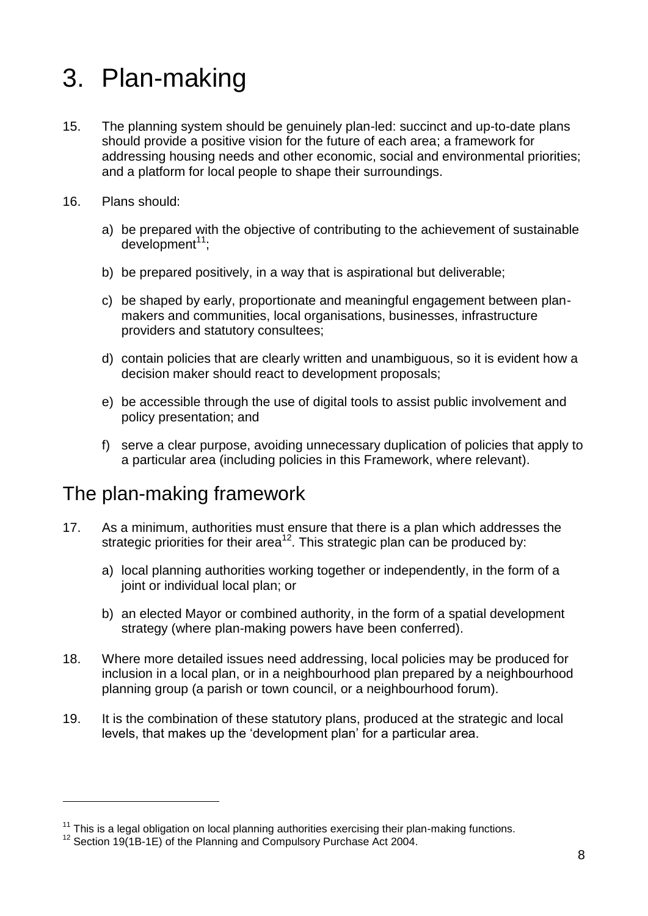# 3. Plan-making

15. The planning system should be genuinely plan-led: succinct and up-to-date plans should provide a positive vision for the future of each area; a framework for addressing housing needs and other economic, social and environmental priorities; and a platform for local people to shape their surroundings.

16. Plans should:

    a) be prepared with the objective of contributing to the achievement of sustainable development[11];

    b) be prepared positively, in a way that is aspirational but deliverable;

    c) be shaped by early, proportionate and meaningful engagement between plan-makers and communities, local organisations, businesses, infrastructure providers and statutory consultees;

    d) contain policies that are clearly written and unambiguous, so it is evident how a decision maker should react to development proposals;

    e) be accessible through the use of digital tools to assist public involvement and policy presentation; and

    f) serve a clear purpose, avoiding unnecessary duplication of policies that apply to a particular area (including policies in this Framework, where relevant).

## The plan-making framework

17. As a minimum, authorities must ensure that there is a plan which addresses the strategic priorities for their area[12]. This strategic plan can be produced by:

    a) local planning authorities working together or independently, in the form of a joint or individual local plan; or

    b) an elected Mayor or combined authority, in the form of a spatial development strategy (where plan-making powers have been conferred).

18. Where more detailed issues need addressing, local policies may be produced for inclusion in a local plan, or in a neighbourhood plan prepared by a neighbourhood planning group (a parish or town council, or a neighbourhood forum).

19. It is the combination of these statutory plans, produced at the strategic and local levels, that makes up the 'development plan' for a particular area.

---

[11] This is a legal obligation on local planning authorities exercising their plan-making functions.

[12] Section 19(1B-1E) of the Planning and Compulsory Purchase Act 2004.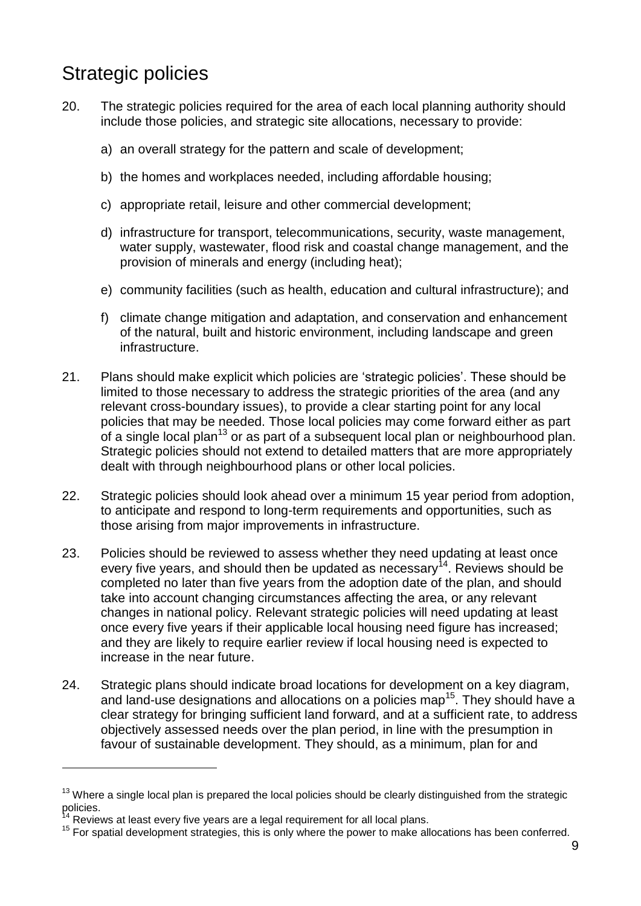## Strategic policies

20. The strategic policies required for the area of each local planning authority should include those policies, and strategic site allocations, necessary to provide:

    a) an overall strategy for the pattern and scale of development;

    b) the homes and workplaces needed, including affordable housing;

    c) appropriate retail, leisure and other commercial development;

    d) infrastructure for transport, telecommunications, security, waste management, water supply, wastewater, flood risk and coastal change management, and the provision of minerals and energy (including heat);

    e) community facilities (such as health, education and cultural infrastructure); and

    f) climate change mitigation and adaptation, and conservation and enhancement of the natural, built and historic environment, including landscape and green infrastructure.

21. Plans should make explicit which policies are 'strategic policies'. These should be limited to those necessary to address the strategic priorities of the area (and any relevant cross-boundary issues), to provide a clear starting point for any local policies that may be needed. Those local policies may come forward either as part of a single local plan[13] or as part of a subsequent local plan or neighbourhood plan. Strategic policies should not extend to detailed matters that are more appropriately dealt with through neighbourhood plans or other local policies.

22. Strategic policies should look ahead over a minimum 15 year period from adoption, to anticipate and respond to long-term requirements and opportunities, such as those arising from major improvements in infrastructure.

23. Policies should be reviewed to assess whether they need updating at least once every five years, and should then be updated as necessary[14]. Reviews should be completed no later than five years from the adoption date of the plan, and should take into account changing circumstances affecting the area, or any relevant changes in national policy. Relevant strategic policies will need updating at least once every five years if their applicable local housing need figure has increased; and they are likely to require earlier review if local housing need is expected to increase in the near future.

24. Strategic plans should indicate broad locations for development on a key diagram, and land-use designations and allocations on a policies map[15]. They should have a clear strategy for bringing sufficient land forward, and at a sufficient rate, to address objectively assessed needs over the plan period, in line with the presumption in favour of sustainable development. They should, as a minimum, plan for and

---

[13] Where a single local plan is prepared the local policies should be clearly distinguished from the strategic policies.

[14] Reviews at least every five years are a legal requirement for all local plans.

[15] For spatial development strategies, this is only where the power to make allocations has been conferred.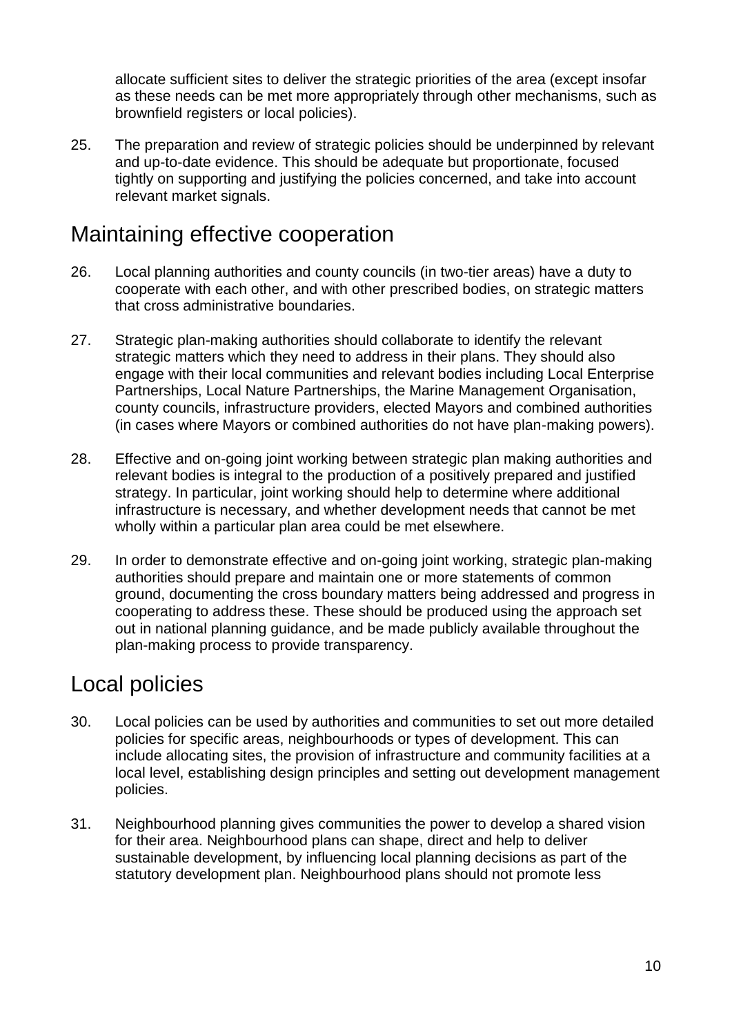allocate sufficient sites to deliver the strategic priorities of the area (except insofar as these needs can be met more appropriately through other mechanisms, such as brownfield registers or local policies).

25. The preparation and review of strategic policies should be underpinned by relevant and up-to-date evidence. This should be adequate but proportionate, focused tightly on supporting and justifying the policies concerned, and take into account relevant market signals.

## Maintaining effective cooperation

26. Local planning authorities and county councils (in two-tier areas) have a duty to cooperate with each other, and with other prescribed bodies, on strategic matters that cross administrative boundaries.

27. Strategic plan-making authorities should collaborate to identify the relevant strategic matters which they need to address in their plans. They should also engage with their local communities and relevant bodies including Local Enterprise Partnerships, Local Nature Partnerships, the Marine Management Organisation, county councils, infrastructure providers, elected Mayors and combined authorities (in cases where Mayors or combined authorities do not have plan-making powers).

28. Effective and on-going joint working between strategic plan making authorities and relevant bodies is integral to the production of a positively prepared and justified strategy. In particular, joint working should help to determine where additional infrastructure is necessary, and whether development needs that cannot be met wholly within a particular plan area could be met elsewhere.

29. In order to demonstrate effective and on-going joint working, strategic plan-making authorities should prepare and maintain one or more statements of common ground, documenting the cross boundary matters being addressed and progress in cooperating to address these. These should be produced using the approach set out in national planning guidance, and be made publicly available throughout the plan-making process to provide transparency.

## Local policies

30. Local policies can be used by authorities and communities to set out more detailed policies for specific areas, neighbourhoods or types of development. This can include allocating sites, the provision of infrastructure and community facilities at a local level, establishing design principles and setting out development management policies.

31. Neighbourhood planning gives communities the power to develop a shared vision for their area. Neighbourhood plans can shape, direct and help to deliver sustainable development, by influencing local planning decisions as part of the statutory development plan. Neighbourhood plans should not promote less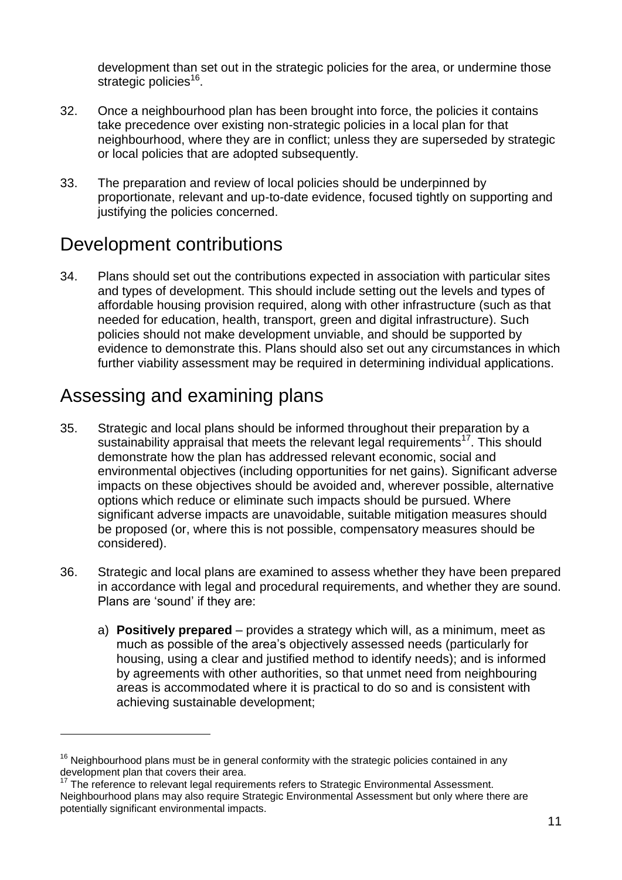development than set out in the strategic policies for the area, or undermine those strategic policies[16].

32. Once a neighbourhood plan has been brought into force, the policies it contains take precedence over existing non-strategic policies in a local plan for that neighbourhood, where they are in conflict; unless they are superseded by strategic or local policies that are adopted subsequently.

33. The preparation and review of local policies should be underpinned by proportionate, relevant and up-to-date evidence, focused tightly on supporting and justifying the policies concerned.

## Development contributions

34. Plans should set out the contributions expected in association with particular sites and types of development. This should include setting out the levels and types of affordable housing provision required, along with other infrastructure (such as that needed for education, health, transport, green and digital infrastructure). Such policies should not make development unviable, and should be supported by evidence to demonstrate this. Plans should also set out any circumstances in which further viability assessment may be required in determining individual applications.

## Assessing and examining plans

35. Strategic and local plans should be informed throughout their preparation by a sustainability appraisal that meets the relevant legal requirements[17]. This should demonstrate how the plan has addressed relevant economic, social and environmental objectives (including opportunities for net gains). Significant adverse impacts on these objectives should be avoided and, wherever possible, alternative options which reduce or eliminate such impacts should be pursued. Where significant adverse impacts are unavoidable, suitable mitigation measures should be proposed (or, where this is not possible, compensatory measures should be considered).

36. Strategic and local plans are examined to assess whether they have been prepared in accordance with legal and procedural requirements, and whether they are sound. Plans are 'sound' if they are:

    a) **Positively prepared** – provides a strategy which will, as a minimum, meet as much as possible of the area's objectively assessed needs (particularly for housing, using a clear and justified method to identify needs); and is informed by agreements with other authorities, so that unmet need from neighbouring areas is accommodated where it is practical to do so and is consistent with achieving sustainable development;

---

[16] Neighbourhood plans must be in general conformity with the strategic policies contained in any development plan that covers their area.

[17] The reference to relevant legal requirements refers to Strategic Environmental Assessment. Neighbourhood plans may also require Strategic Environmental Assessment but only where there are potentially significant environmental impacts.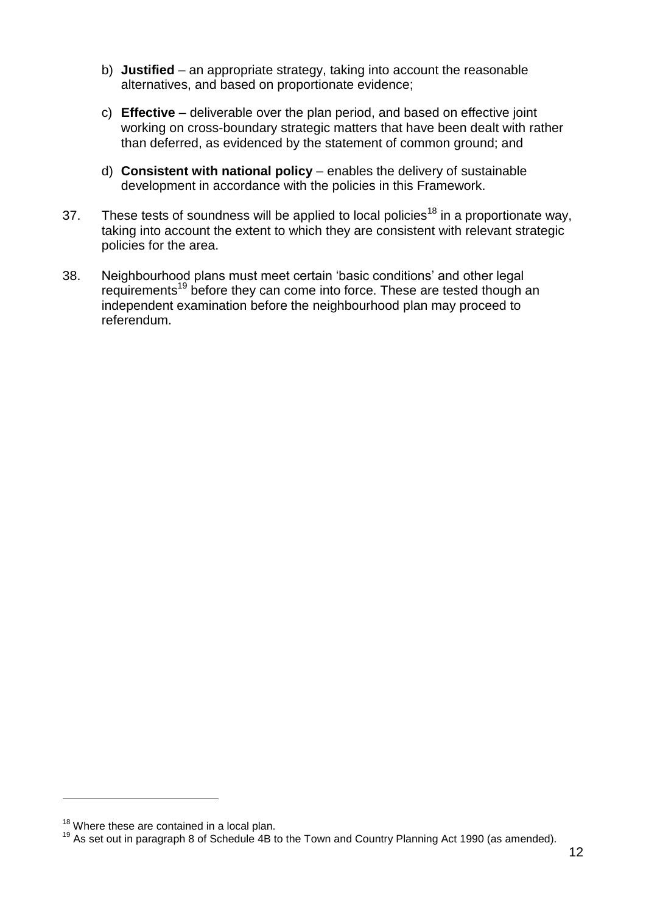b) **Justified** – an appropriate strategy, taking into account the reasonable alternatives, and based on proportionate evidence;

c) **Effective** – deliverable over the plan period, and based on effective joint working on cross-boundary strategic matters that have been dealt with rather than deferred, as evidenced by the statement of common ground; and

d) **Consistent with national policy** – enables the delivery of sustainable development in accordance with the policies in this Framework.

37. These tests of soundness will be applied to local policies[18] in a proportionate way, taking into account the extent to which they are consistent with relevant strategic policies for the area.

38. Neighbourhood plans must meet certain 'basic conditions' and other legal requirements[19] before they can come into force. These are tested though an independent examination before the neighbourhood plan may proceed to referendum.

---

[18] Where these are contained in a local plan.

[19] As set out in paragraph 8 of Schedule 4B to the Town and Country Planning Act 1990 (as amended).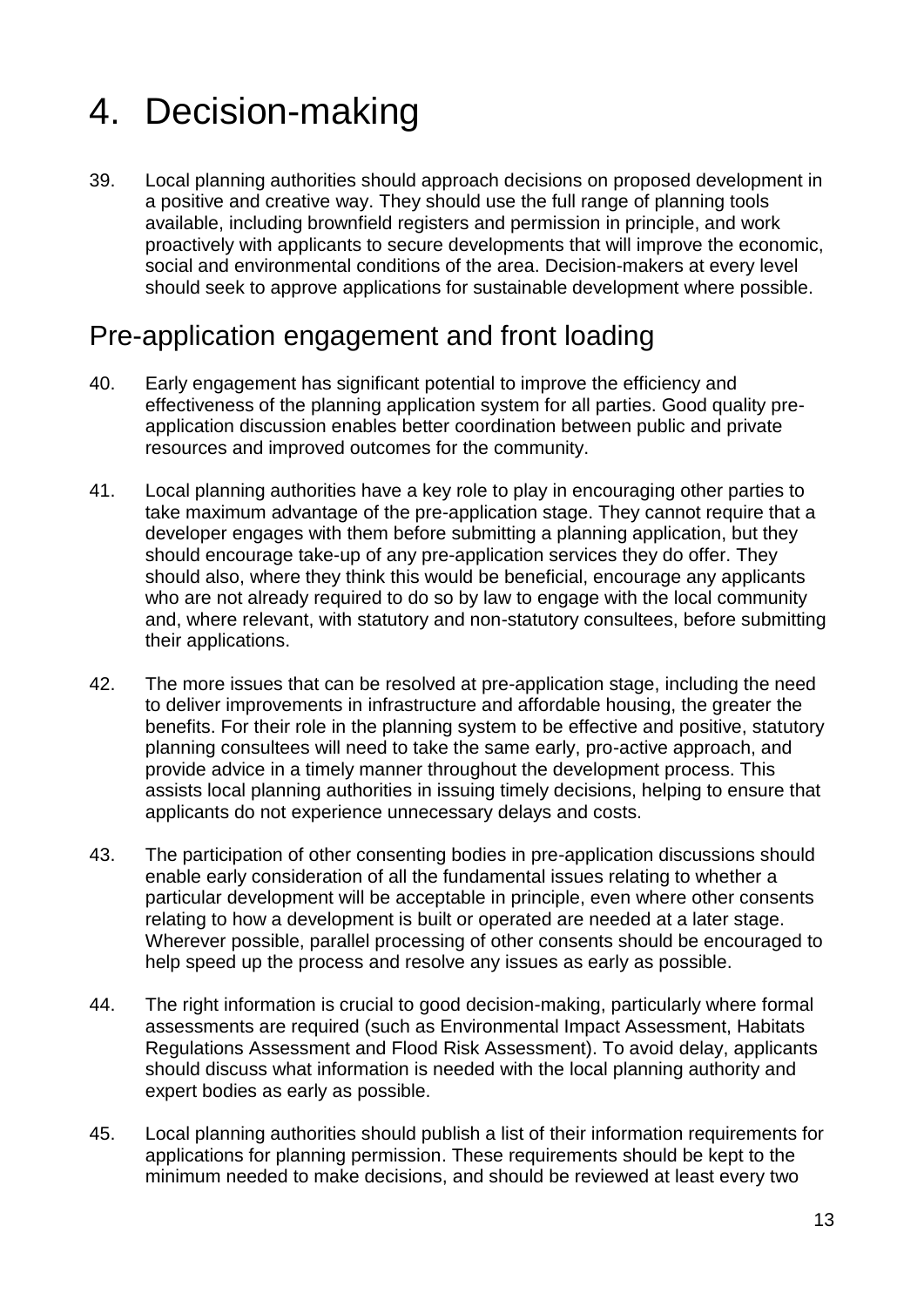# 4. Decision-making

39. Local planning authorities should approach decisions on proposed development in a positive and creative way. They should use the full range of planning tools available, including brownfield registers and permission in principle, and work proactively with applicants to secure developments that will improve the economic, social and environmental conditions of the area. Decision-makers at every level should seek to approve applications for sustainable development where possible.

## Pre-application engagement and front loading

40. Early engagement has significant potential to improve the efficiency and effectiveness of the planning application system for all parties. Good quality pre-application discussion enables better coordination between public and private resources and improved outcomes for the community.

41. Local planning authorities have a key role to play in encouraging other parties to take maximum advantage of the pre-application stage. They cannot require that a developer engages with them before submitting a planning application, but they should encourage take-up of any pre-application services they do offer. They should also, where they think this would be beneficial, encourage any applicants who are not already required to do so by law to engage with the local community and, where relevant, with statutory and non-statutory consultees, before submitting their applications.

42. The more issues that can be resolved at pre-application stage, including the need to deliver improvements in infrastructure and affordable housing, the greater the benefits. For their role in the planning system to be effective and positive, statutory planning consultees will need to take the same early, pro-active approach, and provide advice in a timely manner throughout the development process. This assists local planning authorities in issuing timely decisions, helping to ensure that applicants do not experience unnecessary delays and costs.

43. The participation of other consenting bodies in pre-application discussions should enable early consideration of all the fundamental issues relating to whether a particular development will be acceptable in principle, even where other consents relating to how a development is built or operated are needed at a later stage. Wherever possible, parallel processing of other consents should be encouraged to help speed up the process and resolve any issues as early as possible.

44. The right information is crucial to good decision-making, particularly where formal assessments are required (such as Environmental Impact Assessment, Habitats Regulations Assessment and Flood Risk Assessment). To avoid delay, applicants should discuss what information is needed with the local planning authority and expert bodies as early as possible.

45. Local planning authorities should publish a list of their information requirements for applications for planning permission. These requirements should be kept to the minimum needed to make decisions, and should be reviewed at least every two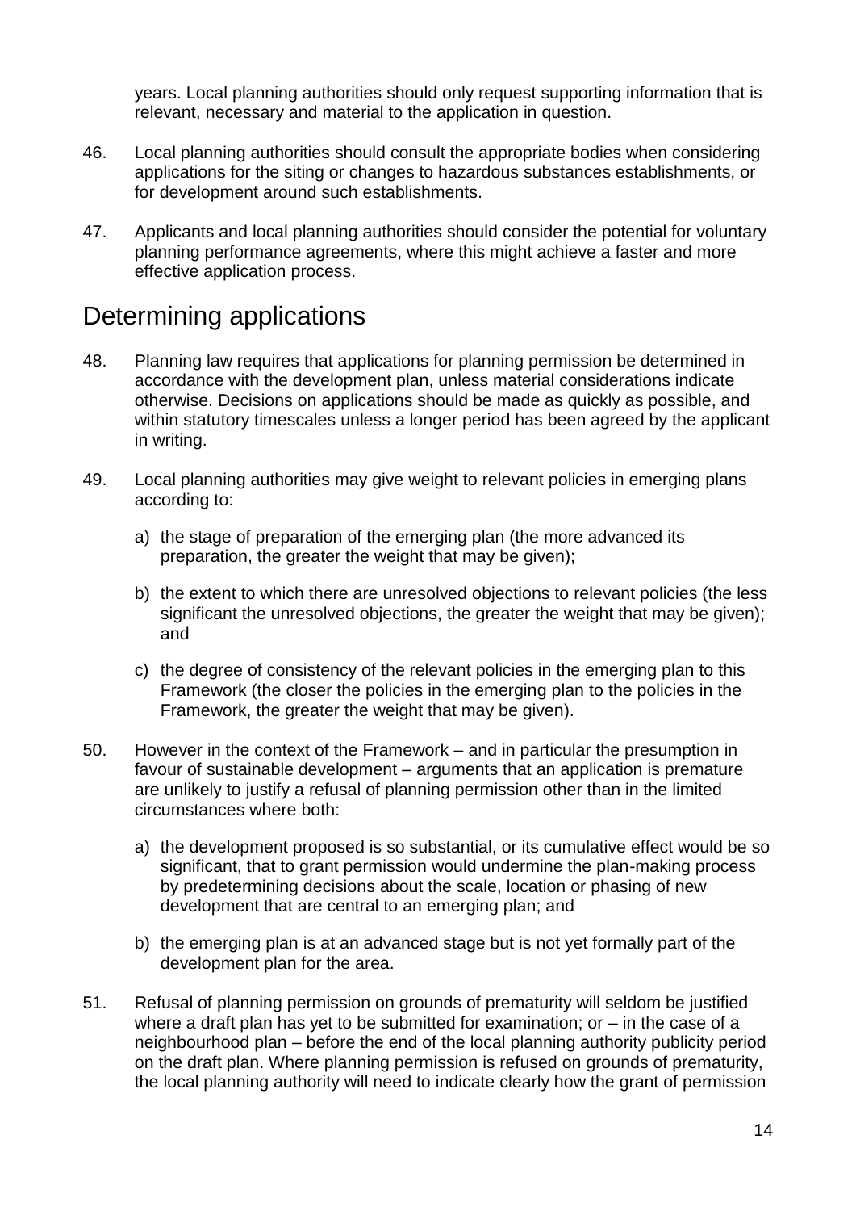years. Local planning authorities should only request supporting information that is relevant, necessary and material to the application in question.

46. Local planning authorities should consult the appropriate bodies when considering applications for the siting or changes to hazardous substances establishments, or for development around such establishments.

47. Applicants and local planning authorities should consider the potential for voluntary planning performance agreements, where this might achieve a faster and more effective application process.

## Determining applications

48. Planning law requires that applications for planning permission be determined in accordance with the development plan, unless material considerations indicate otherwise. Decisions on applications should be made as quickly as possible, and within statutory timescales unless a longer period has been agreed by the applicant in writing.

49. Local planning authorities may give weight to relevant policies in emerging plans according to:

    a) the stage of preparation of the emerging plan (the more advanced its preparation, the greater the weight that may be given);

    b) the extent to which there are unresolved objections to relevant policies (the less significant the unresolved objections, the greater the weight that may be given); and

    c) the degree of consistency of the relevant policies in the emerging plan to this Framework (the closer the policies in the emerging plan to the policies in the Framework, the greater the weight that may be given).

50. However in the context of the Framework – and in particular the presumption in favour of sustainable development – arguments that an application is premature are unlikely to justify a refusal of planning permission other than in the limited circumstances where both:

    a) the development proposed is so substantial, or its cumulative effect would be so significant, that to grant permission would undermine the plan-making process by predetermining decisions about the scale, location or phasing of new development that are central to an emerging plan; and

    b) the emerging plan is at an advanced stage but is not yet formally part of the development plan for the area.

51. Refusal of planning permission on grounds of prematurity will seldom be justified where a draft plan has yet to be submitted for examination; or – in the case of a neighbourhood plan – before the end of the local planning authority publicity period on the draft plan. Where planning permission is refused on grounds of prematurity, the local planning authority will need to indicate clearly how the grant of permission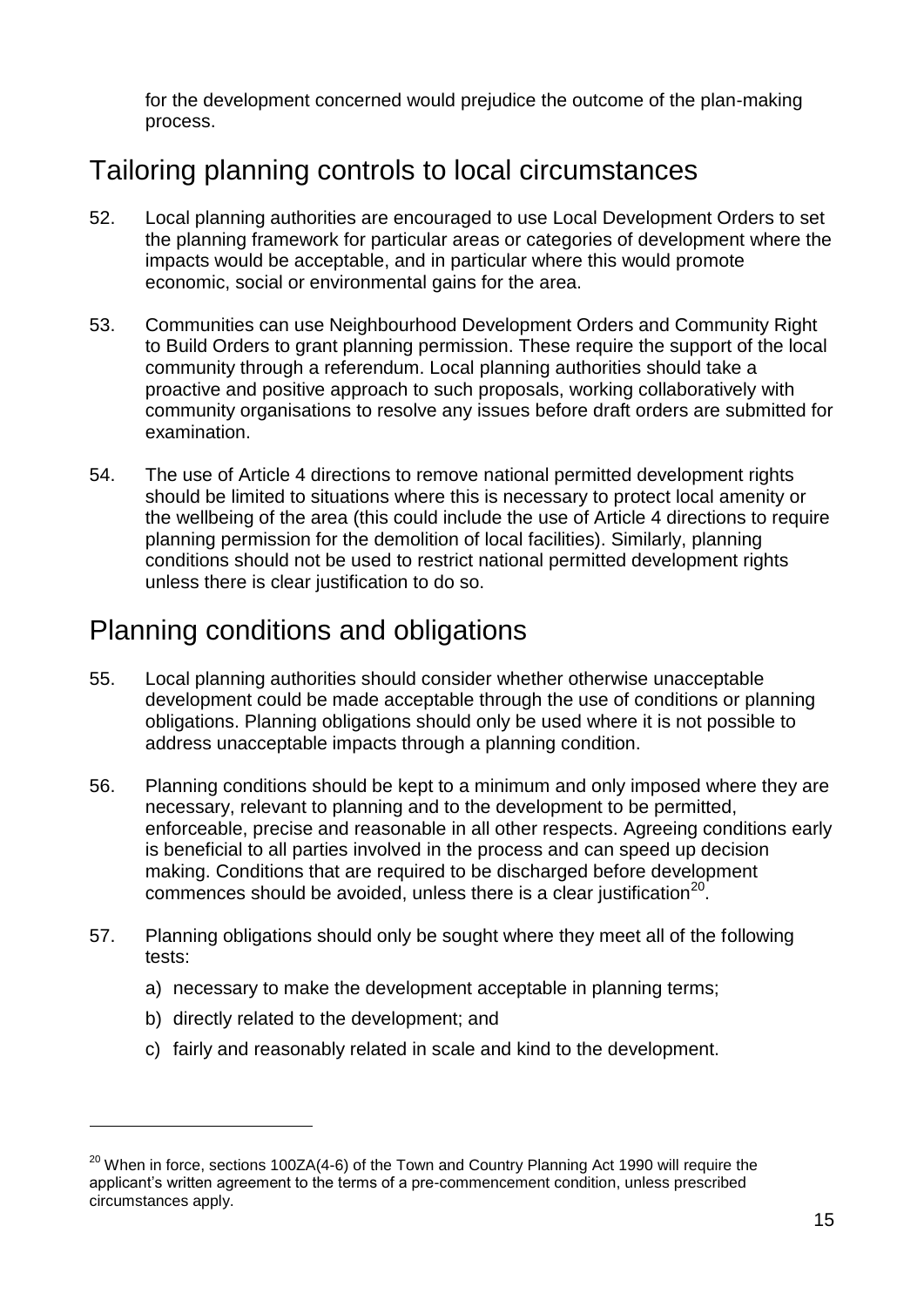for the development concerned would prejudice the outcome of the plan-making process.

## Tailoring planning controls to local circumstances

52. Local planning authorities are encouraged to use Local Development Orders to set the planning framework for particular areas or categories of development where the impacts would be acceptable, and in particular where this would promote economic, social or environmental gains for the area.

53. Communities can use Neighbourhood Development Orders and Community Right to Build Orders to grant planning permission. These require the support of the local community through a referendum. Local planning authorities should take a proactive and positive approach to such proposals, working collaboratively with community organisations to resolve any issues before draft orders are submitted for examination.

54. The use of Article 4 directions to remove national permitted development rights should be limited to situations where this is necessary to protect local amenity or the wellbeing of the area (this could include the use of Article 4 directions to require planning permission for the demolition of local facilities). Similarly, planning conditions should not be used to restrict national permitted development rights unless there is clear justification to do so.

## Planning conditions and obligations

55. Local planning authorities should consider whether otherwise unacceptable development could be made acceptable through the use of conditions or planning obligations. Planning obligations should only be used where it is not possible to address unacceptable impacts through a planning condition.

56. Planning conditions should be kept to a minimum and only imposed where they are necessary, relevant to planning and to the development to be permitted, enforceable, precise and reasonable in all other respects. Agreeing conditions early is beneficial to all parties involved in the process and can speed up decision making. Conditions that are required to be discharged before development commences should be avoided, unless there is a clear justification[20].

57. Planning obligations should only be sought where they meet all of the following tests:

    a) necessary to make the development acceptable in planning terms;

    b) directly related to the development; and

    c) fairly and reasonably related in scale and kind to the development.

---

[20] When in force, sections 100ZA(4-6) of the Town and Country Planning Act 1990 will require the applicant's written agreement to the terms of a pre-commencement condition, unless prescribed circumstances apply.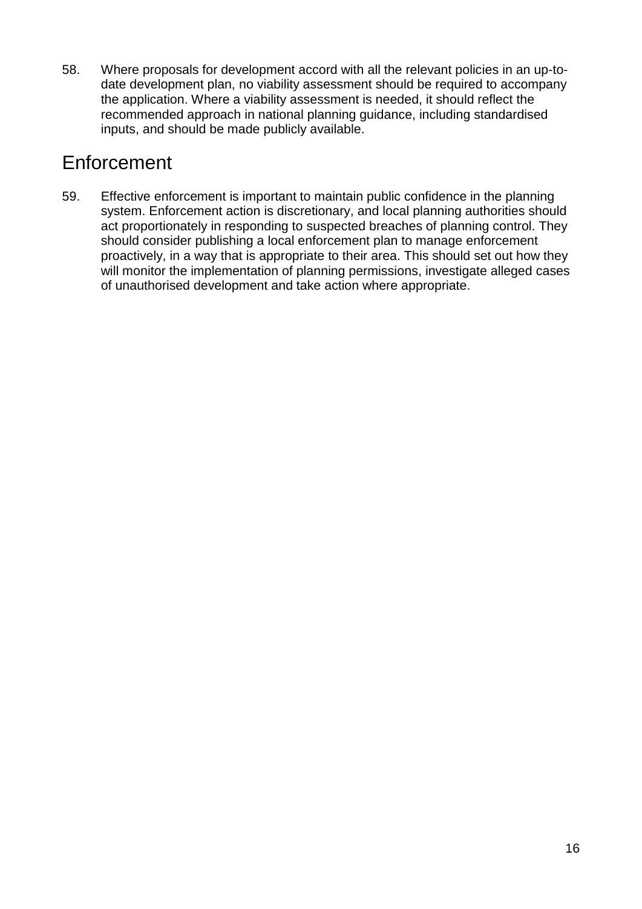58. Where proposals for development accord with all the relevant policies in an up-to-date development plan, no viability assessment should be required to accompany the application. Where a viability assessment is needed, it should reflect the recommended approach in national planning guidance, including standardised inputs, and should be made publicly available.

## Enforcement

59. Effective enforcement is important to maintain public confidence in the planning system. Enforcement action is discretionary, and local planning authorities should act proportionately in responding to suspected breaches of planning control. They should consider publishing a local enforcement plan to manage enforcement proactively, in a way that is appropriate to their area. This should set out how they will monitor the implementation of planning permissions, investigate alleged cases of unauthorised development and take action where appropriate.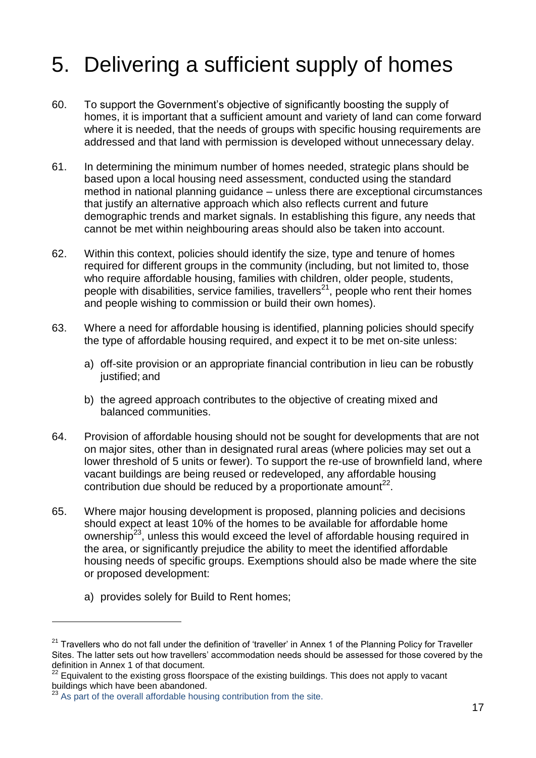# 5. Delivering a sufficient supply of homes

60. To support the Government's objective of significantly boosting the supply of homes, it is important that a sufficient amount and variety of land can come forward where it is needed, that the needs of groups with specific housing requirements are addressed and that land with permission is developed without unnecessary delay.

61. In determining the minimum number of homes needed, strategic plans should be based upon a local housing need assessment, conducted using the standard method in national planning guidance – unless there are exceptional circumstances that justify an alternative approach which also reflects current and future demographic trends and market signals. In establishing this figure, any needs that cannot be met within neighbouring areas should also be taken into account.

62. Within this context, policies should identify the size, type and tenure of homes required for different groups in the community (including, but not limited to, those who require affordable housing, families with children, older people, students, people with disabilities, service families, travellers[21], people who rent their homes and people wishing to commission or build their own homes).

63. Where a need for affordable housing is identified, planning policies should specify the type of affordable housing required, and expect it to be met on-site unless:

    a) off-site provision or an appropriate financial contribution in lieu can be robustly justified; and

    b) the agreed approach contributes to the objective of creating mixed and balanced communities.

64. Provision of affordable housing should not be sought for developments that are not on major sites, other than in designated rural areas (where policies may set out a lower threshold of 5 units or fewer). To support the re-use of brownfield land, where vacant buildings are being reused or redeveloped, any affordable housing contribution due should be reduced by a proportionate amount[22].

65. Where major housing development is proposed, planning policies and decisions should expect at least 10% of the homes to be available for affordable home ownership[23], unless this would exceed the level of affordable housing required in the area, or significantly prejudice the ability to meet the identified affordable housing needs of specific groups. Exemptions should also be made where the site or proposed development:

    a) provides solely for Build to Rent homes;

---

[21] Travellers who do not fall under the definition of 'traveller' in Annex 1 of the Planning Policy for Traveller Sites. The latter sets out how travellers' accommodation needs should be assessed for those covered by the definition in Annex 1 of that document.

[22] Equivalent to the existing gross floorspace of the existing buildings. This does not apply to vacant buildings which have been abandoned.

[23] As part of the overall affordable housing contribution from the site.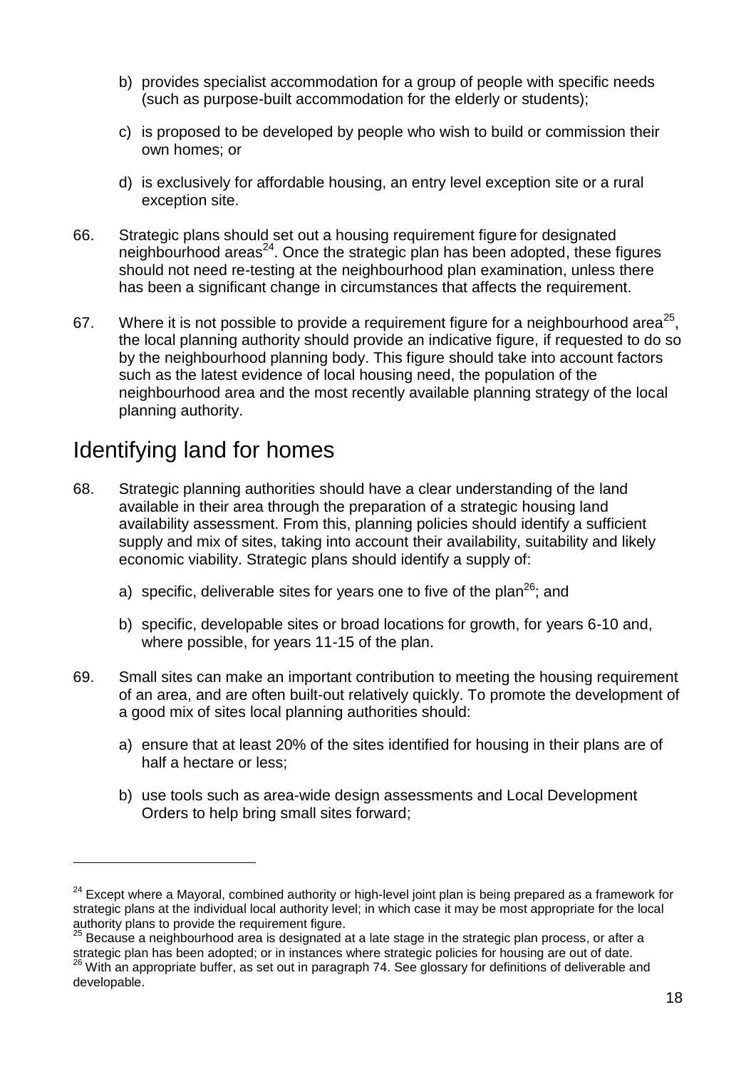b) provides specialist accommodation for a group of people with specific needs (such as purpose-built accommodation for the elderly or students);

c) is proposed to be developed by people who wish to build or commission their own homes; or

d) is exclusively for affordable housing, an entry level exception site or a rural exception site.

66. Strategic plans should set out a housing requirement figure for designated neighbourhood areas[24]. Once the strategic plan has been adopted, these figures should not need re-testing at the neighbourhood plan examination, unless there has been a significant change in circumstances that affects the requirement.

67. Where it is not possible to provide a requirement figure for a neighbourhood area[25], the local planning authority should provide an indicative figure, if requested to do so by the neighbourhood planning body. This figure should take into account factors such as the latest evidence of local housing need, the population of the neighbourhood area and the most recently available planning strategy of the local planning authority.

## Identifying land for homes

68. Strategic planning authorities should have a clear understanding of the land available in their area through the preparation of a strategic housing land availability assessment. From this, planning policies should identify a sufficient supply and mix of sites, taking into account their availability, suitability and likely economic viability. Strategic plans should identify a supply of:

a) specific, deliverable sites for years one to five of the plan[26]; and

b) specific, developable sites or broad locations for growth, for years 6-10 and, where possible, for years 11-15 of the plan.

69. Small sites can make an important contribution to meeting the housing requirement of an area, and are often built-out relatively quickly. To promote the development of a good mix of sites local planning authorities should:

a) ensure that at least 20% of the sites identified for housing in their plans are of half a hectare or less;

b) use tools such as area-wide design assessments and Local Development Orders to help bring small sites forward;

---

[24] Except where a Mayoral, combined authority or high-level joint plan is being prepared as a framework for strategic plans at the individual local authority level; in which case it may be most appropriate for the local authority plans to provide the requirement figure.

[25] Because a neighbourhood area is designated at a late stage in the strategic plan process, or after a strategic plan has been adopted; or in instances where strategic policies for housing are out of date.

[26] With an appropriate buffer, as set out in paragraph 74. See glossary for definitions of deliverable and developable.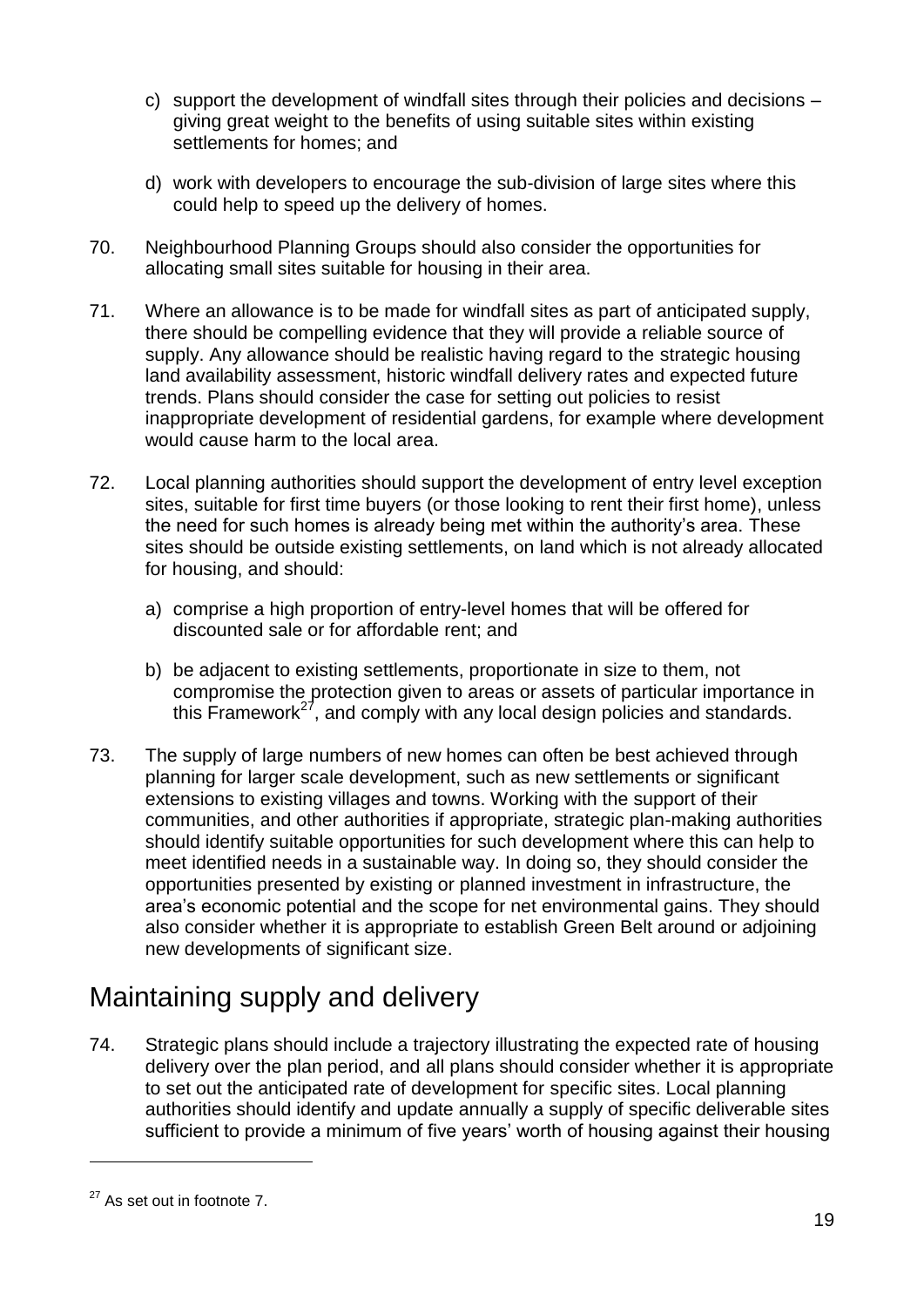c) support the development of windfall sites through their policies and decisions – giving great weight to the benefits of using suitable sites within existing settlements for homes; and

d) work with developers to encourage the sub-division of large sites where this could help to speed up the delivery of homes.

70. Neighbourhood Planning Groups should also consider the opportunities for allocating small sites suitable for housing in their area.

71. Where an allowance is to be made for windfall sites as part of anticipated supply, there should be compelling evidence that they will provide a reliable source of supply. Any allowance should be realistic having regard to the strategic housing land availability assessment, historic windfall delivery rates and expected future trends. Plans should consider the case for setting out policies to resist inappropriate development of residential gardens, for example where development would cause harm to the local area.

72. Local planning authorities should support the development of entry level exception sites, suitable for first time buyers (or those looking to rent their first home), unless the need for such homes is already being met within the authority's area. These sites should be outside existing settlements, on land which is not already allocated for housing, and should:

a) comprise a high proportion of entry-level homes that will be offered for discounted sale or for affordable rent; and

b) be adjacent to existing settlements, proportionate in size to them, not compromise the protection given to areas or assets of particular importance in this Framework[27], and comply with any local design policies and standards.

73. The supply of large numbers of new homes can often be best achieved through planning for larger scale development, such as new settlements or significant extensions to existing villages and towns. Working with the support of their communities, and other authorities if appropriate, strategic plan-making authorities should identify suitable opportunities for such development where this can help to meet identified needs in a sustainable way. In doing so, they should consider the opportunities presented by existing or planned investment in infrastructure, the area's economic potential and the scope for net environmental gains. They should also consider whether it is appropriate to establish Green Belt around or adjoining new developments of significant size.

## Maintaining supply and delivery

74. Strategic plans should include a trajectory illustrating the expected rate of housing delivery over the plan period, and all plans should consider whether it is appropriate to set out the anticipated rate of development for specific sites. Local planning authorities should identify and update annually a supply of specific deliverable sites sufficient to provide a minimum of five years' worth of housing against their housing

---

[27] As set out in footnote 7.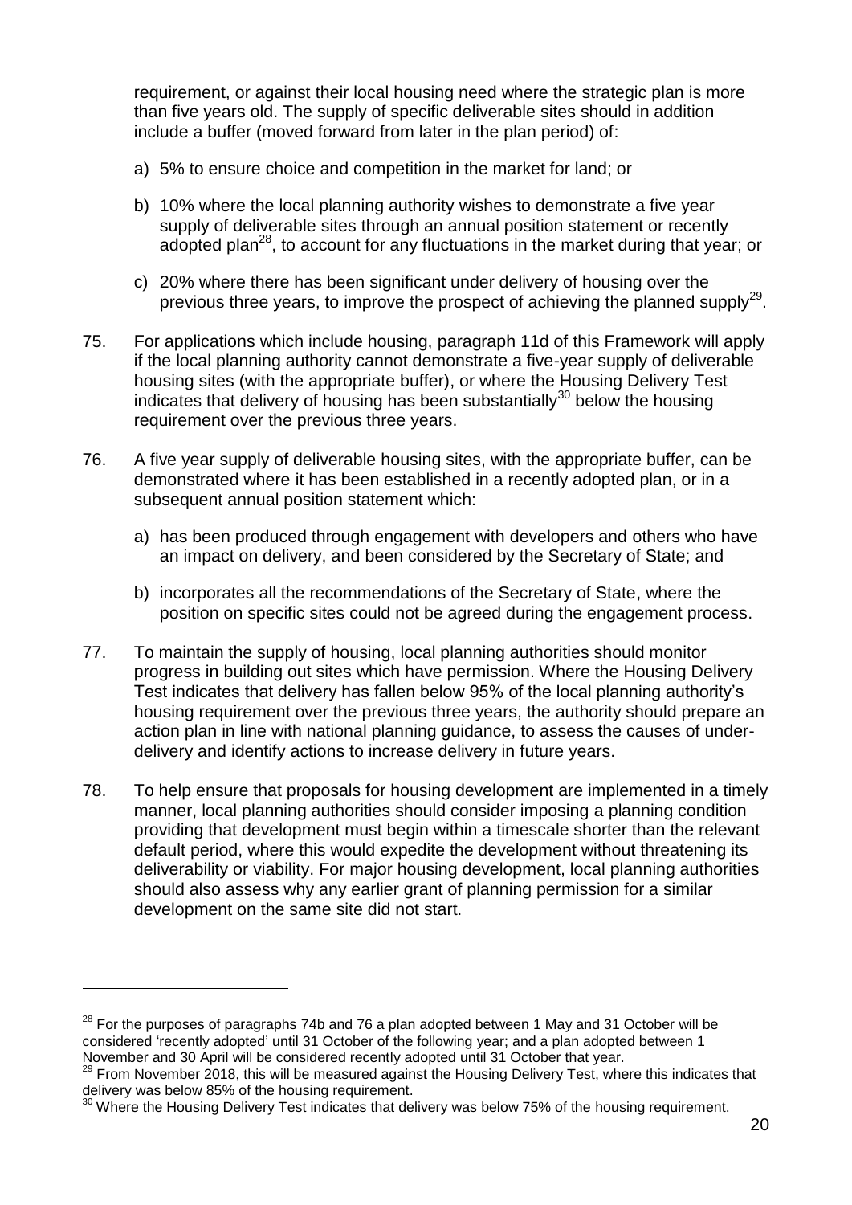requirement, or against their local housing need where the strategic plan is more than five years old. The supply of specific deliverable sites should in addition include a buffer (moved forward from later in the plan period) of:

a) 5% to ensure choice and competition in the market for land; or

b) 10% where the local planning authority wishes to demonstrate a five year supply of deliverable sites through an annual position statement or recently adopted plan[28], to account for any fluctuations in the market during that year; or

c) 20% where there has been significant under delivery of housing over the previous three years, to improve the prospect of achieving the planned supply[29].

75. For applications which include housing, paragraph 11d of this Framework will apply if the local planning authority cannot demonstrate a five-year supply of deliverable housing sites (with the appropriate buffer), or where the Housing Delivery Test indicates that delivery of housing has been substantially[30] below the housing requirement over the previous three years.

76. A five year supply of deliverable housing sites, with the appropriate buffer, can be demonstrated where it has been established in a recently adopted plan, or in a subsequent annual position statement which:

a) has been produced through engagement with developers and others who have an impact on delivery, and been considered by the Secretary of State; and

b) incorporates all the recommendations of the Secretary of State, where the position on specific sites could not be agreed during the engagement process.

77. To maintain the supply of housing, local planning authorities should monitor progress in building out sites which have permission. Where the Housing Delivery Test indicates that delivery has fallen below 95% of the local planning authority's housing requirement over the previous three years, the authority should prepare an action plan in line with national planning guidance, to assess the causes of under-delivery and identify actions to increase delivery in future years.

78. To help ensure that proposals for housing development are implemented in a timely manner, local planning authorities should consider imposing a planning condition providing that development must begin within a timescale shorter than the relevant default period, where this would expedite the development without threatening its deliverability or viability. For major housing development, local planning authorities should also assess why any earlier grant of planning permission for a similar development on the same site did not start.

---

[28] For the purposes of paragraphs 74b and 76 a plan adopted between 1 May and 31 October will be considered 'recently adopted' until 31 October of the following year; and a plan adopted between 1 November and 30 April will be considered recently adopted until 31 October that year.

[29] From November 2018, this will be measured against the Housing Delivery Test, where this indicates that delivery was below 85% of the housing requirement.

[30] Where the Housing Delivery Test indicates that delivery was below 75% of the housing requirement.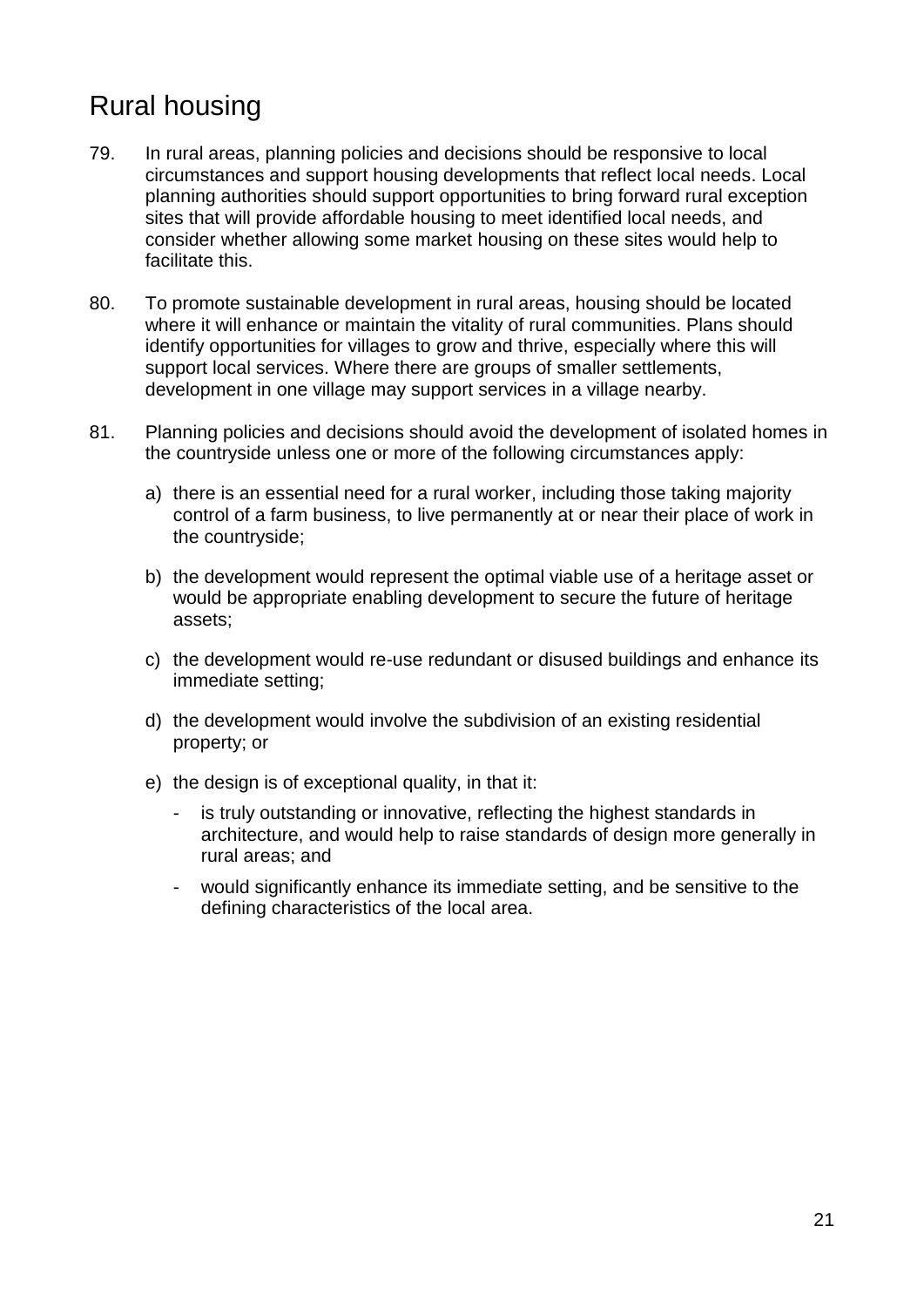## Rural housing

79. In rural areas, planning policies and decisions should be responsive to local circumstances and support housing developments that reflect local needs. Local planning authorities should support opportunities to bring forward rural exception sites that will provide affordable housing to meet identified local needs, and consider whether allowing some market housing on these sites would help to facilitate this.

80. To promote sustainable development in rural areas, housing should be located where it will enhance or maintain the vitality of rural communities. Plans should identify opportunities for villages to grow and thrive, especially where this will support local services. Where there are groups of smaller settlements, development in one village may support services in a village nearby.

81. Planning policies and decisions should avoid the development of isolated homes in the countryside unless one or more of the following circumstances apply:

    a) there is an essential need for a rural worker, including those taking majority control of a farm business, to live permanently at or near their place of work in the countryside;

    b) the development would represent the optimal viable use of a heritage asset or would be appropriate enabling development to secure the future of heritage assets;

    c) the development would re-use redundant or disused buildings and enhance its immediate setting;

    d) the development would involve the subdivision of an existing residential property; or

    e) the design is of exceptional quality, in that it:

        - is truly outstanding or innovative, reflecting the highest standards in architecture, and would help to raise standards of design more generally in rural areas; and

        - would significantly enhance its immediate setting, and be sensitive to the defining characteristics of the local area.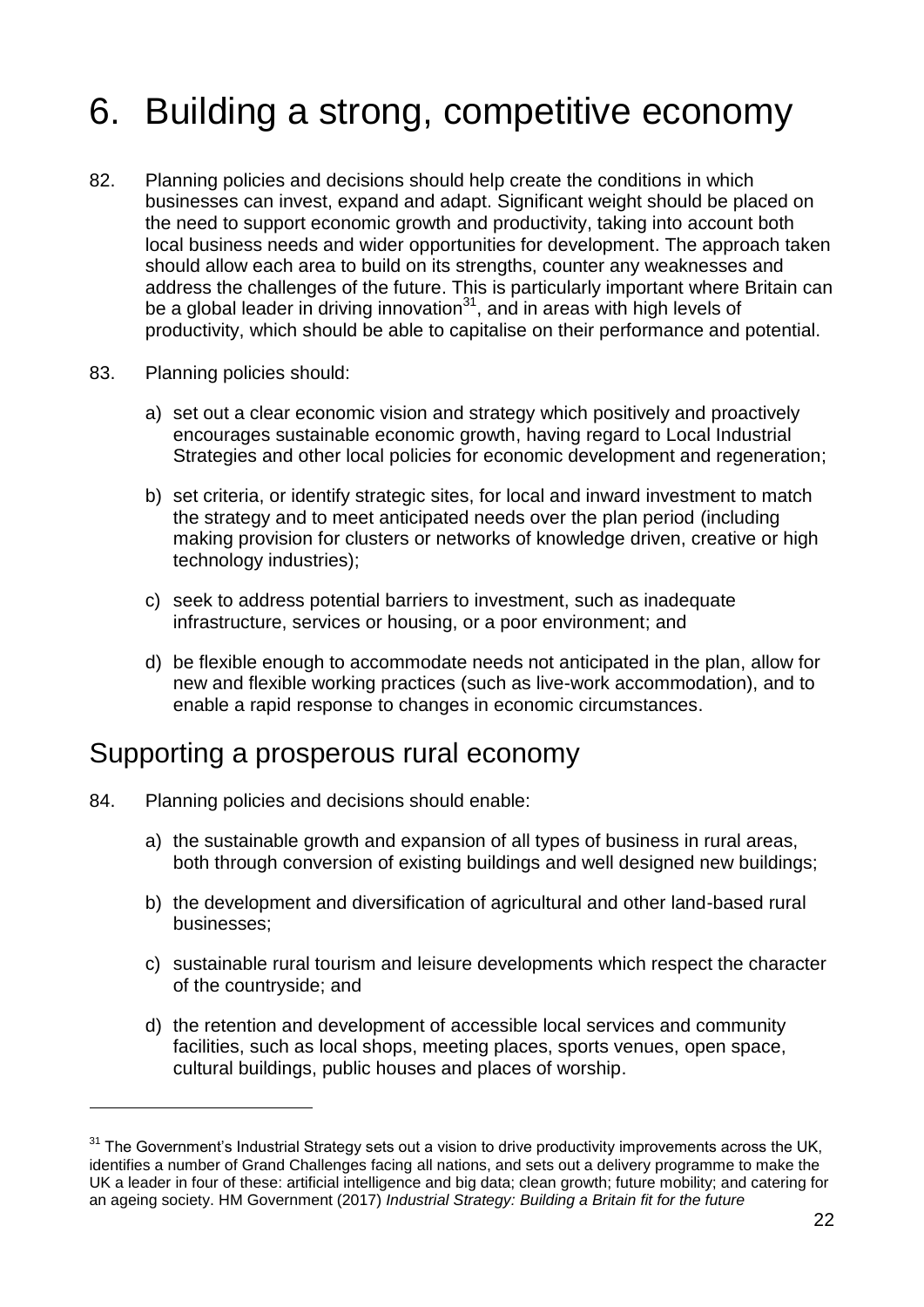# 6. Building a strong, competitive economy

82. Planning policies and decisions should help create the conditions in which businesses can invest, expand and adapt. Significant weight should be placed on the need to support economic growth and productivity, taking into account both local business needs and wider opportunities for development. The approach taken should allow each area to build on its strengths, counter any weaknesses and address the challenges of the future. This is particularly important where Britain can be a global leader in driving innovation[31], and in areas with high levels of productivity, which should be able to capitalise on their performance and potential.

83. Planning policies should:

   a) set out a clear economic vision and strategy which positively and proactively encourages sustainable economic growth, having regard to Local Industrial Strategies and other local policies for economic development and regeneration;

   b) set criteria, or identify strategic sites, for local and inward investment to match the strategy and to meet anticipated needs over the plan period (including making provision for clusters or networks of knowledge driven, creative or high technology industries);

   c) seek to address potential barriers to investment, such as inadequate infrastructure, services or housing, or a poor environment; and

   d) be flexible enough to accommodate needs not anticipated in the plan, allow for new and flexible working practices (such as live-work accommodation), and to enable a rapid response to changes in economic circumstances.

## Supporting a prosperous rural economy

84. Planning policies and decisions should enable:

   a) the sustainable growth and expansion of all types of business in rural areas, both through conversion of existing buildings and well designed new buildings;

   b) the development and diversification of agricultural and other land-based rural businesses;

   c) sustainable rural tourism and leisure developments which respect the character of the countryside; and

   d) the retention and development of accessible local services and community facilities, such as local shops, meeting places, sports venues, open space, cultural buildings, public houses and places of worship.

---

[31] The Government's Industrial Strategy sets out a vision to drive productivity improvements across the UK, identifies a number of Grand Challenges facing all nations, and sets out a delivery programme to make the UK a leader in four of these: artificial intelligence and big data; clean growth; future mobility; and catering for an ageing society. HM Government (2017) *Industrial Strategy: Building a Britain fit for the future*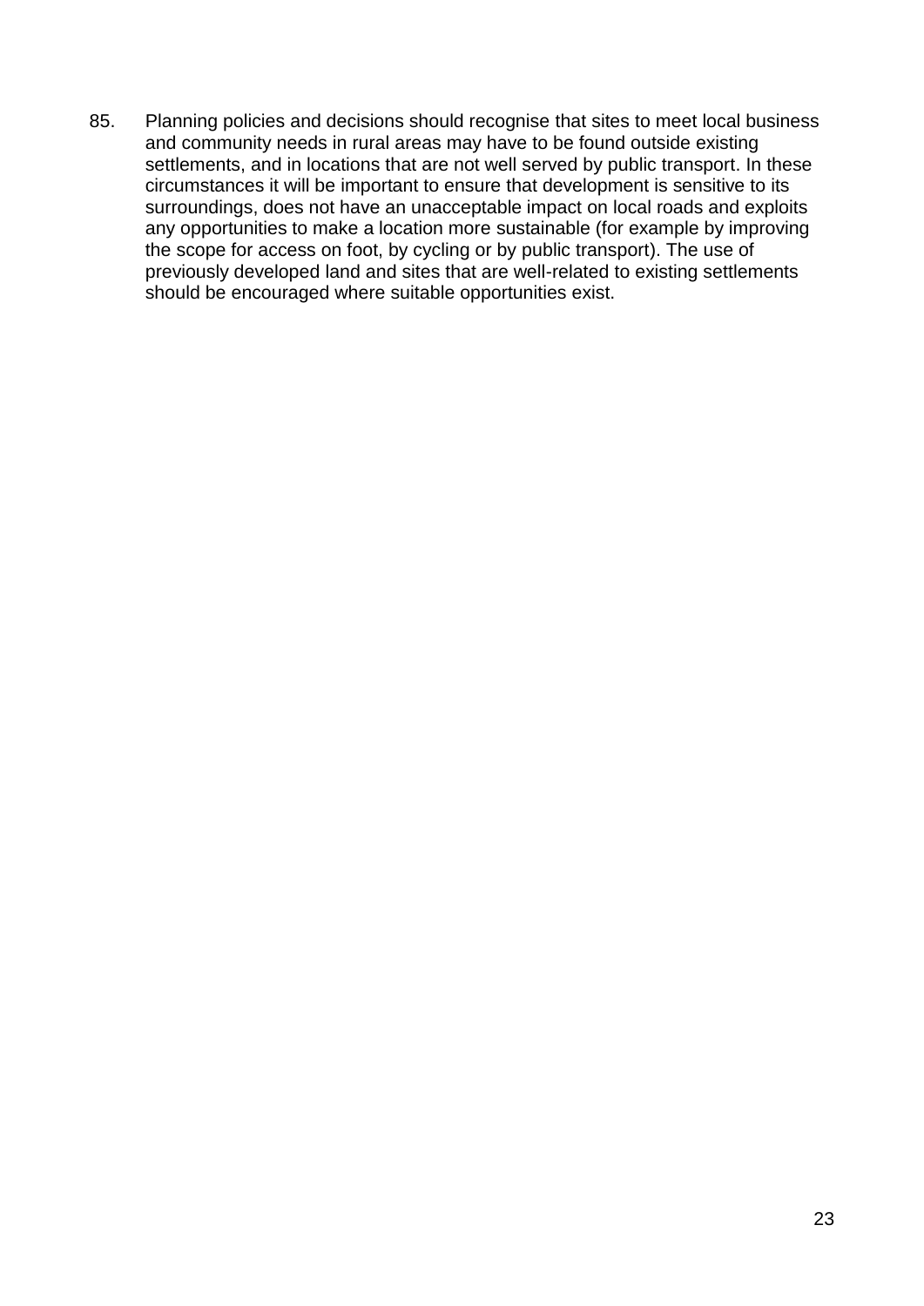85. Planning policies and decisions should recognise that sites to meet local business and community needs in rural areas may have to be found outside existing settlements, and in locations that are not well served by public transport. In these circumstances it will be important to ensure that development is sensitive to its surroundings, does not have an unacceptable impact on local roads and exploits any opportunities to make a location more sustainable (for example by improving the scope for access on foot, by cycling or by public transport). The use of previously developed land and sites that are well-related to existing settlements should be encouraged where suitable opportunities exist.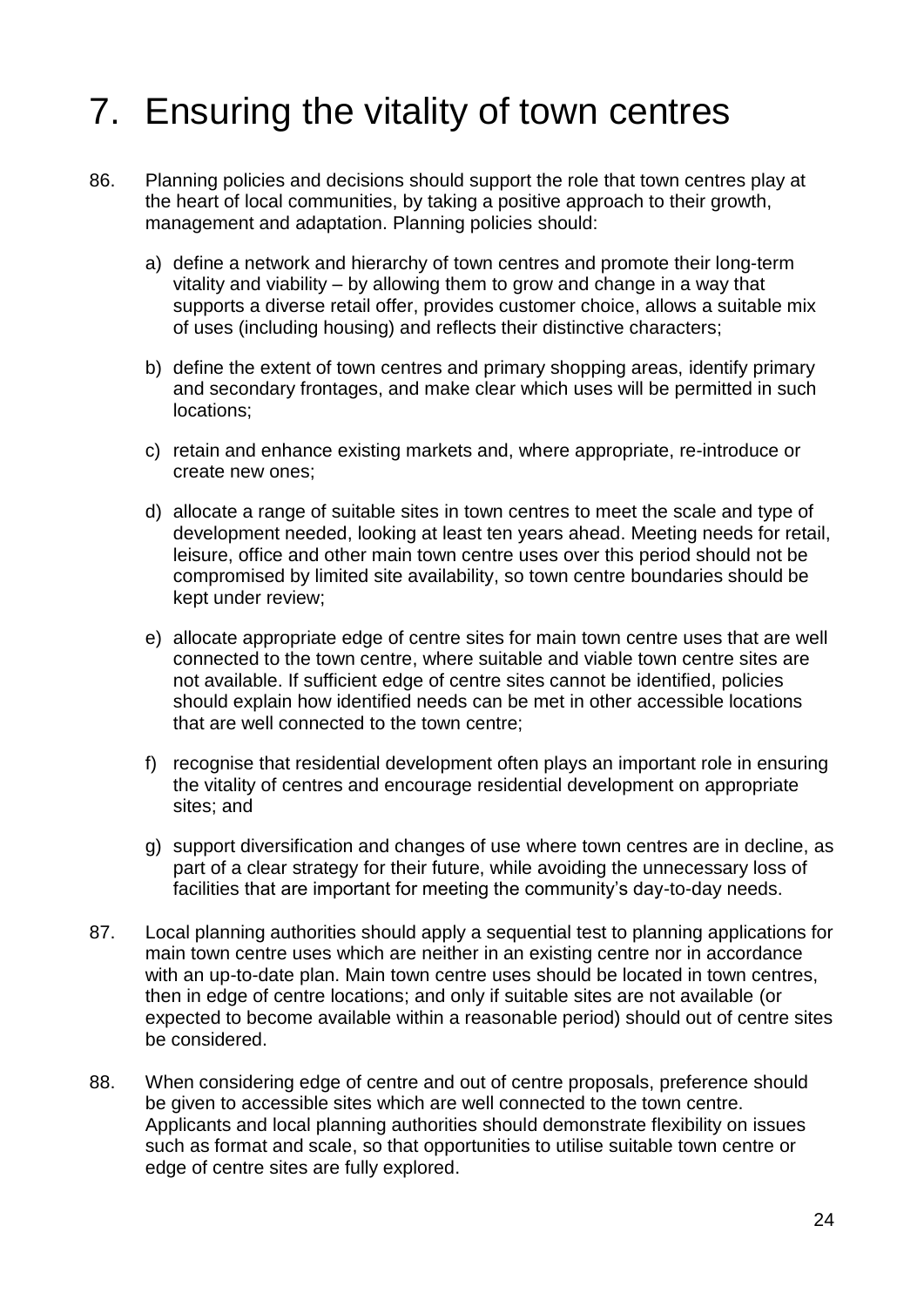# 7. Ensuring the vitality of town centres

86. Planning policies and decisions should support the role that town centres play at the heart of local communities, by taking a positive approach to their growth, management and adaptation. Planning policies should:

    a) define a network and hierarchy of town centres and promote their long-term vitality and viability – by allowing them to grow and change in a way that supports a diverse retail offer, provides customer choice, allows a suitable mix of uses (including housing) and reflects their distinctive characters;

    b) define the extent of town centres and primary shopping areas, identify primary and secondary frontages, and make clear which uses will be permitted in such locations;

    c) retain and enhance existing markets and, where appropriate, re-introduce or create new ones;

    d) allocate a range of suitable sites in town centres to meet the scale and type of development needed, looking at least ten years ahead. Meeting needs for retail, leisure, office and other main town centre uses over this period should not be compromised by limited site availability, so town centre boundaries should be kept under review;

    e) allocate appropriate edge of centre sites for main town centre uses that are well connected to the town centre, where suitable and viable town centre sites are not available. If sufficient edge of centre sites cannot be identified, policies should explain how identified needs can be met in other accessible locations that are well connected to the town centre;

    f) recognise that residential development often plays an important role in ensuring the vitality of centres and encourage residential development on appropriate sites; and

    g) support diversification and changes of use where town centres are in decline, as part of a clear strategy for their future, while avoiding the unnecessary loss of facilities that are important for meeting the community's day-to-day needs.

87. Local planning authorities should apply a sequential test to planning applications for main town centre uses which are neither in an existing centre nor in accordance with an up-to-date plan. Main town centre uses should be located in town centres, then in edge of centre locations; and only if suitable sites are not available (or expected to become available within a reasonable period) should out of centre sites be considered.

88. When considering edge of centre and out of centre proposals, preference should be given to accessible sites which are well connected to the town centre. Applicants and local planning authorities should demonstrate flexibility on issues such as format and scale, so that opportunities to utilise suitable town centre or edge of centre sites are fully explored.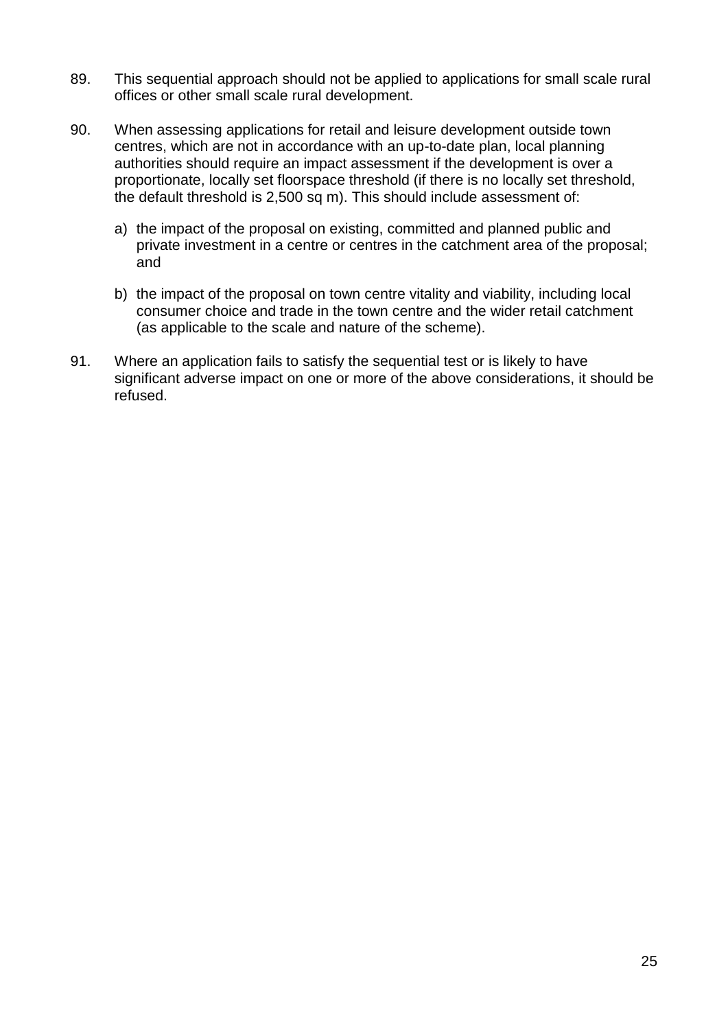89. This sequential approach should not be applied to applications for small scale rural offices or other small scale rural development.

90. When assessing applications for retail and leisure development outside town centres, which are not in accordance with an up-to-date plan, local planning authorities should require an impact assessment if the development is over a proportionate, locally set floorspace threshold (if there is no locally set threshold, the default threshold is 2,500 sq m). This should include assessment of:

    a) the impact of the proposal on existing, committed and planned public and private investment in a centre or centres in the catchment area of the proposal; and

    b) the impact of the proposal on town centre vitality and viability, including local consumer choice and trade in the town centre and the wider retail catchment (as applicable to the scale and nature of the scheme).

91. Where an application fails to satisfy the sequential test or is likely to have significant adverse impact on one or more of the above considerations, it should be refused.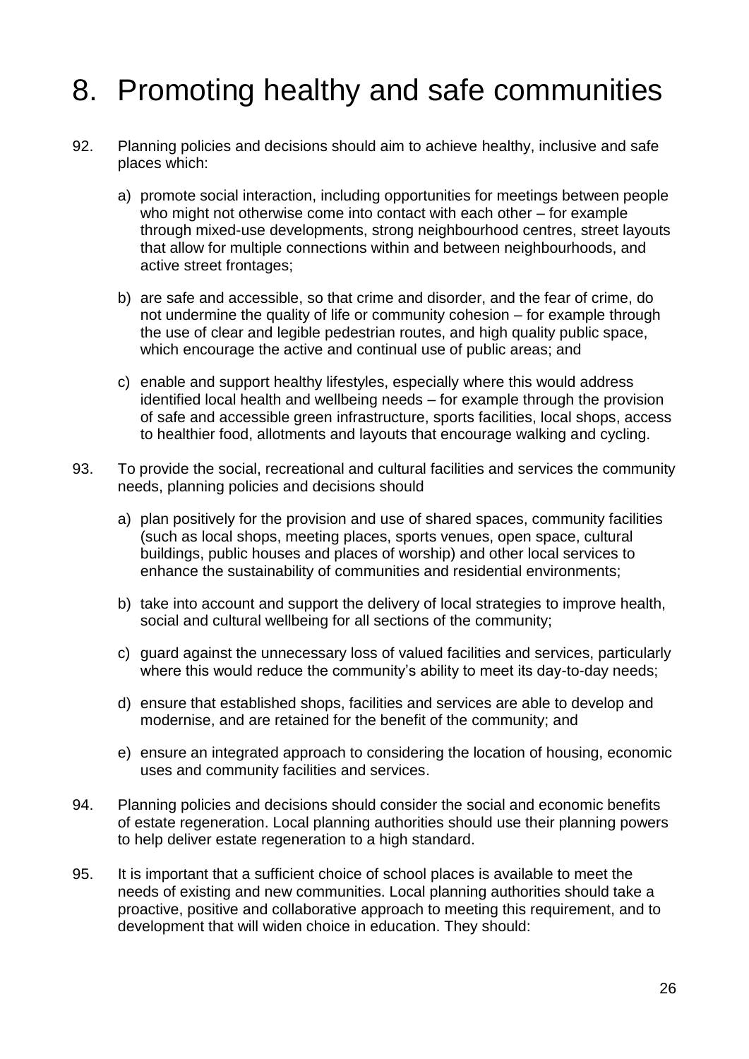# 8. Promoting healthy and safe communities

92. Planning policies and decisions should aim to achieve healthy, inclusive and safe places which:

    a) promote social interaction, including opportunities for meetings between people who might not otherwise come into contact with each other – for example through mixed-use developments, strong neighbourhood centres, street layouts that allow for multiple connections within and between neighbourhoods, and active street frontages;

    b) are safe and accessible, so that crime and disorder, and the fear of crime, do not undermine the quality of life or community cohesion – for example through the use of clear and legible pedestrian routes, and high quality public space, which encourage the active and continual use of public areas; and

    c) enable and support healthy lifestyles, especially where this would address identified local health and wellbeing needs – for example through the provision of safe and accessible green infrastructure, sports facilities, local shops, access to healthier food, allotments and layouts that encourage walking and cycling.

93. To provide the social, recreational and cultural facilities and services the community needs, planning policies and decisions should

    a) plan positively for the provision and use of shared spaces, community facilities (such as local shops, meeting places, sports venues, open space, cultural buildings, public houses and places of worship) and other local services to enhance the sustainability of communities and residential environments;

    b) take into account and support the delivery of local strategies to improve health, social and cultural wellbeing for all sections of the community;

    c) guard against the unnecessary loss of valued facilities and services, particularly where this would reduce the community's ability to meet its day-to-day needs;

    d) ensure that established shops, facilities and services are able to develop and modernise, and are retained for the benefit of the community; and

    e) ensure an integrated approach to considering the location of housing, economic uses and community facilities and services.

94. Planning policies and decisions should consider the social and economic benefits of estate regeneration. Local planning authorities should use their planning powers to help deliver estate regeneration to a high standard.

95. It is important that a sufficient choice of school places is available to meet the needs of existing and new communities. Local planning authorities should take a proactive, positive and collaborative approach to meeting this requirement, and to development that will widen choice in education. They should: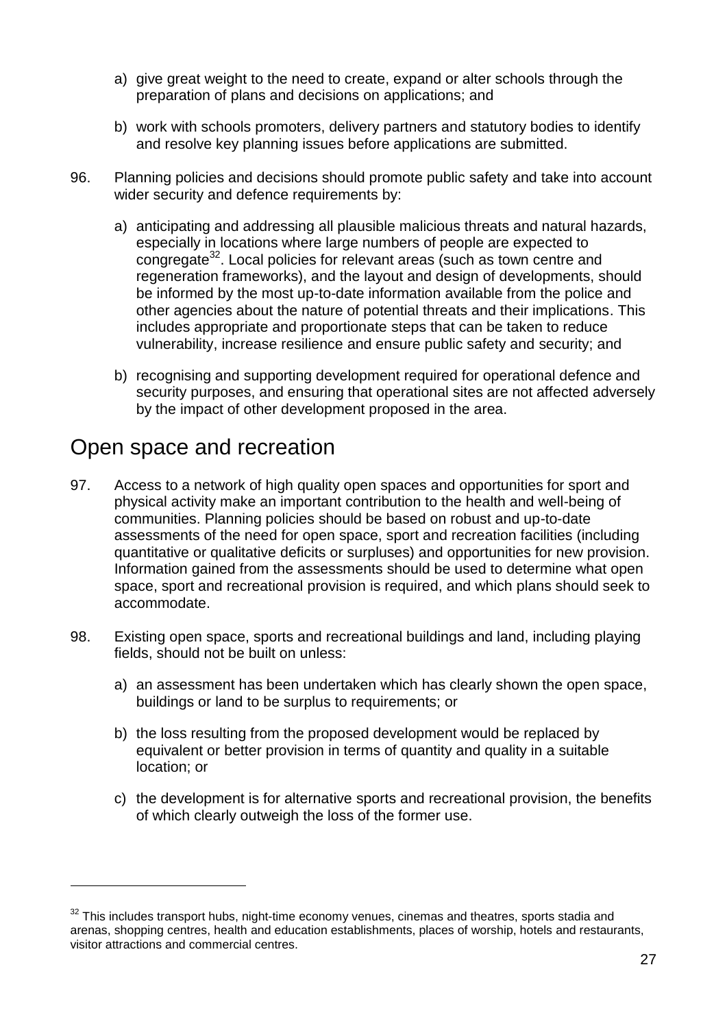a) give great weight to the need to create, expand or alter schools through the preparation of plans and decisions on applications; and

b) work with schools promoters, delivery partners and statutory bodies to identify and resolve key planning issues before applications are submitted.

96. Planning policies and decisions should promote public safety and take into account wider security and defence requirements by:

a) anticipating and addressing all plausible malicious threats and natural hazards, especially in locations where large numbers of people are expected to congregate[32]. Local policies for relevant areas (such as town centre and regeneration frameworks), and the layout and design of developments, should be informed by the most up-to-date information available from the police and other agencies about the nature of potential threats and their implications. This includes appropriate and proportionate steps that can be taken to reduce vulnerability, increase resilience and ensure public safety and security; and

b) recognising and supporting development required for operational defence and security purposes, and ensuring that operational sites are not affected adversely by the impact of other development proposed in the area.

## Open space and recreation

97. Access to a network of high quality open spaces and opportunities for sport and physical activity make an important contribution to the health and well-being of communities. Planning policies should be based on robust and up-to-date assessments of the need for open space, sport and recreation facilities (including quantitative or qualitative deficits or surpluses) and opportunities for new provision. Information gained from the assessments should be used to determine what open space, sport and recreational provision is required, and which plans should seek to accommodate.

98. Existing open space, sports and recreational buildings and land, including playing fields, should not be built on unless:

a) an assessment has been undertaken which has clearly shown the open space, buildings or land to be surplus to requirements; or

b) the loss resulting from the proposed development would be replaced by equivalent or better provision in terms of quantity and quality in a suitable location; or

c) the development is for alternative sports and recreational provision, the benefits of which clearly outweigh the loss of the former use.

---

[32] This includes transport hubs, night-time economy venues, cinemas and theatres, sports stadia and arenas, shopping centres, health and education establishments, places of worship, hotels and restaurants, visitor attractions and commercial centres.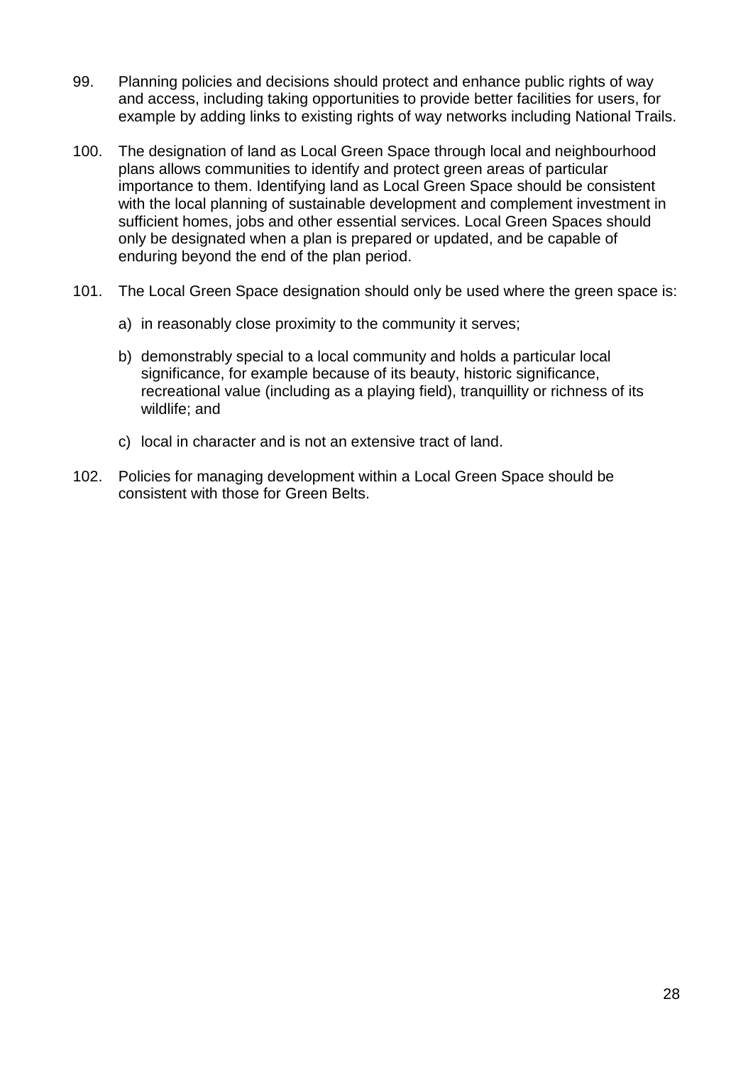99. Planning policies and decisions should protect and enhance public rights of way and access, including taking opportunities to provide better facilities for users, for example by adding links to existing rights of way networks including National Trails.

100. The designation of land as Local Green Space through local and neighbourhood plans allows communities to identify and protect green areas of particular importance to them. Identifying land as Local Green Space should be consistent with the local planning of sustainable development and complement investment in sufficient homes, jobs and other essential services. Local Green Spaces should only be designated when a plan is prepared or updated, and be capable of enduring beyond the end of the plan period.

101. The Local Green Space designation should only be used where the green space is:

    a) in reasonably close proximity to the community it serves;

    b) demonstrably special to a local community and holds a particular local significance, for example because of its beauty, historic significance, recreational value (including as a playing field), tranquillity or richness of its wildlife; and

    c) local in character and is not an extensive tract of land.

102. Policies for managing development within a Local Green Space should be consistent with those for Green Belts.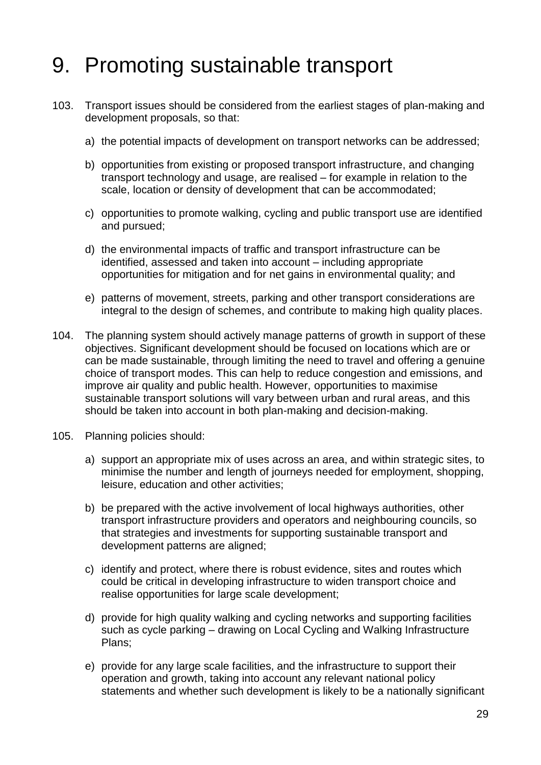# 9. Promoting sustainable transport

103. Transport issues should be considered from the earliest stages of plan-making and development proposals, so that:

   a) the potential impacts of development on transport networks can be addressed;

   b) opportunities from existing or proposed transport infrastructure, and changing transport technology and usage, are realised – for example in relation to the scale, location or density of development that can be accommodated;

   c) opportunities to promote walking, cycling and public transport use are identified and pursued;

   d) the environmental impacts of traffic and transport infrastructure can be identified, assessed and taken into account – including appropriate opportunities for mitigation and for net gains in environmental quality; and

   e) patterns of movement, streets, parking and other transport considerations are integral to the design of schemes, and contribute to making high quality places.

104. The planning system should actively manage patterns of growth in support of these objectives. Significant development should be focused on locations which are or can be made sustainable, through limiting the need to travel and offering a genuine choice of transport modes. This can help to reduce congestion and emissions, and improve air quality and public health. However, opportunities to maximise sustainable transport solutions will vary between urban and rural areas, and this should be taken into account in both plan-making and decision-making.

105. Planning policies should:

   a) support an appropriate mix of uses across an area, and within strategic sites, to minimise the number and length of journeys needed for employment, shopping, leisure, education and other activities;

   b) be prepared with the active involvement of local highways authorities, other transport infrastructure providers and operators and neighbouring councils, so that strategies and investments for supporting sustainable transport and development patterns are aligned;

   c) identify and protect, where there is robust evidence, sites and routes which could be critical in developing infrastructure to widen transport choice and realise opportunities for large scale development;

   d) provide for high quality walking and cycling networks and supporting facilities such as cycle parking – drawing on Local Cycling and Walking Infrastructure Plans;

   e) provide for any large scale facilities, and the infrastructure to support their operation and growth, taking into account any relevant national policy statements and whether such development is likely to be a nationally significant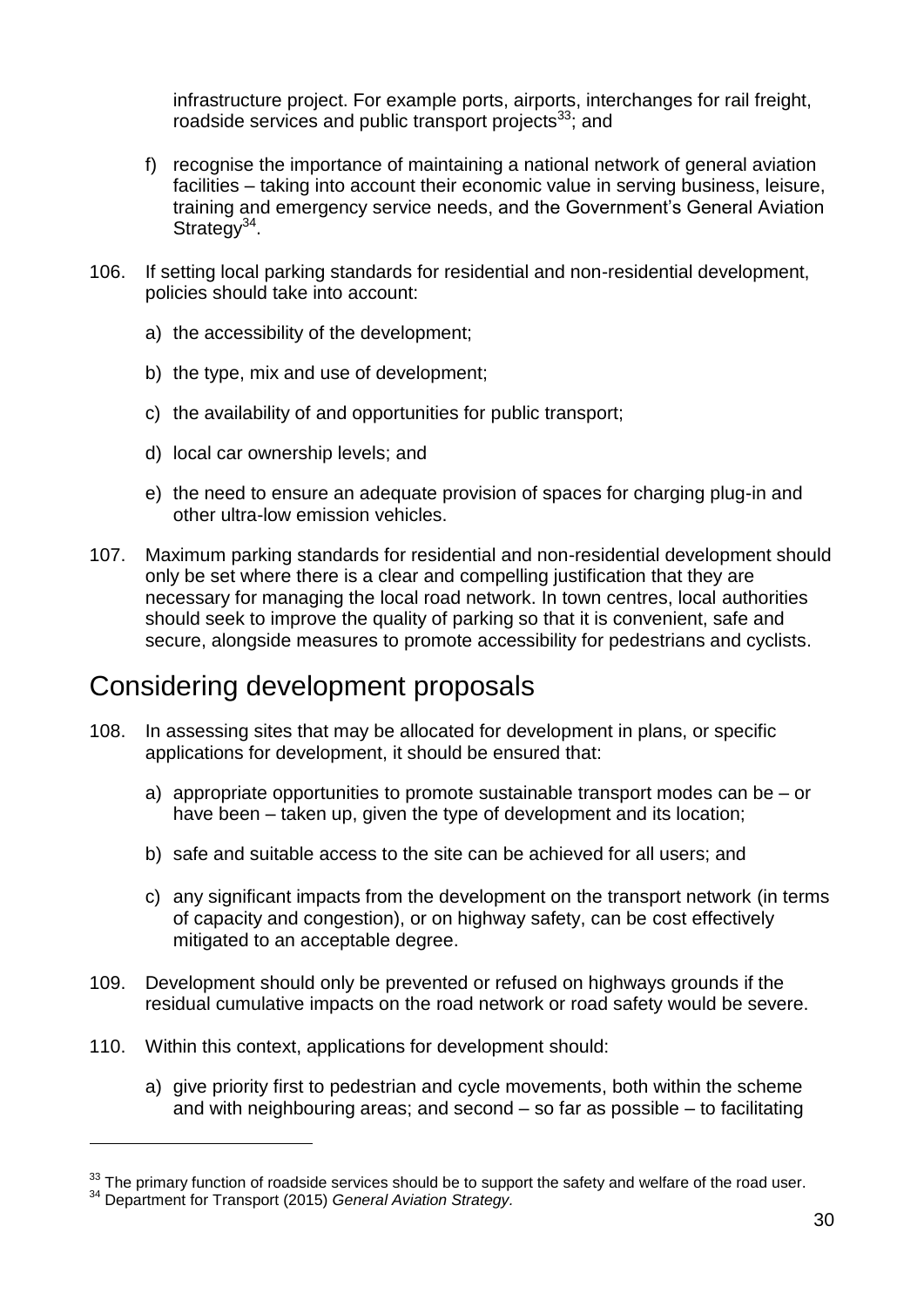infrastructure project. For example ports, airports, interchanges for rail freight, roadside services and public transport projects[33]; and

f) recognise the importance of maintaining a national network of general aviation facilities – taking into account their economic value in serving business, leisure, training and emergency service needs, and the Government's General Aviation Strategy[34].

106. If setting local parking standards for residential and non-residential development, policies should take into account:

a) the accessibility of the development;

b) the type, mix and use of development;

c) the availability of and opportunities for public transport;

d) local car ownership levels; and

e) the need to ensure an adequate provision of spaces for charging plug-in and other ultra-low emission vehicles.

107. Maximum parking standards for residential and non-residential development should only be set where there is a clear and compelling justification that they are necessary for managing the local road network. In town centres, local authorities should seek to improve the quality of parking so that it is convenient, safe and secure, alongside measures to promote accessibility for pedestrians and cyclists.

## Considering development proposals

108. In assessing sites that may be allocated for development in plans, or specific applications for development, it should be ensured that:

a) appropriate opportunities to promote sustainable transport modes can be – or have been – taken up, given the type of development and its location;

b) safe and suitable access to the site can be achieved for all users; and

c) any significant impacts from the development on the transport network (in terms of capacity and congestion), or on highway safety, can be cost effectively mitigated to an acceptable degree.

109. Development should only be prevented or refused on highways grounds if the residual cumulative impacts on the road network or road safety would be severe.

110. Within this context, applications for development should:

a) give priority first to pedestrian and cycle movements, both within the scheme and with neighbouring areas; and second – so far as possible – to facilitating

---

[33] The primary function of roadside services should be to support the safety and welfare of the road user.

[34] Department for Transport (2015) *General Aviation Strategy*.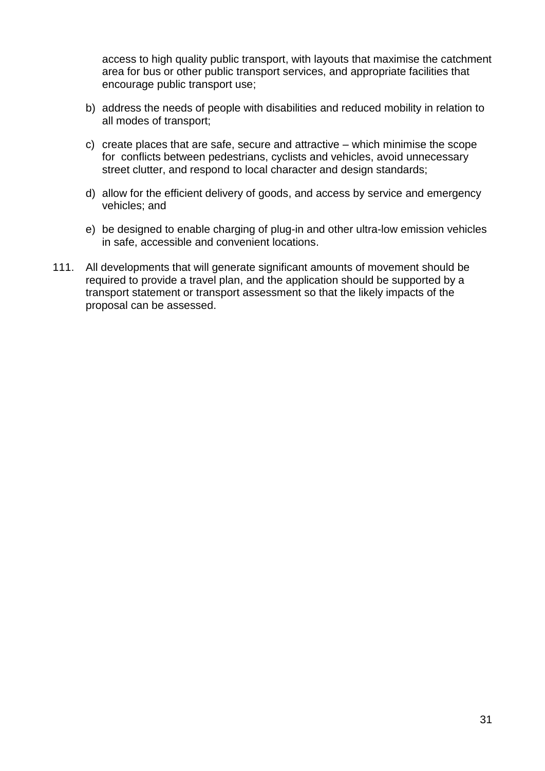access to high quality public transport, with layouts that maximise the catchment area for bus or other public transport services, and appropriate facilities that encourage public transport use;

b) address the needs of people with disabilities and reduced mobility in relation to all modes of transport;

c) create places that are safe, secure and attractive – which minimise the scope for conflicts between pedestrians, cyclists and vehicles, avoid unnecessary street clutter, and respond to local character and design standards;

d) allow for the efficient delivery of goods, and access by service and emergency vehicles; and

e) be designed to enable charging of plug-in and other ultra-low emission vehicles in safe, accessible and convenient locations.

111. All developments that will generate significant amounts of movement should be required to provide a travel plan, and the application should be supported by a transport statement or transport assessment so that the likely impacts of the proposal can be assessed.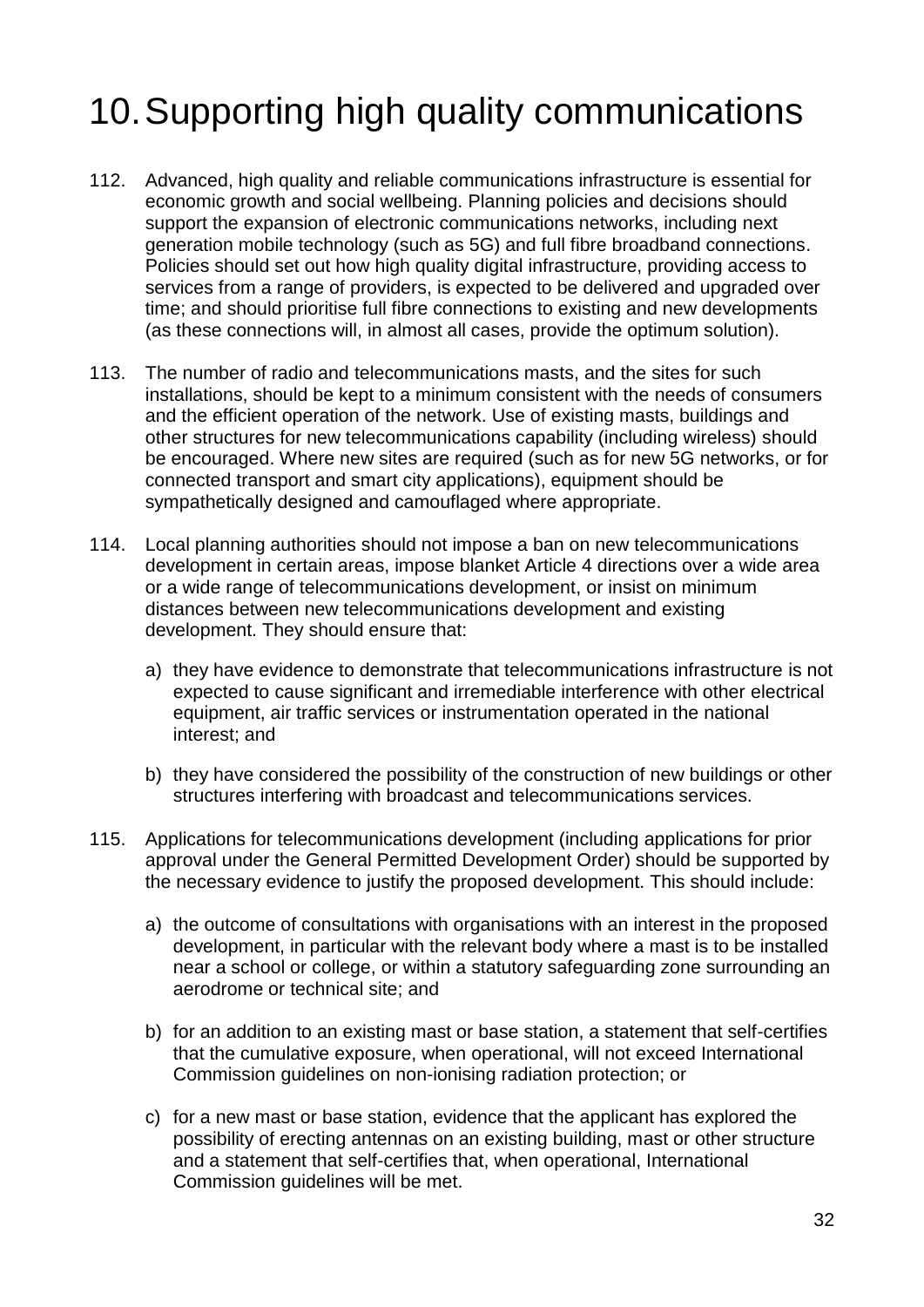# 10. Supporting high quality communications

112. Advanced, high quality and reliable communications infrastructure is essential for economic growth and social wellbeing. Planning policies and decisions should support the expansion of electronic communications networks, including next generation mobile technology (such as 5G) and full fibre broadband connections. Policies should set out how high quality digital infrastructure, providing access to services from a range of providers, is expected to be delivered and upgraded over time; and should prioritise full fibre connections to existing and new developments (as these connections will, in almost all cases, provide the optimum solution).

113. The number of radio and telecommunications masts, and the sites for such installations, should be kept to a minimum consistent with the needs of consumers and the efficient operation of the network. Use of existing masts, buildings and other structures for new telecommunications capability (including wireless) should be encouraged. Where new sites are required (such as for new 5G networks, or for connected transport and smart city applications), equipment should be sympathetically designed and camouflaged where appropriate.

114. Local planning authorities should not impose a ban on new telecommunications development in certain areas, impose blanket Article 4 directions over a wide area or a wide range of telecommunications development, or insist on minimum distances between new telecommunications development and existing development. They should ensure that:

    a) they have evidence to demonstrate that telecommunications infrastructure is not expected to cause significant and irremediable interference with other electrical equipment, air traffic services or instrumentation operated in the national interest; and

    b) they have considered the possibility of the construction of new buildings or other structures interfering with broadcast and telecommunications services.

115. Applications for telecommunications development (including applications for prior approval under the General Permitted Development Order) should be supported by the necessary evidence to justify the proposed development. This should include:

    a) the outcome of consultations with organisations with an interest in the proposed development, in particular with the relevant body where a mast is to be installed near a school or college, or within a statutory safeguarding zone surrounding an aerodrome or technical site; and

    b) for an addition to an existing mast or base station, a statement that self-certifies that the cumulative exposure, when operational, will not exceed International Commission guidelines on non-ionising radiation protection; or

    c) for a new mast or base station, evidence that the applicant has explored the possibility of erecting antennas on an existing building, mast or other structure and a statement that self-certifies that, when operational, International Commission guidelines will be met.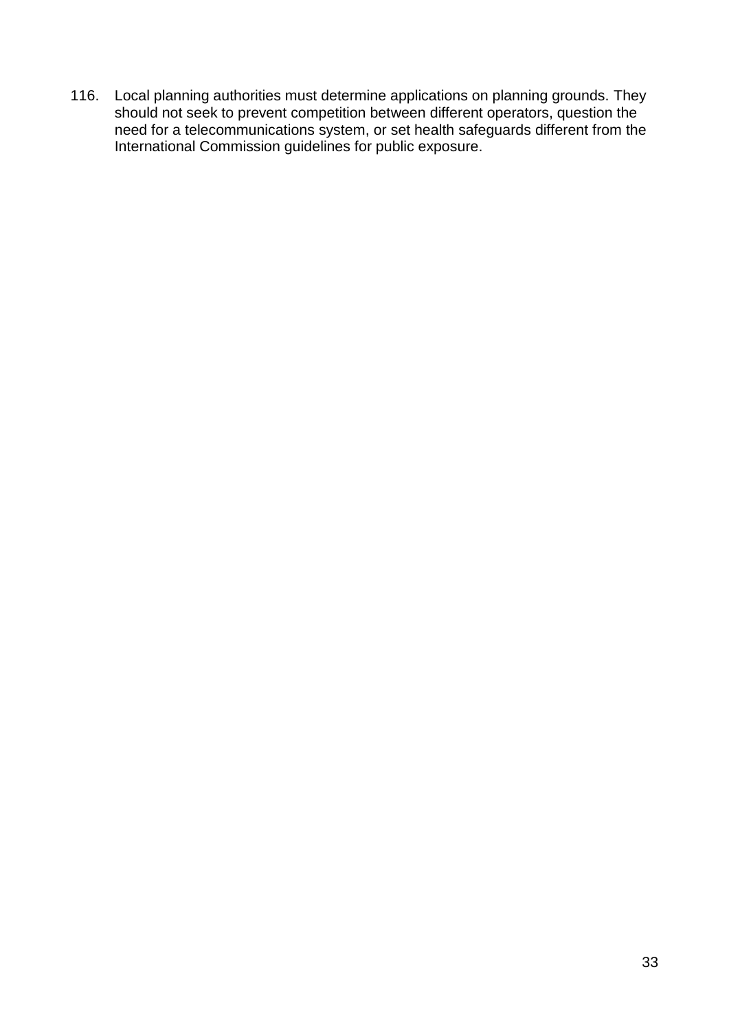116. Local planning authorities must determine applications on planning grounds. They should not seek to prevent competition between different operators, question the need for a telecommunications system, or set health safeguards different from the International Commission guidelines for public exposure.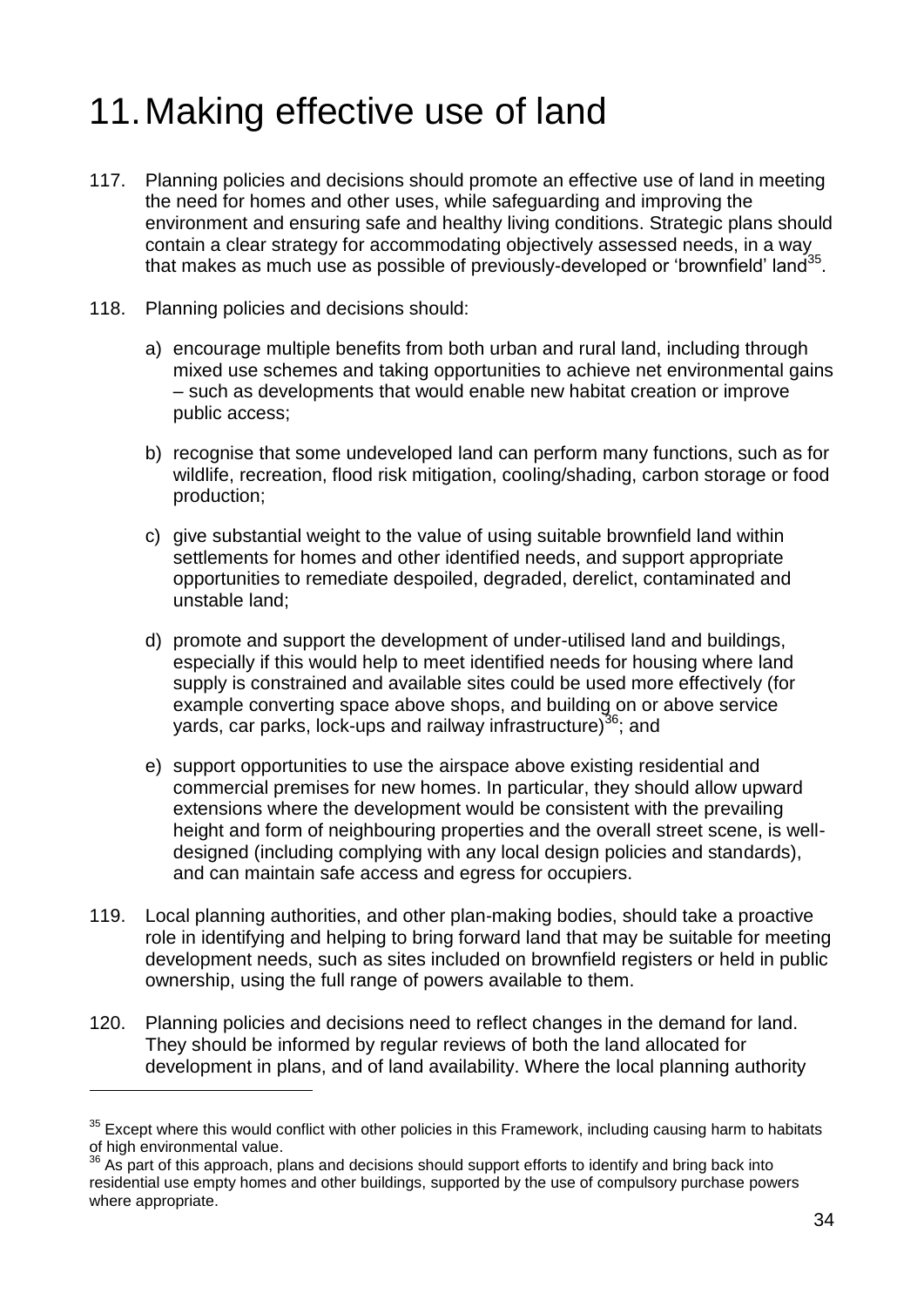# 11. Making effective use of land

117. Planning policies and decisions should promote an effective use of land in meeting the need for homes and other uses, while safeguarding and improving the environment and ensuring safe and healthy living conditions. Strategic plans should contain a clear strategy for accommodating objectively assessed needs, in a way that makes as much use as possible of previously-developed or 'brownfield' land[35].

118. Planning policies and decisions should:

   a) encourage multiple benefits from both urban and rural land, including through mixed use schemes and taking opportunities to achieve net environmental gains – such as developments that would enable new habitat creation or improve public access;

   b) recognise that some undeveloped land can perform many functions, such as for wildlife, recreation, flood risk mitigation, cooling/shading, carbon storage or food production;

   c) give substantial weight to the value of using suitable brownfield land within settlements for homes and other identified needs, and support appropriate opportunities to remediate despoiled, degraded, derelict, contaminated and unstable land;

   d) promote and support the development of under-utilised land and buildings, especially if this would help to meet identified needs for housing where land supply is constrained and available sites could be used more effectively (for example converting space above shops, and building on or above service yards, car parks, lock-ups and railway infrastructure)[36]; and

   e) support opportunities to use the airspace above existing residential and commercial premises for new homes. In particular, they should allow upward extensions where the development would be consistent with the prevailing height and form of neighbouring properties and the overall street scene, is well-designed (including complying with any local design policies and standards), and can maintain safe access and egress for occupiers.

119. Local planning authorities, and other plan-making bodies, should take a proactive role in identifying and helping to bring forward land that may be suitable for meeting development needs, such as sites included on brownfield registers or held in public ownership, using the full range of powers available to them.

120. Planning policies and decisions need to reflect changes in the demand for land. They should be informed by regular reviews of both the land allocated for development in plans, and of land availability. Where the local planning authority

---

[35] Except where this would conflict with other policies in this Framework, including causing harm to habitats of high environmental value.

[36] As part of this approach, plans and decisions should support efforts to identify and bring back into residential use empty homes and other buildings, supported by the use of compulsory purchase powers where appropriate.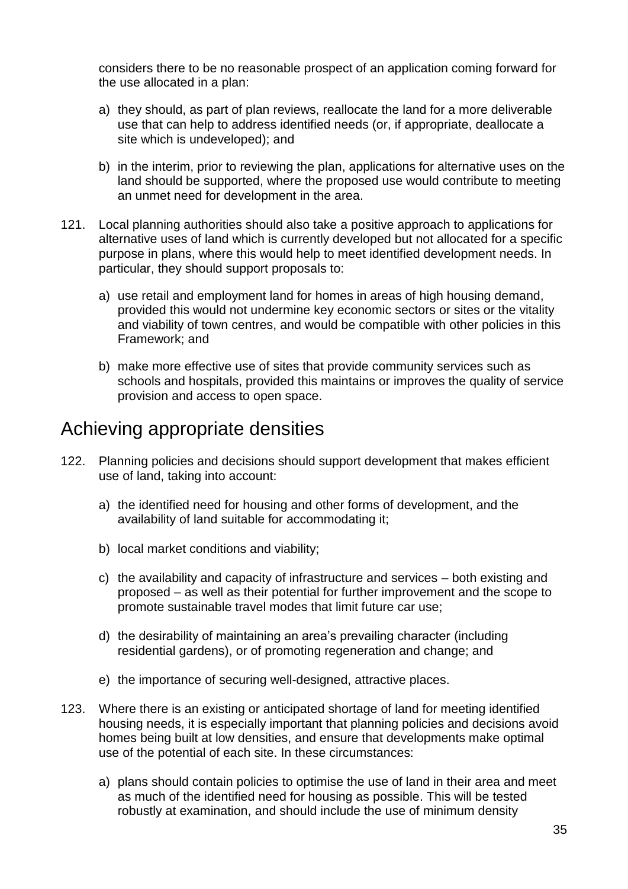considers there to be no reasonable prospect of an application coming forward for the use allocated in a plan:

a) they should, as part of plan reviews, reallocate the land for a more deliverable use that can help to address identified needs (or, if appropriate, deallocate a site which is undeveloped); and

b) in the interim, prior to reviewing the plan, applications for alternative uses on the land should be supported, where the proposed use would contribute to meeting an unmet need for development in the area.

121. Local planning authorities should also take a positive approach to applications for alternative uses of land which is currently developed but not allocated for a specific purpose in plans, where this would help to meet identified development needs. In particular, they should support proposals to:

a) use retail and employment land for homes in areas of high housing demand, provided this would not undermine key economic sectors or sites or the vitality and viability of town centres, and would be compatible with other policies in this Framework; and

b) make more effective use of sites that provide community services such as schools and hospitals, provided this maintains or improves the quality of service provision and access to open space.

## Achieving appropriate densities

122. Planning policies and decisions should support development that makes efficient use of land, taking into account:

a) the identified need for housing and other forms of development, and the availability of land suitable for accommodating it;

b) local market conditions and viability;

c) the availability and capacity of infrastructure and services – both existing and proposed – as well as their potential for further improvement and the scope to promote sustainable travel modes that limit future car use;

d) the desirability of maintaining an area's prevailing character (including residential gardens), or of promoting regeneration and change; and

e) the importance of securing well-designed, attractive places.

123. Where there is an existing or anticipated shortage of land for meeting identified housing needs, it is especially important that planning policies and decisions avoid homes being built at low densities, and ensure that developments make optimal use of the potential of each site. In these circumstances:

a) plans should contain policies to optimise the use of land in their area and meet as much of the identified need for housing as possible. This will be tested robustly at examination, and should include the use of minimum density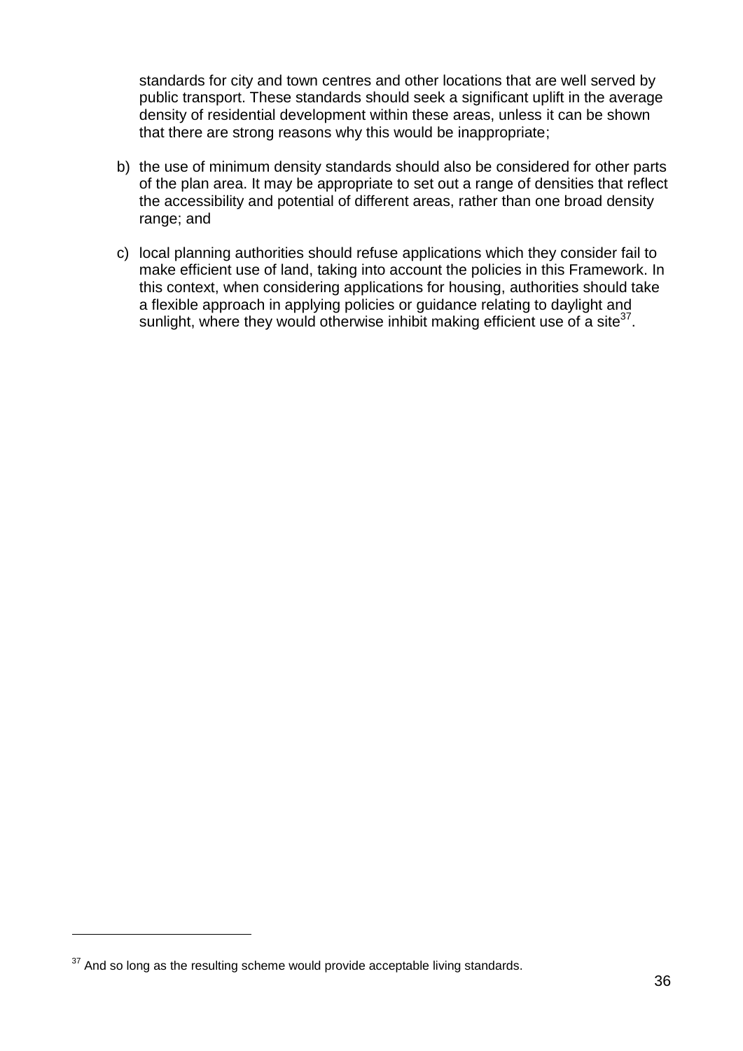standards for city and town centres and other locations that are well served by public transport. These standards should seek a significant uplift in the average density of residential development within these areas, unless it can be shown that there are strong reasons why this would be inappropriate;

b) the use of minimum density standards should also be considered for other parts of the plan area. It may be appropriate to set out a range of densities that reflect the accessibility and potential of different areas, rather than one broad density range; and

c) local planning authorities should refuse applications which they consider fail to make efficient use of land, taking into account the policies in this Framework. In this context, when considering applications for housing, authorities should take a flexible approach in applying policies or guidance relating to daylight and sunlight, where they would otherwise inhibit making efficient use of a site[37].

---

[37] And so long as the resulting scheme would provide acceptable living standards.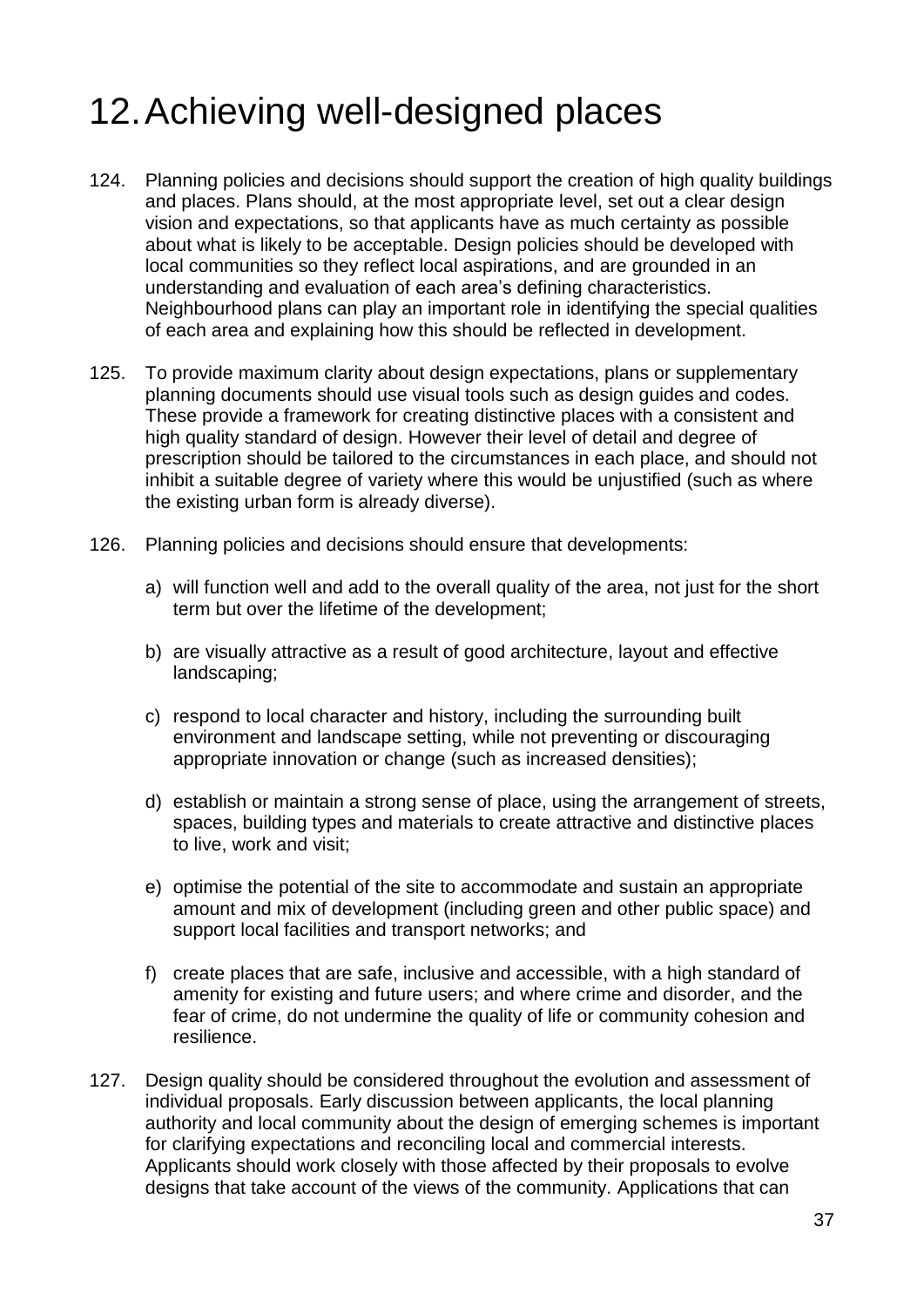# 12. Achieving well-designed places

124. Planning policies and decisions should support the creation of high quality buildings and places. Plans should, at the most appropriate level, set out a clear design vision and expectations, so that applicants have as much certainty as possible about what is likely to be acceptable. Design policies should be developed with local communities so they reflect local aspirations, and are grounded in an understanding and evaluation of each area's defining characteristics. Neighbourhood plans can play an important role in identifying the special qualities of each area and explaining how this should be reflected in development.

125. To provide maximum clarity about design expectations, plans or supplementary planning documents should use visual tools such as design guides and codes. These provide a framework for creating distinctive places with a consistent and high quality standard of design. However their level of detail and degree of prescription should be tailored to the circumstances in each place, and should not inhibit a suitable degree of variety where this would be unjustified (such as where the existing urban form is already diverse).

126. Planning policies and decisions should ensure that developments:

   a) will function well and add to the overall quality of the area, not just for the short term but over the lifetime of the development;

   b) are visually attractive as a result of good architecture, layout and effective landscaping;

   c) respond to local character and history, including the surrounding built environment and landscape setting, while not preventing or discouraging appropriate innovation or change (such as increased densities);

   d) establish or maintain a strong sense of place, using the arrangement of streets, spaces, building types and materials to create attractive and distinctive places to live, work and visit;

   e) optimise the potential of the site to accommodate and sustain an appropriate amount and mix of development (including green and other public space) and support local facilities and transport networks; and

   f) create places that are safe, inclusive and accessible, with a high standard of amenity for existing and future users; and where crime and disorder, and the fear of crime, do not undermine the quality of life or community cohesion and resilience.

127. Design quality should be considered throughout the evolution and assessment of individual proposals. Early discussion between applicants, the local planning authority and local community about the design of emerging schemes is important for clarifying expectations and reconciling local and commercial interests. Applicants should work closely with those affected by their proposals to evolve designs that take account of the views of the community. Applications that can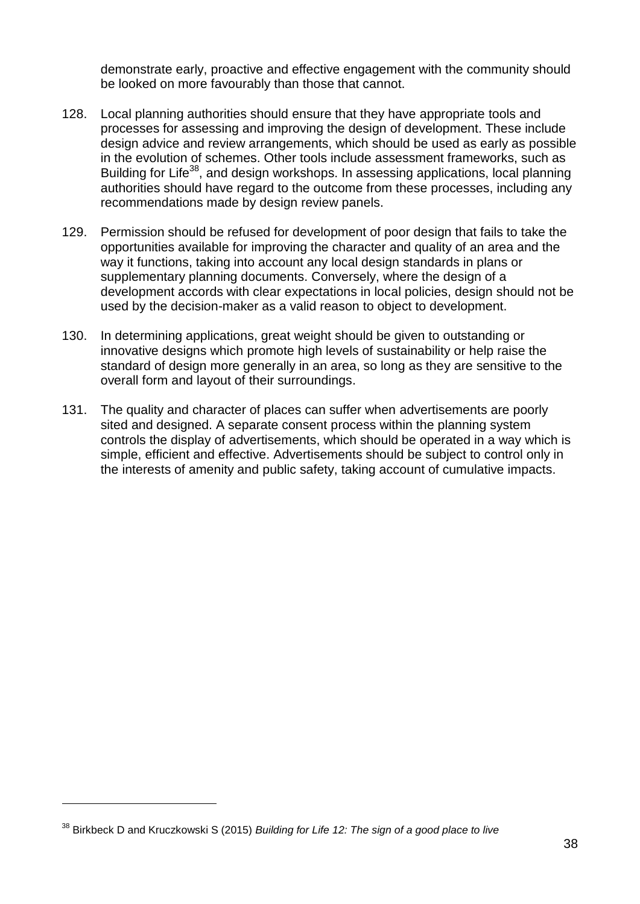demonstrate early, proactive and effective engagement with the community should be looked on more favourably than those that cannot.

128. Local planning authorities should ensure that they have appropriate tools and processes for assessing and improving the design of development. These include design advice and review arrangements, which should be used as early as possible in the evolution of schemes. Other tools include assessment frameworks, such as Building for Life[38], and design workshops. In assessing applications, local planning authorities should have regard to the outcome from these processes, including any recommendations made by design review panels.

129. Permission should be refused for development of poor design that fails to take the opportunities available for improving the character and quality of an area and the way it functions, taking into account any local design standards in plans or supplementary planning documents. Conversely, where the design of a development accords with clear expectations in local policies, design should not be used by the decision-maker as a valid reason to object to development.

130. In determining applications, great weight should be given to outstanding or innovative designs which promote high levels of sustainability or help raise the standard of design more generally in an area, so long as they are sensitive to the overall form and layout of their surroundings.

131. The quality and character of places can suffer when advertisements are poorly sited and designed. A separate consent process within the planning system controls the display of advertisements, which should be operated in a way which is simple, efficient and effective. Advertisements should be subject to control only in the interests of amenity and public safety, taking account of cumulative impacts.

---

[38] Birkbeck D and Kruczkowski S (2015) *Building for Life 12: The sign of a good place to live*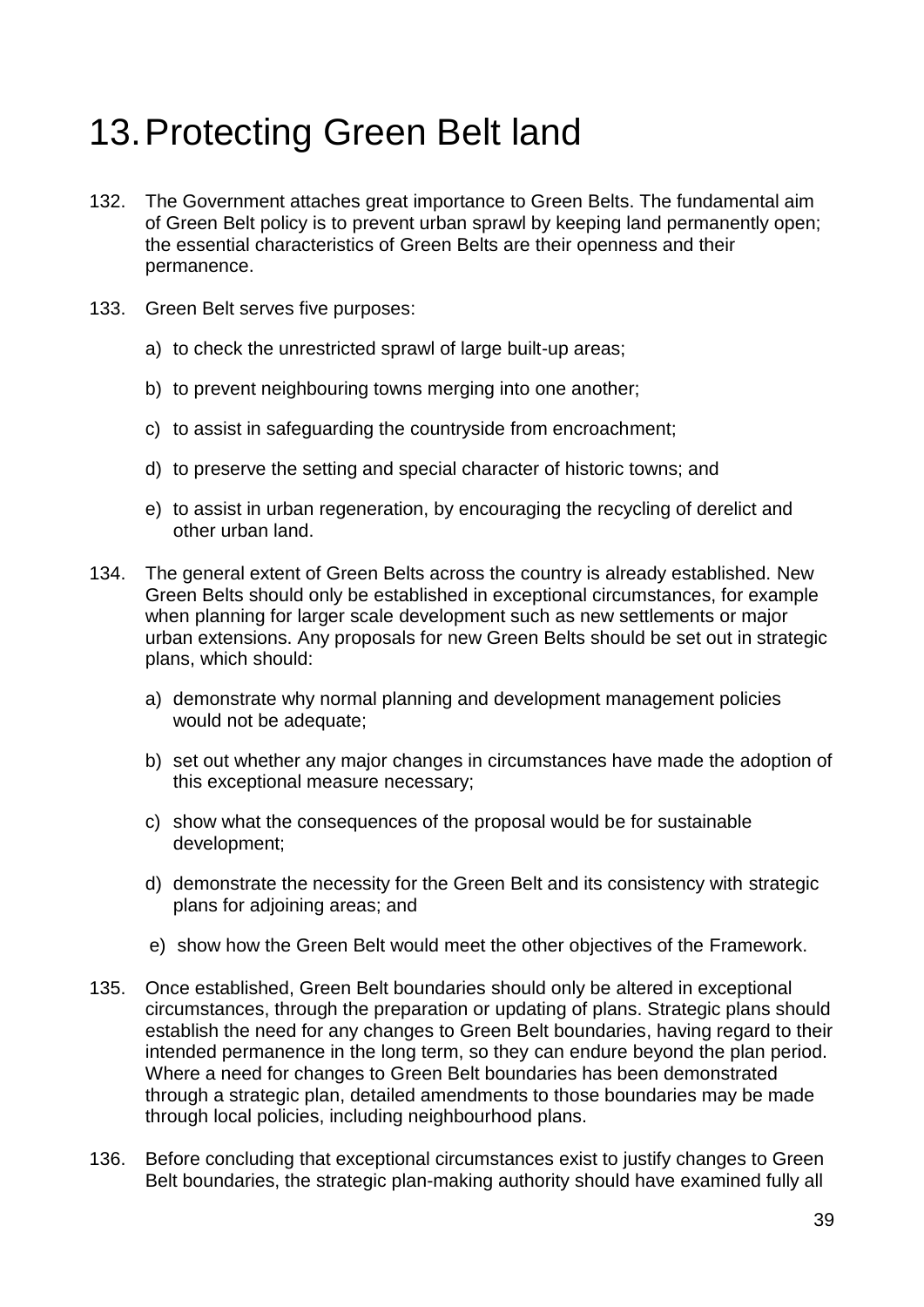# 13. Protecting Green Belt land

132. The Government attaches great importance to Green Belts. The fundamental aim of Green Belt policy is to prevent urban sprawl by keeping land permanently open; the essential characteristics of Green Belts are their openness and their permanence.

133. Green Belt serves five purposes:

    a) to check the unrestricted sprawl of large built-up areas;

    b) to prevent neighbouring towns merging into one another;

    c) to assist in safeguarding the countryside from encroachment;

    d) to preserve the setting and special character of historic towns; and

    e) to assist in urban regeneration, by encouraging the recycling of derelict and other urban land.

134. The general extent of Green Belts across the country is already established. New Green Belts should only be established in exceptional circumstances, for example when planning for larger scale development such as new settlements or major urban extensions. Any proposals for new Green Belts should be set out in strategic plans, which should:

    a) demonstrate why normal planning and development management policies would not be adequate;

    b) set out whether any major changes in circumstances have made the adoption of this exceptional measure necessary;

    c) show what the consequences of the proposal would be for sustainable development;

    d) demonstrate the necessity for the Green Belt and its consistency with strategic plans for adjoining areas; and

    e) show how the Green Belt would meet the other objectives of the Framework.

135. Once established, Green Belt boundaries should only be altered in exceptional circumstances, through the preparation or updating of plans. Strategic plans should establish the need for any changes to Green Belt boundaries, having regard to their intended permanence in the long term, so they can endure beyond the plan period. Where a need for changes to Green Belt boundaries has been demonstrated through a strategic plan, detailed amendments to those boundaries may be made through local policies, including neighbourhood plans.

136. Before concluding that exceptional circumstances exist to justify changes to Green Belt boundaries, the strategic plan-making authority should have examined fully all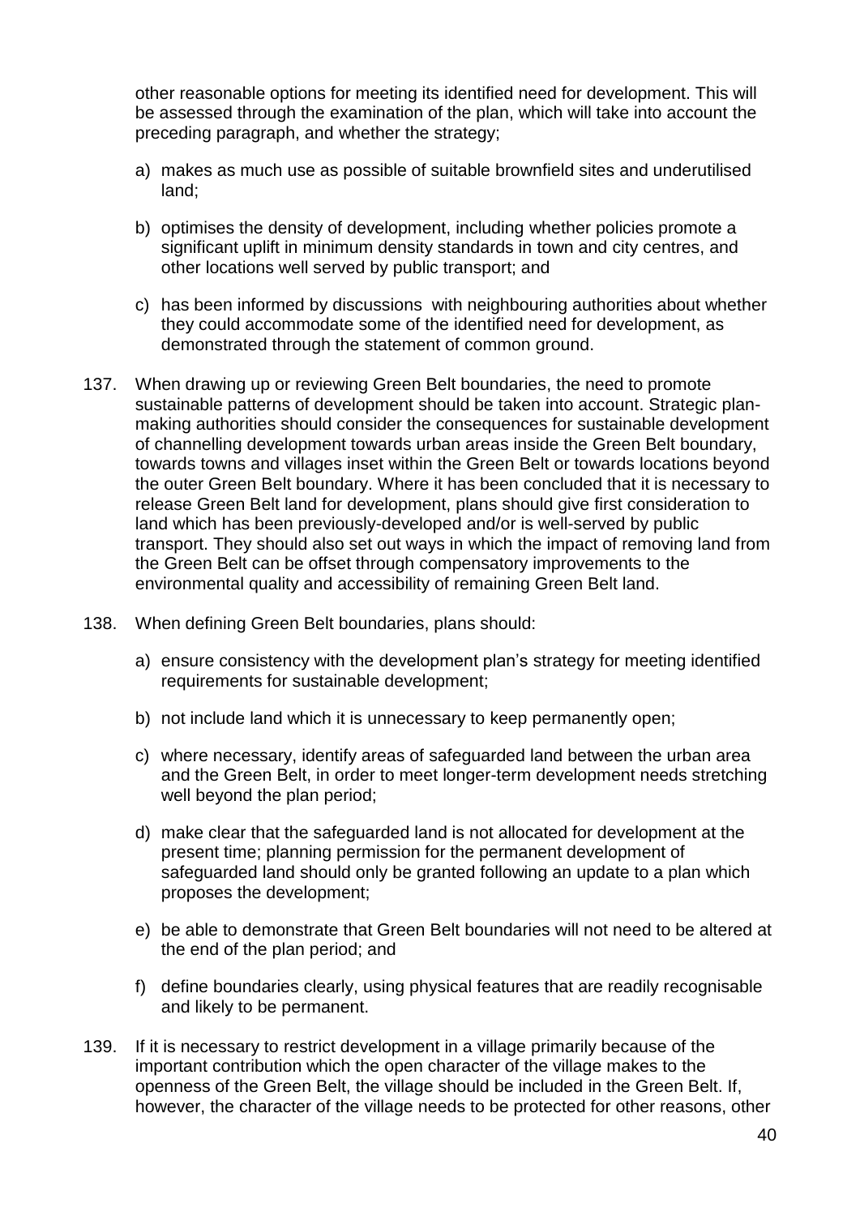other reasonable options for meeting its identified need for development. This will be assessed through the examination of the plan, which will take into account the preceding paragraph, and whether the strategy;

a) makes as much use as possible of suitable brownfield sites and underutilised land;

b) optimises the density of development, including whether policies promote a significant uplift in minimum density standards in town and city centres, and other locations well served by public transport; and

c) has been informed by discussions with neighbouring authorities about whether they could accommodate some of the identified need for development, as demonstrated through the statement of common ground.

137. When drawing up or reviewing Green Belt boundaries, the need to promote sustainable patterns of development should be taken into account. Strategic plan-making authorities should consider the consequences for sustainable development of channelling development towards urban areas inside the Green Belt boundary, towards towns and villages inset within the Green Belt or towards locations beyond the outer Green Belt boundary. Where it has been concluded that it is necessary to release Green Belt land for development, plans should give first consideration to land which has been previously-developed and/or is well-served by public transport. They should also set out ways in which the impact of removing land from the Green Belt can be offset through compensatory improvements to the environmental quality and accessibility of remaining Green Belt land.

138. When defining Green Belt boundaries, plans should:

a) ensure consistency with the development plan's strategy for meeting identified requirements for sustainable development;

b) not include land which it is unnecessary to keep permanently open;

c) where necessary, identify areas of safeguarded land between the urban area and the Green Belt, in order to meet longer-term development needs stretching well beyond the plan period;

d) make clear that the safeguarded land is not allocated for development at the present time; planning permission for the permanent development of safeguarded land should only be granted following an update to a plan which proposes the development;

e) be able to demonstrate that Green Belt boundaries will not need to be altered at the end of the plan period; and

f) define boundaries clearly, using physical features that are readily recognisable and likely to be permanent.

139. If it is necessary to restrict development in a village primarily because of the important contribution which the open character of the village makes to the openness of the Green Belt, the village should be included in the Green Belt. If, however, the character of the village needs to be protected for other reasons, other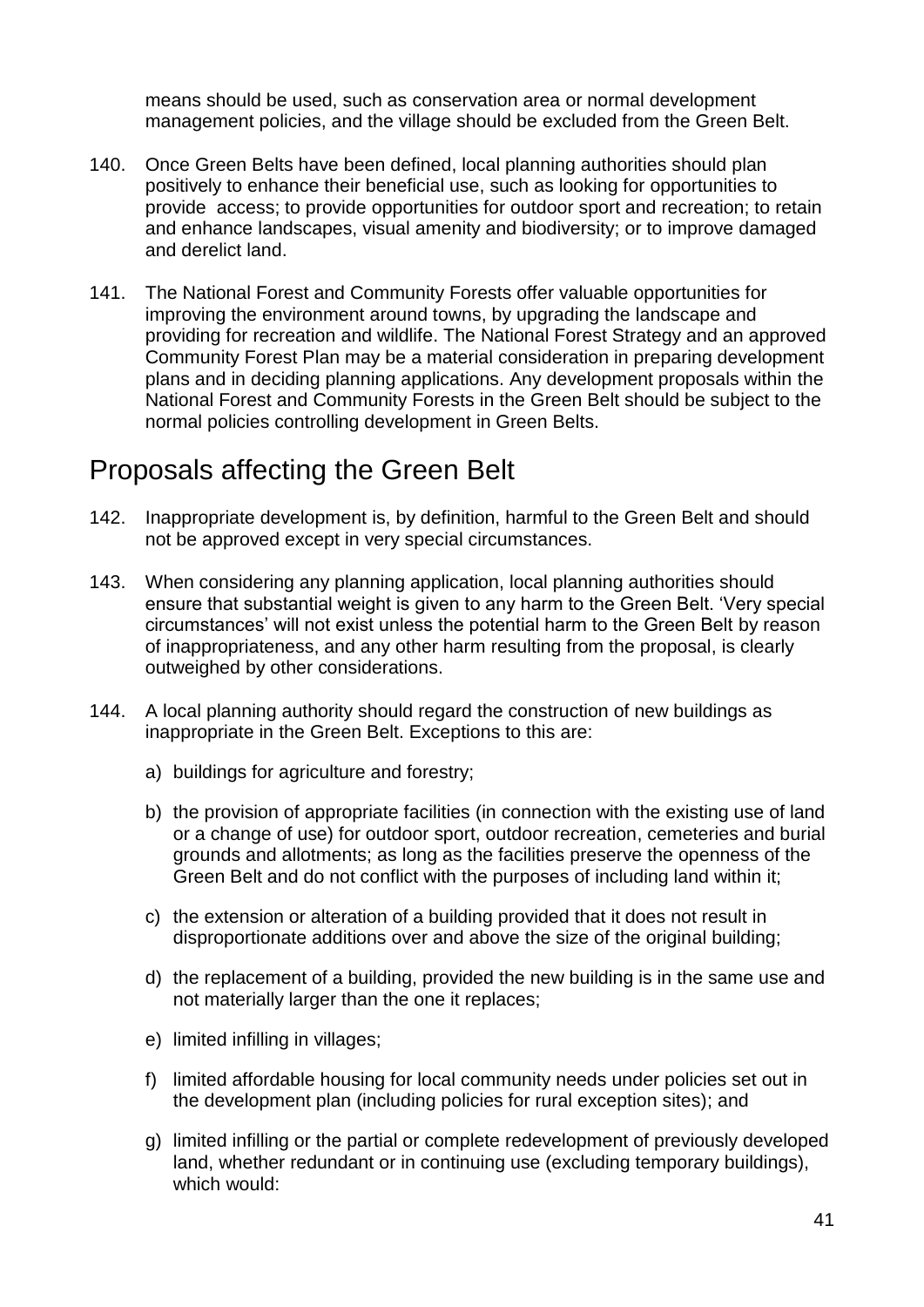means should be used, such as conservation area or normal development management policies, and the village should be excluded from the Green Belt.

140. Once Green Belts have been defined, local planning authorities should plan positively to enhance their beneficial use, such as looking for opportunities to provide access; to provide opportunities for outdoor sport and recreation; to retain and enhance landscapes, visual amenity and biodiversity; or to improve damaged and derelict land.

141. The National Forest and Community Forests offer valuable opportunities for improving the environment around towns, by upgrading the landscape and providing for recreation and wildlife. The National Forest Strategy and an approved Community Forest Plan may be a material consideration in preparing development plans and in deciding planning applications. Any development proposals within the National Forest and Community Forests in the Green Belt should be subject to the normal policies controlling development in Green Belts.

## Proposals affecting the Green Belt

142. Inappropriate development is, by definition, harmful to the Green Belt and should not be approved except in very special circumstances.

143. When considering any planning application, local planning authorities should ensure that substantial weight is given to any harm to the Green Belt. 'Very special circumstances' will not exist unless the potential harm to the Green Belt by reason of inappropriateness, and any other harm resulting from the proposal, is clearly outweighed by other considerations.

144. A local planning authority should regard the construction of new buildings as inappropriate in the Green Belt. Exceptions to this are:

   a) buildings for agriculture and forestry;

   b) the provision of appropriate facilities (in connection with the existing use of land or a change of use) for outdoor sport, outdoor recreation, cemeteries and burial grounds and allotments; as long as the facilities preserve the openness of the Green Belt and do not conflict with the purposes of including land within it;

   c) the extension or alteration of a building provided that it does not result in disproportionate additions over and above the size of the original building;

   d) the replacement of a building, provided the new building is in the same use and not materially larger than the one it replaces;

   e) limited infilling in villages;

   f) limited affordable housing for local community needs under policies set out in the development plan (including policies for rural exception sites); and

   g) limited infilling or the partial or complete redevelopment of previously developed land, whether redundant or in continuing use (excluding temporary buildings), which would: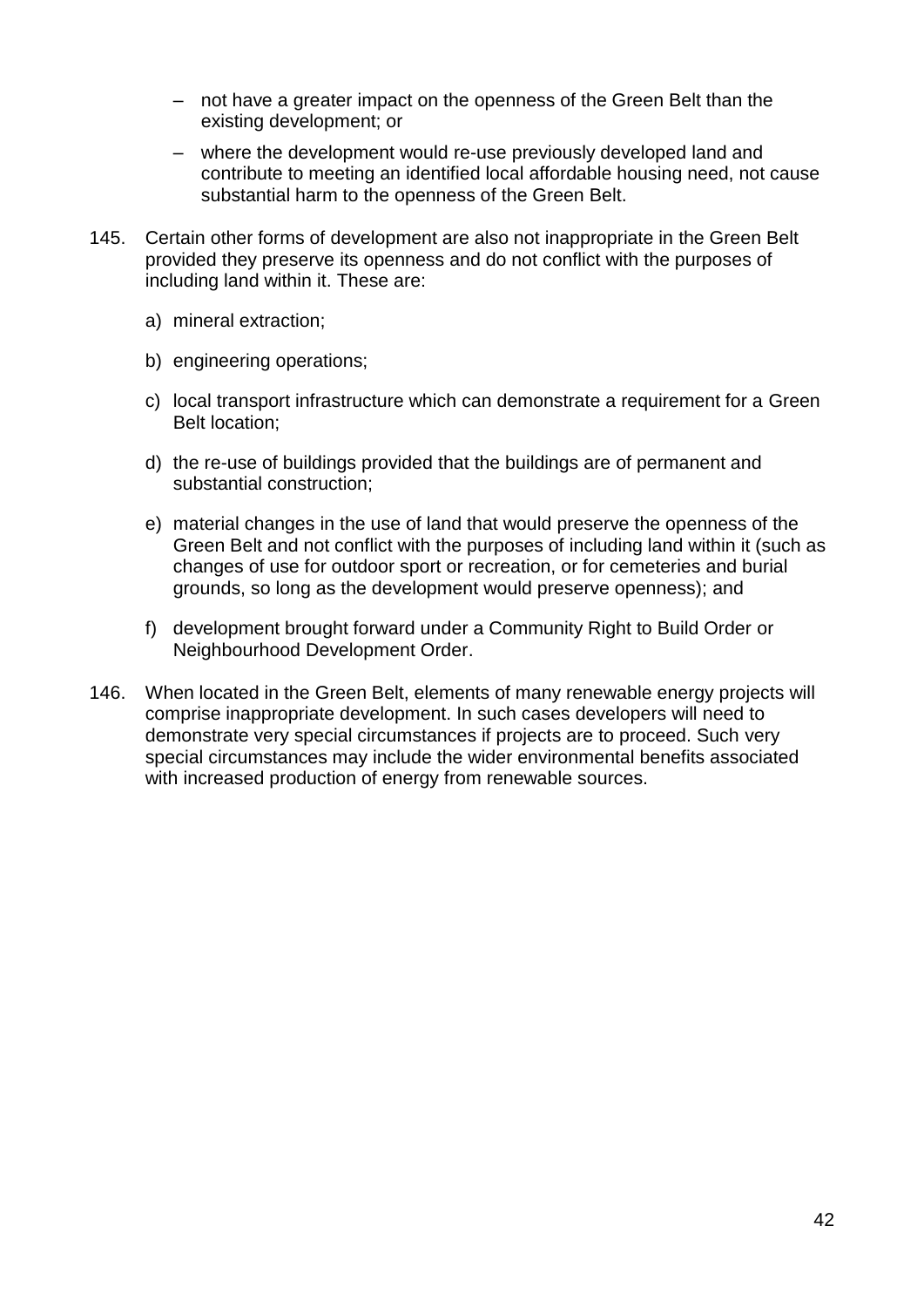- not have a greater impact on the openness of the Green Belt than the existing development; or
- where the development would re-use previously developed land and contribute to meeting an identified local affordable housing need, not cause substantial harm to the openness of the Green Belt.

145. Certain other forms of development are also not inappropriate in the Green Belt provided they preserve its openness and do not conflict with the purposes of including land within it. These are:

a) mineral extraction;

b) engineering operations;

c) local transport infrastructure which can demonstrate a requirement for a Green Belt location;

d) the re-use of buildings provided that the buildings are of permanent and substantial construction;

e) material changes in the use of land that would preserve the openness of the Green Belt and not conflict with the purposes of including land within it (such as changes of use for outdoor sport or recreation, or for cemeteries and burial grounds, so long as the development would preserve openness); and

f) development brought forward under a Community Right to Build Order or Neighbourhood Development Order.

146. When located in the Green Belt, elements of many renewable energy projects will comprise inappropriate development. In such cases developers will need to demonstrate very special circumstances if projects are to proceed. Such very special circumstances may include the wider environmental benefits associated with increased production of energy from renewable sources.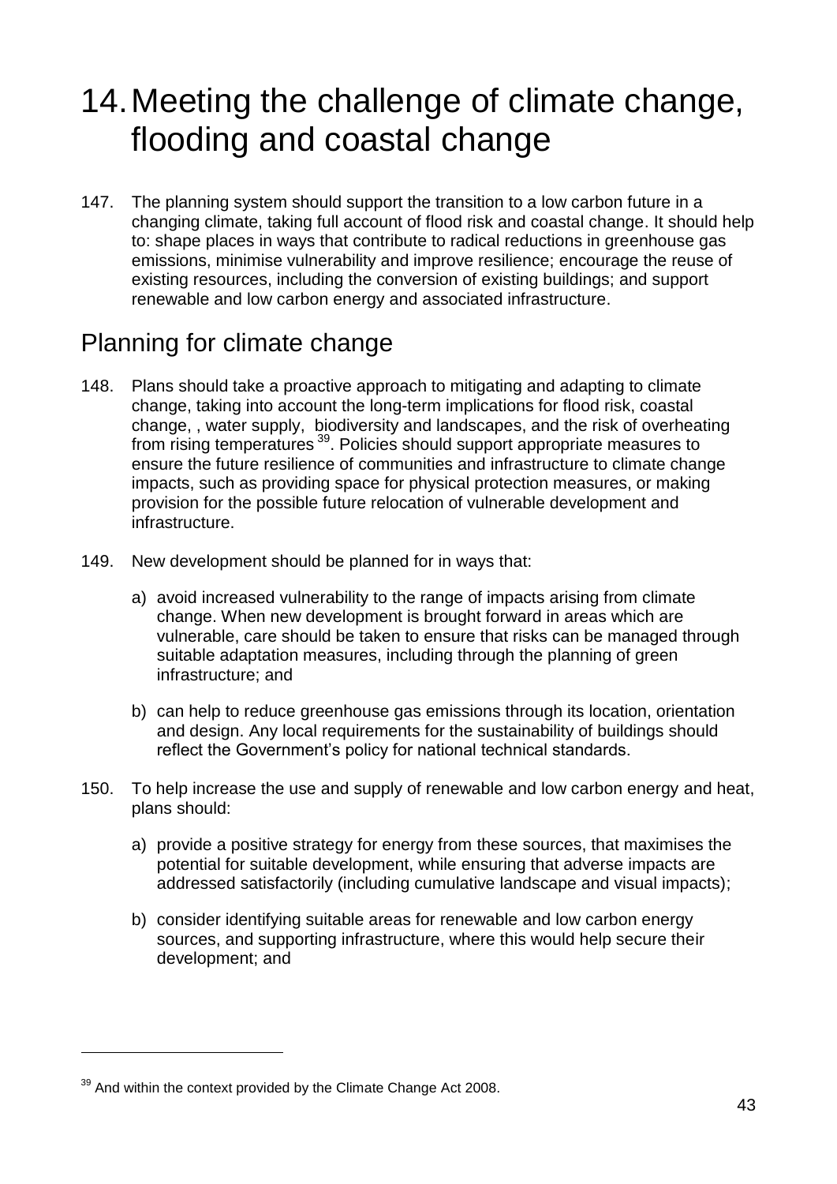# 14. Meeting the challenge of climate change, flooding and coastal change

147. The planning system should support the transition to a low carbon future in a changing climate, taking full account of flood risk and coastal change. It should help to: shape places in ways that contribute to radical reductions in greenhouse gas emissions, minimise vulnerability and improve resilience; encourage the reuse of existing resources, including the conversion of existing buildings; and support renewable and low carbon energy and associated infrastructure.

## Planning for climate change

148. Plans should take a proactive approach to mitigating and adapting to climate change, taking into account the long-term implications for flood risk, coastal change, , water supply, biodiversity and landscapes, and the risk of overheating from rising temperatures [39]. Policies should support appropriate measures to ensure the future resilience of communities and infrastructure to climate change impacts, such as providing space for physical protection measures, or making provision for the possible future relocation of vulnerable development and infrastructure.

149. New development should be planned for in ways that:

a) avoid increased vulnerability to the range of impacts arising from climate change. When new development is brought forward in areas which are vulnerable, care should be taken to ensure that risks can be managed through suitable adaptation measures, including through the planning of green infrastructure; and

b) can help to reduce greenhouse gas emissions through its location, orientation and design. Any local requirements for the sustainability of buildings should reflect the Government's policy for national technical standards.

150. To help increase the use and supply of renewable and low carbon energy and heat, plans should:

a) provide a positive strategy for energy from these sources, that maximises the potential for suitable development, while ensuring that adverse impacts are addressed satisfactorily (including cumulative landscape and visual impacts);

b) consider identifying suitable areas for renewable and low carbon energy sources, and supporting infrastructure, where this would help secure their development; and

---

[39] And within the context provided by the Climate Change Act 2008.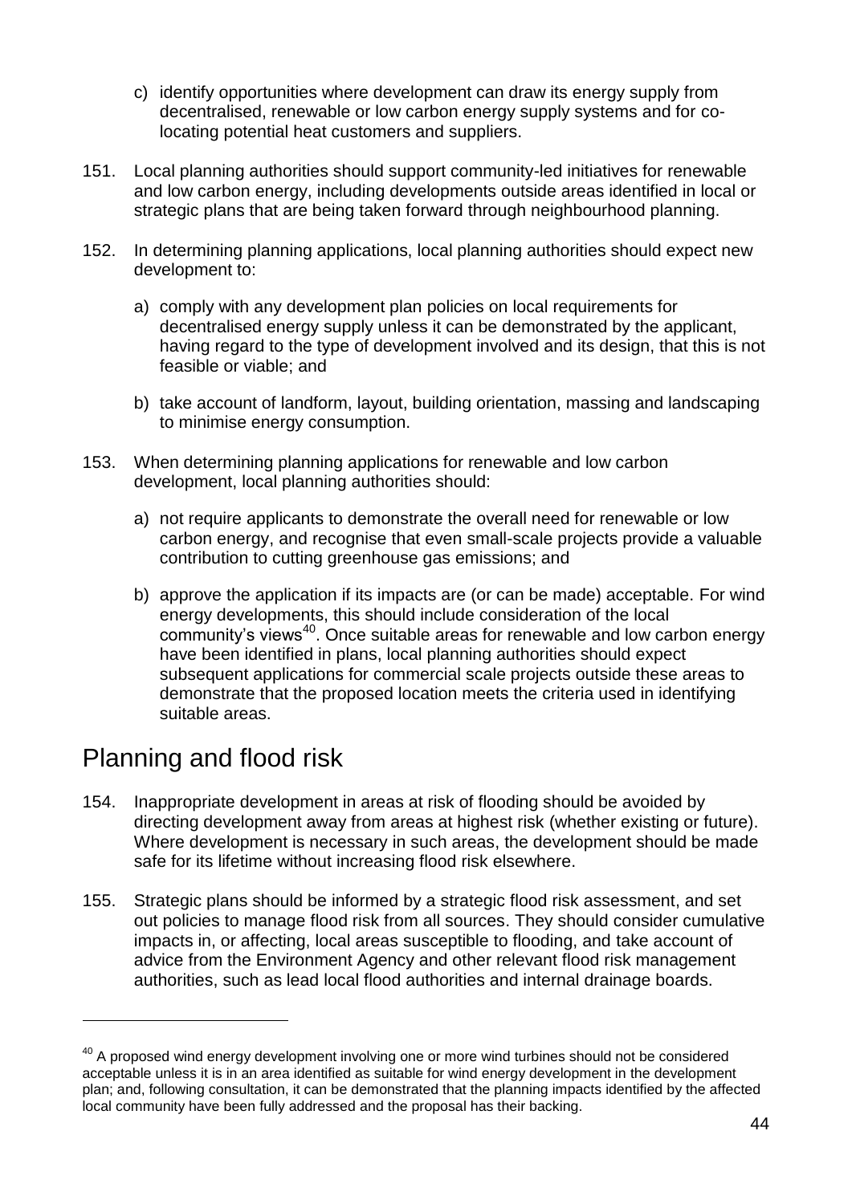c) identify opportunities where development can draw its energy supply from decentralised, renewable or low carbon energy supply systems and for co-locating potential heat customers and suppliers.

151. Local planning authorities should support community-led initiatives for renewable and low carbon energy, including developments outside areas identified in local or strategic plans that are being taken forward through neighbourhood planning.

152. In determining planning applications, local planning authorities should expect new development to:

a) comply with any development plan policies on local requirements for decentralised energy supply unless it can be demonstrated by the applicant, having regard to the type of development involved and its design, that this is not feasible or viable; and

b) take account of landform, layout, building orientation, massing and landscaping to minimise energy consumption.

153. When determining planning applications for renewable and low carbon development, local planning authorities should:

a) not require applicants to demonstrate the overall need for renewable or low carbon energy, and recognise that even small-scale projects provide a valuable contribution to cutting greenhouse gas emissions; and

b) approve the application if its impacts are (or can be made) acceptable. For wind energy developments, this should include consideration of the local community's views[40]. Once suitable areas for renewable and low carbon energy have been identified in plans, local planning authorities should expect subsequent applications for commercial scale projects outside these areas to demonstrate that the proposed location meets the criteria used in identifying suitable areas.

## Planning and flood risk

154. Inappropriate development in areas at risk of flooding should be avoided by directing development away from areas at highest risk (whether existing or future). Where development is necessary in such areas, the development should be made safe for its lifetime without increasing flood risk elsewhere.

155. Strategic plans should be informed by a strategic flood risk assessment, and set out policies to manage flood risk from all sources. They should consider cumulative impacts in, or affecting, local areas susceptible to flooding, and take account of advice from the Environment Agency and other relevant flood risk management authorities, such as lead local flood authorities and internal drainage boards.

---

[40] A proposed wind energy development involving one or more wind turbines should not be considered acceptable unless it is in an area identified as suitable for wind energy development in the development plan; and, following consultation, it can be demonstrated that the planning impacts identified by the affected local community have been fully addressed and the proposal has their backing.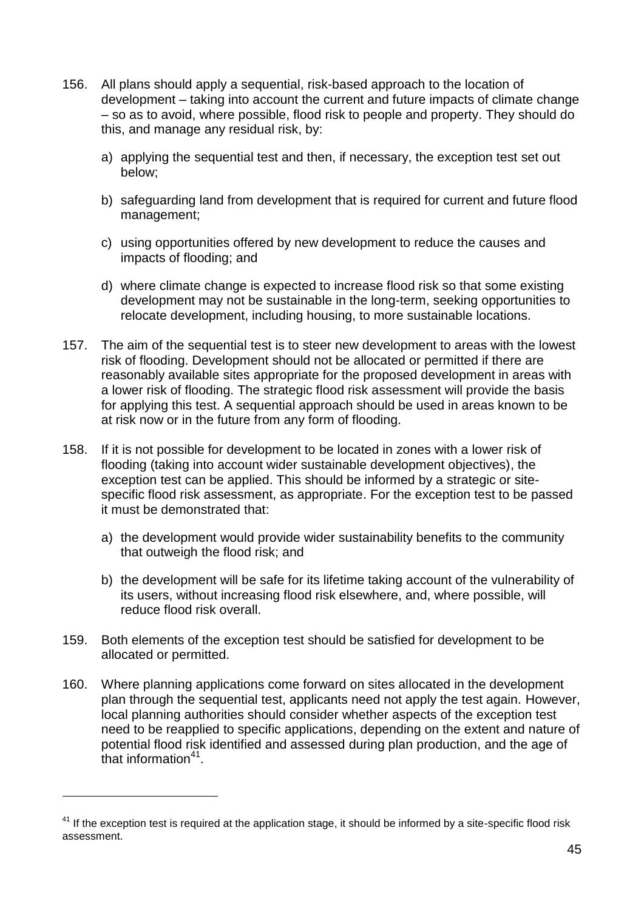156. All plans should apply a sequential, risk-based approach to the location of development – taking into account the current and future impacts of climate change – so as to avoid, where possible, flood risk to people and property. They should do this, and manage any residual risk, by:

   a) applying the sequential test and then, if necessary, the exception test set out below;

   b) safeguarding land from development that is required for current and future flood management;

   c) using opportunities offered by new development to reduce the causes and impacts of flooding; and

   d) where climate change is expected to increase flood risk so that some existing development may not be sustainable in the long-term, seeking opportunities to relocate development, including housing, to more sustainable locations.

157. The aim of the sequential test is to steer new development to areas with the lowest risk of flooding. Development should not be allocated or permitted if there are reasonably available sites appropriate for the proposed development in areas with a lower risk of flooding. The strategic flood risk assessment will provide the basis for applying this test. A sequential approach should be used in areas known to be at risk now or in the future from any form of flooding.

158. If it is not possible for development to be located in zones with a lower risk of flooding (taking into account wider sustainable development objectives), the exception test can be applied. This should be informed by a strategic or site-specific flood risk assessment, as appropriate. For the exception test to be passed it must be demonstrated that:

   a) the development would provide wider sustainability benefits to the community that outweigh the flood risk; and

   b) the development will be safe for its lifetime taking account of the vulnerability of its users, without increasing flood risk elsewhere, and, where possible, will reduce flood risk overall.

159. Both elements of the exception test should be satisfied for development to be allocated or permitted.

160. Where planning applications come forward on sites allocated in the development plan through the sequential test, applicants need not apply the test again. However, local planning authorities should consider whether aspects of the exception test need to be reapplied to specific applications, depending on the extent and nature of potential flood risk identified and assessed during plan production, and the age of that information[41].

---

[41] If the exception test is required at the application stage, it should be informed by a site-specific flood risk assessment.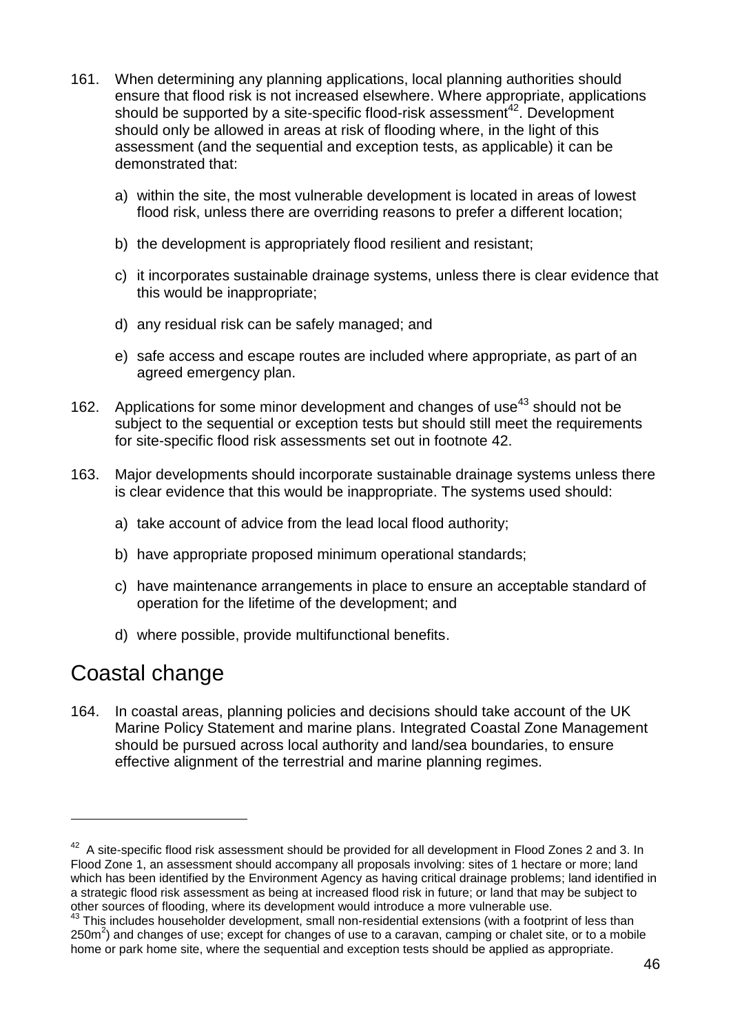161. When determining any planning applications, local planning authorities should ensure that flood risk is not increased elsewhere. Where appropriate, applications should be supported by a site-specific flood-risk assessment[42]. Development should only be allowed in areas at risk of flooding where, in the light of this assessment (and the sequential and exception tests, as applicable) it can be demonstrated that:

    a) within the site, the most vulnerable development is located in areas of lowest flood risk, unless there are overriding reasons to prefer a different location;

    b) the development is appropriately flood resilient and resistant;

    c) it incorporates sustainable drainage systems, unless there is clear evidence that this would be inappropriate;

    d) any residual risk can be safely managed; and

    e) safe access and escape routes are included where appropriate, as part of an agreed emergency plan.

162. Applications for some minor development and changes of use[43] should not be subject to the sequential or exception tests but should still meet the requirements for site-specific flood risk assessments set out in footnote 42.

163. Major developments should incorporate sustainable drainage systems unless there is clear evidence that this would be inappropriate. The systems used should:

    a) take account of advice from the lead local flood authority;

    b) have appropriate proposed minimum operational standards;

    c) have maintenance arrangements in place to ensure an acceptable standard of operation for the lifetime of the development; and

    d) where possible, provide multifunctional benefits.

## Coastal change

164. In coastal areas, planning policies and decisions should take account of the UK Marine Policy Statement and marine plans. Integrated Coastal Zone Management should be pursued across local authority and land/sea boundaries, to ensure effective alignment of the terrestrial and marine planning regimes.

---

[42] A site-specific flood risk assessment should be provided for all development in Flood Zones 2 and 3. In Flood Zone 1, an assessment should accompany all proposals involving: sites of 1 hectare or more; land which has been identified by the Environment Agency as having critical drainage problems; land identified in a strategic flood risk assessment as being at increased flood risk in future; or land that may be subject to other sources of flooding, where its development would introduce a more vulnerable use.

[43] This includes householder development, small non-residential extensions (with a footprint of less than $250m^2$) and changes of use; except for changes of use to a caravan, camping or chalet site, or to a mobile home or park home site, where the sequential and exception tests should be applied as appropriate.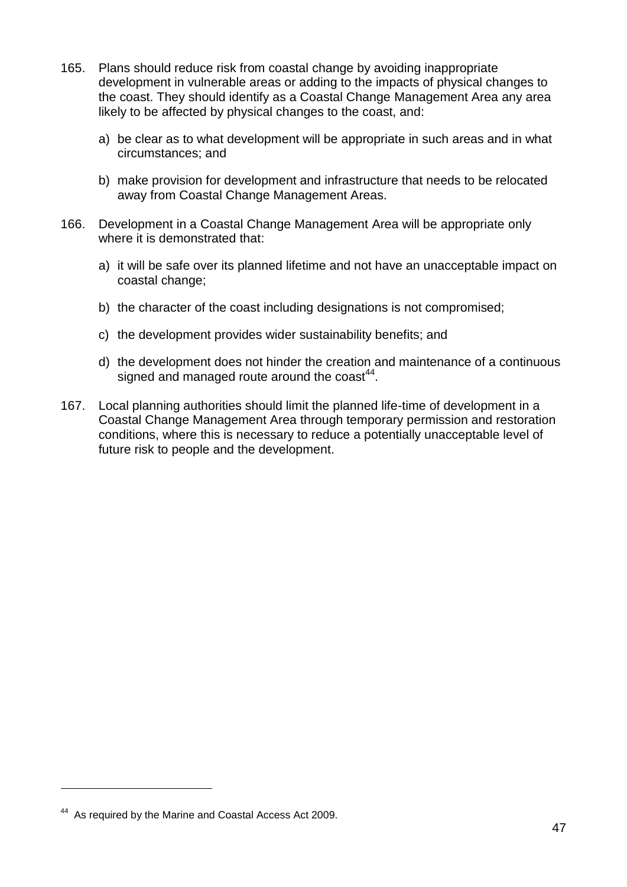165. Plans should reduce risk from coastal change by avoiding inappropriate development in vulnerable areas or adding to the impacts of physical changes to the coast. They should identify as a Coastal Change Management Area any area likely to be affected by physical changes to the coast, and:

    a) be clear as to what development will be appropriate in such areas and in what circumstances; and

    b) make provision for development and infrastructure that needs to be relocated away from Coastal Change Management Areas.

166. Development in a Coastal Change Management Area will be appropriate only where it is demonstrated that:

    a) it will be safe over its planned lifetime and not have an unacceptable impact on coastal change;

    b) the character of the coast including designations is not compromised;

    c) the development provides wider sustainability benefits; and

    d) the development does not hinder the creation and maintenance of a continuous signed and managed route around the coast[44].

167. Local planning authorities should limit the planned life-time of development in a Coastal Change Management Area through temporary permission and restoration conditions, where this is necessary to reduce a potentially unacceptable level of future risk to people and the development.

---

[44] As required by the Marine and Coastal Access Act 2009.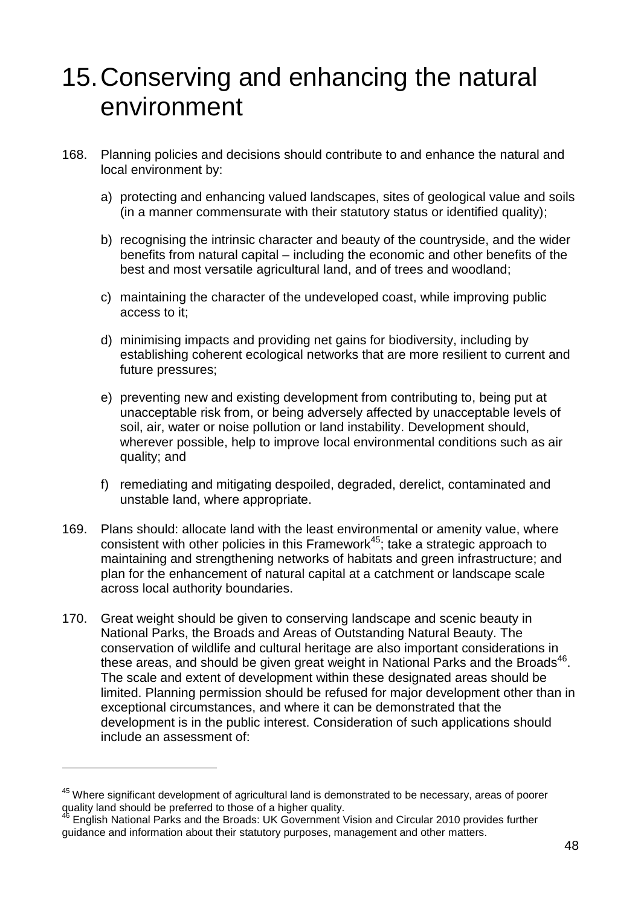# 15. Conserving and enhancing the natural environment

168. Planning policies and decisions should contribute to and enhance the natural and local environment by:

   a) protecting and enhancing valued landscapes, sites of geological value and soils (in a manner commensurate with their statutory status or identified quality);

   b) recognising the intrinsic character and beauty of the countryside, and the wider benefits from natural capital – including the economic and other benefits of the best and most versatile agricultural land, and of trees and woodland;

   c) maintaining the character of the undeveloped coast, while improving public access to it;

   d) minimising impacts and providing net gains for biodiversity, including by establishing coherent ecological networks that are more resilient to current and future pressures;

   e) preventing new and existing development from contributing to, being put at unacceptable risk from, or being adversely affected by unacceptable levels of soil, air, water or noise pollution or land instability. Development should, wherever possible, help to improve local environmental conditions such as air quality; and

   f) remediating and mitigating despoiled, degraded, derelict, contaminated and unstable land, where appropriate.

169. Plans should: allocate land with the least environmental or amenity value, where consistent with other policies in this Framework[45]; take a strategic approach to maintaining and strengthening networks of habitats and green infrastructure; and plan for the enhancement of natural capital at a catchment or landscape scale across local authority boundaries.

170. Great weight should be given to conserving landscape and scenic beauty in National Parks, the Broads and Areas of Outstanding Natural Beauty. The conservation of wildlife and cultural heritage are also important considerations in these areas, and should be given great weight in National Parks and the Broads[46]. The scale and extent of development within these designated areas should be limited. Planning permission should be refused for major development other than in exceptional circumstances, and where it can be demonstrated that the development is in the public interest. Consideration of such applications should include an assessment of:

---

[45] Where significant development of agricultural land is demonstrated to be necessary, areas of poorer quality land should be preferred to those of a higher quality.

[46] English National Parks and the Broads: UK Government Vision and Circular 2010 provides further guidance and information about their statutory purposes, management and other matters.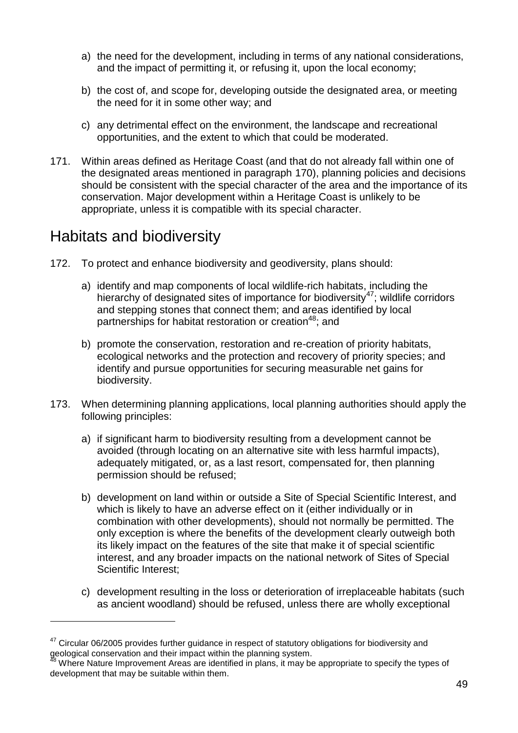a) the need for the development, including in terms of any national considerations, and the impact of permitting it, or refusing it, upon the local economy;

b) the cost of, and scope for, developing outside the designated area, or meeting the need for it in some other way; and

c) any detrimental effect on the environment, the landscape and recreational opportunities, and the extent to which that could be moderated.

171. Within areas defined as Heritage Coast (and that do not already fall within one of the designated areas mentioned in paragraph 170), planning policies and decisions should be consistent with the special character of the area and the importance of its conservation. Major development within a Heritage Coast is unlikely to be appropriate, unless it is compatible with its special character.

## Habitats and biodiversity

172. To protect and enhance biodiversity and geodiversity, plans should:

a) identify and map components of local wildlife-rich habitats, including the hierarchy of designated sites of importance for biodiversity[47]; wildlife corridors and stepping stones that connect them; and areas identified by local partnerships for habitat restoration or creation[48]; and

b) promote the conservation, restoration and re-creation of priority habitats, ecological networks and the protection and recovery of priority species; and identify and pursue opportunities for securing measurable net gains for biodiversity.

173. When determining planning applications, local planning authorities should apply the following principles:

a) if significant harm to biodiversity resulting from a development cannot be avoided (through locating on an alternative site with less harmful impacts), adequately mitigated, or, as a last resort, compensated for, then planning permission should be refused;

b) development on land within or outside a Site of Special Scientific Interest, and which is likely to have an adverse effect on it (either individually or in combination with other developments), should not normally be permitted. The only exception is where the benefits of the development clearly outweigh both its likely impact on the features of the site that make it of special scientific interest, and any broader impacts on the national network of Sites of Special Scientific Interest;

c) development resulting in the loss or deterioration of irreplaceable habitats (such as ancient woodland) should be refused, unless there are wholly exceptional

---

[47] Circular 06/2005 provides further guidance in respect of statutory obligations for biodiversity and geological conservation and their impact within the planning system.

[48] Where Nature Improvement Areas are identified in plans, it may be appropriate to specify the types of development that may be suitable within them.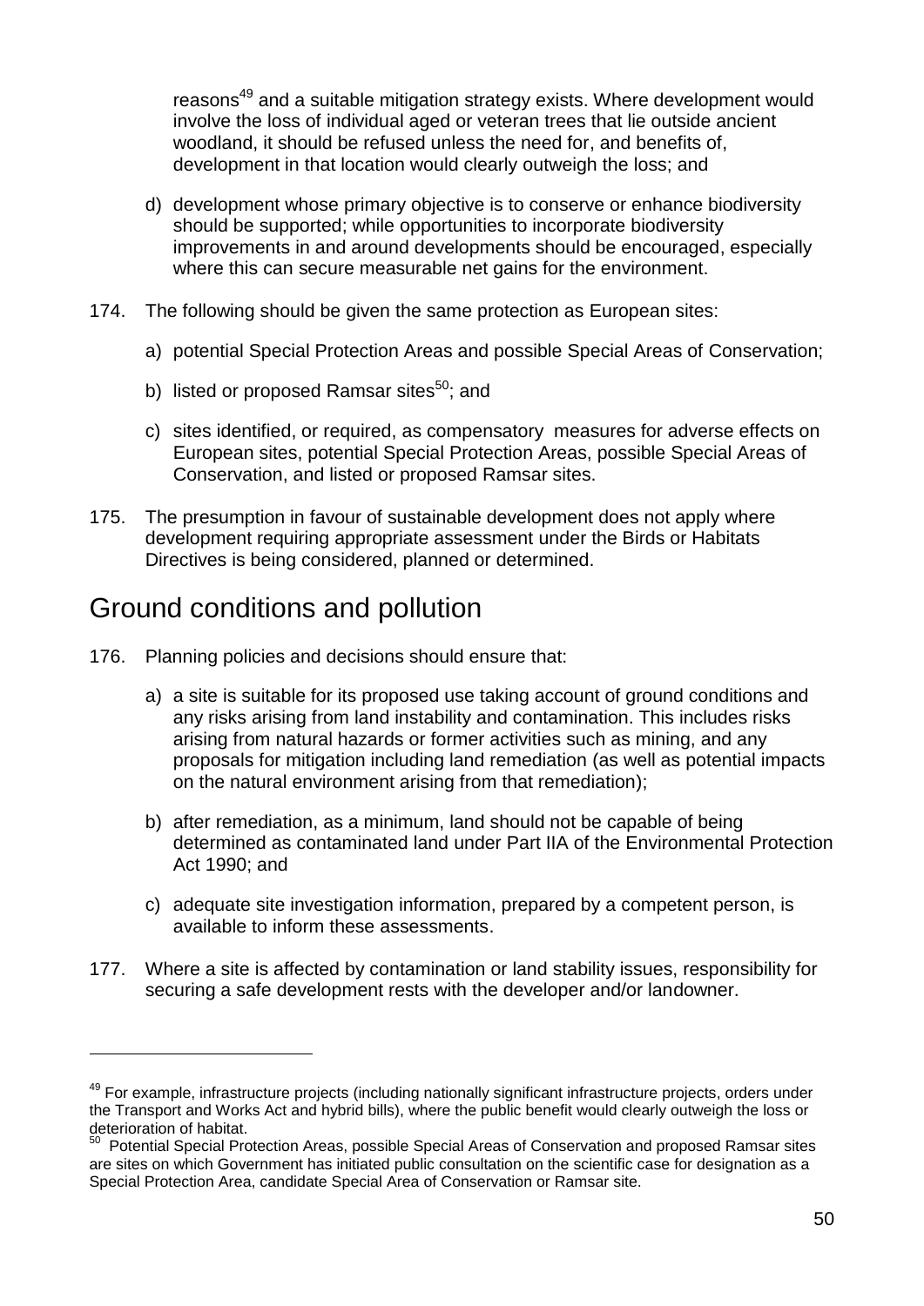reasons[49] and a suitable mitigation strategy exists. Where development would involve the loss of individual aged or veteran trees that lie outside ancient woodland, it should be refused unless the need for, and benefits of, development in that location would clearly outweigh the loss; and

d) development whose primary objective is to conserve or enhance biodiversity should be supported; while opportunities to incorporate biodiversity improvements in and around developments should be encouraged, especially where this can secure measurable net gains for the environment.

174. The following should be given the same protection as European sites:

a) potential Special Protection Areas and possible Special Areas of Conservation;

b) listed or proposed Ramsar sites[50]; and

c) sites identified, or required, as compensatory measures for adverse effects on European sites, potential Special Protection Areas, possible Special Areas of Conservation, and listed or proposed Ramsar sites.

175. The presumption in favour of sustainable development does not apply where development requiring appropriate assessment under the Birds or Habitats Directives is being considered, planned or determined.

## Ground conditions and pollution

176. Planning policies and decisions should ensure that:

a) a site is suitable for its proposed use taking account of ground conditions and any risks arising from land instability and contamination. This includes risks arising from natural hazards or former activities such as mining, and any proposals for mitigation including land remediation (as well as potential impacts on the natural environment arising from that remediation);

b) after remediation, as a minimum, land should not be capable of being determined as contaminated land under Part IIA of the Environmental Protection Act 1990; and

c) adequate site investigation information, prepared by a competent person, is available to inform these assessments.

177. Where a site is affected by contamination or land stability issues, responsibility for securing a safe development rests with the developer and/or landowner.

---

[49] For example, infrastructure projects (including nationally significant infrastructure projects, orders under the Transport and Works Act and hybrid bills), where the public benefit would clearly outweigh the loss or deterioration of habitat.

[50] Potential Special Protection Areas, possible Special Areas of Conservation and proposed Ramsar sites are sites on which Government has initiated public consultation on the scientific case for designation as a Special Protection Area, candidate Special Area of Conservation or Ramsar site.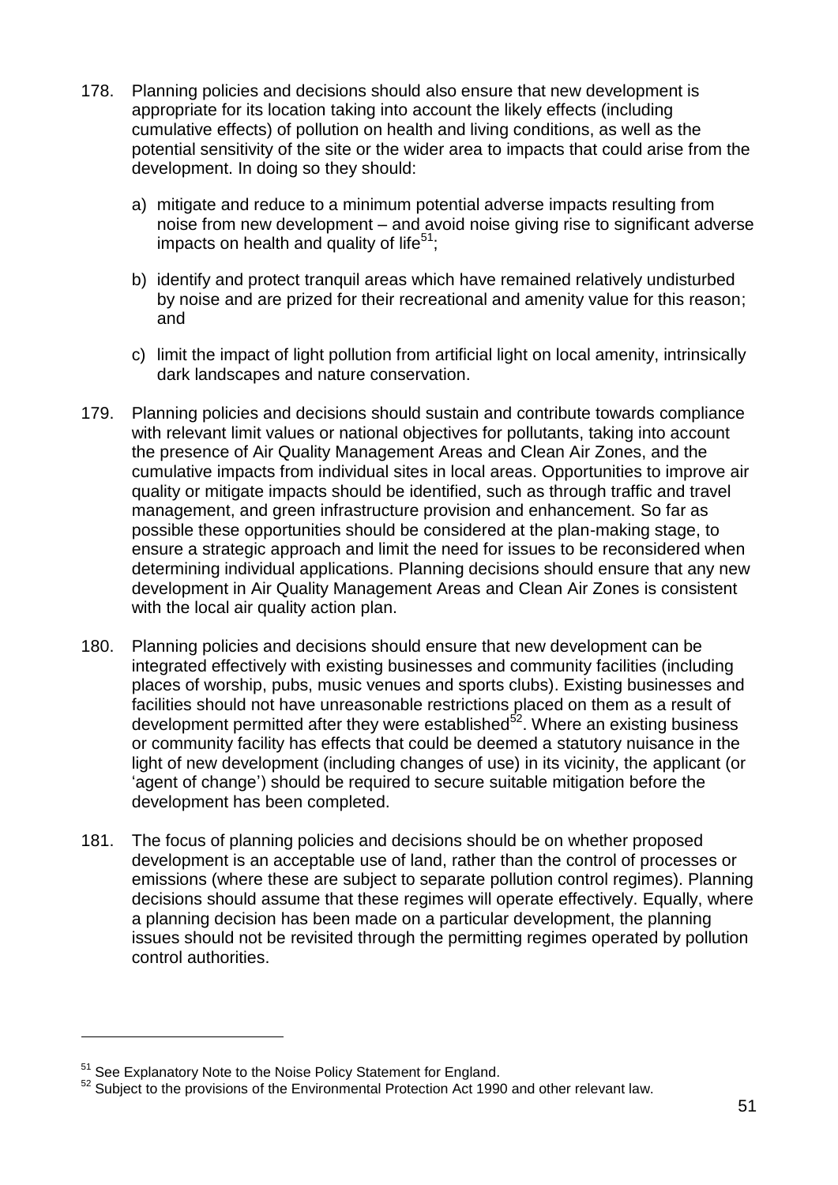178. Planning policies and decisions should also ensure that new development is appropriate for its location taking into account the likely effects (including cumulative effects) of pollution on health and living conditions, as well as the potential sensitivity of the site or the wider area to impacts that could arise from the development. In doing so they should:

    a) mitigate and reduce to a minimum potential adverse impacts resulting from noise from new development – and avoid noise giving rise to significant adverse impacts on health and quality of life[51];

    b) identify and protect tranquil areas which have remained relatively undisturbed by noise and are prized for their recreational and amenity value for this reason; and

    c) limit the impact of light pollution from artificial light on local amenity, intrinsically dark landscapes and nature conservation.

179. Planning policies and decisions should sustain and contribute towards compliance with relevant limit values or national objectives for pollutants, taking into account the presence of Air Quality Management Areas and Clean Air Zones, and the cumulative impacts from individual sites in local areas. Opportunities to improve air quality or mitigate impacts should be identified, such as through traffic and travel management, and green infrastructure provision and enhancement. So far as possible these opportunities should be considered at the plan-making stage, to ensure a strategic approach and limit the need for issues to be reconsidered when determining individual applications. Planning decisions should ensure that any new development in Air Quality Management Areas and Clean Air Zones is consistent with the local air quality action plan.

180. Planning policies and decisions should ensure that new development can be integrated effectively with existing businesses and community facilities (including places of worship, pubs, music venues and sports clubs). Existing businesses and facilities should not have unreasonable restrictions placed on them as a result of development permitted after they were established[52]. Where an existing business or community facility has effects that could be deemed a statutory nuisance in the light of new development (including changes of use) in its vicinity, the applicant (or 'agent of change') should be required to secure suitable mitigation before the development has been completed.

181. The focus of planning policies and decisions should be on whether proposed development is an acceptable use of land, rather than the control of processes or emissions (where these are subject to separate pollution control regimes). Planning decisions should assume that these regimes will operate effectively. Equally, where a planning decision has been made on a particular development, the planning issues should not be revisited through the permitting regimes operated by pollution control authorities.

---

[51] See Explanatory Note to the Noise Policy Statement for England.

[52] Subject to the provisions of the Environmental Protection Act 1990 and other relevant law.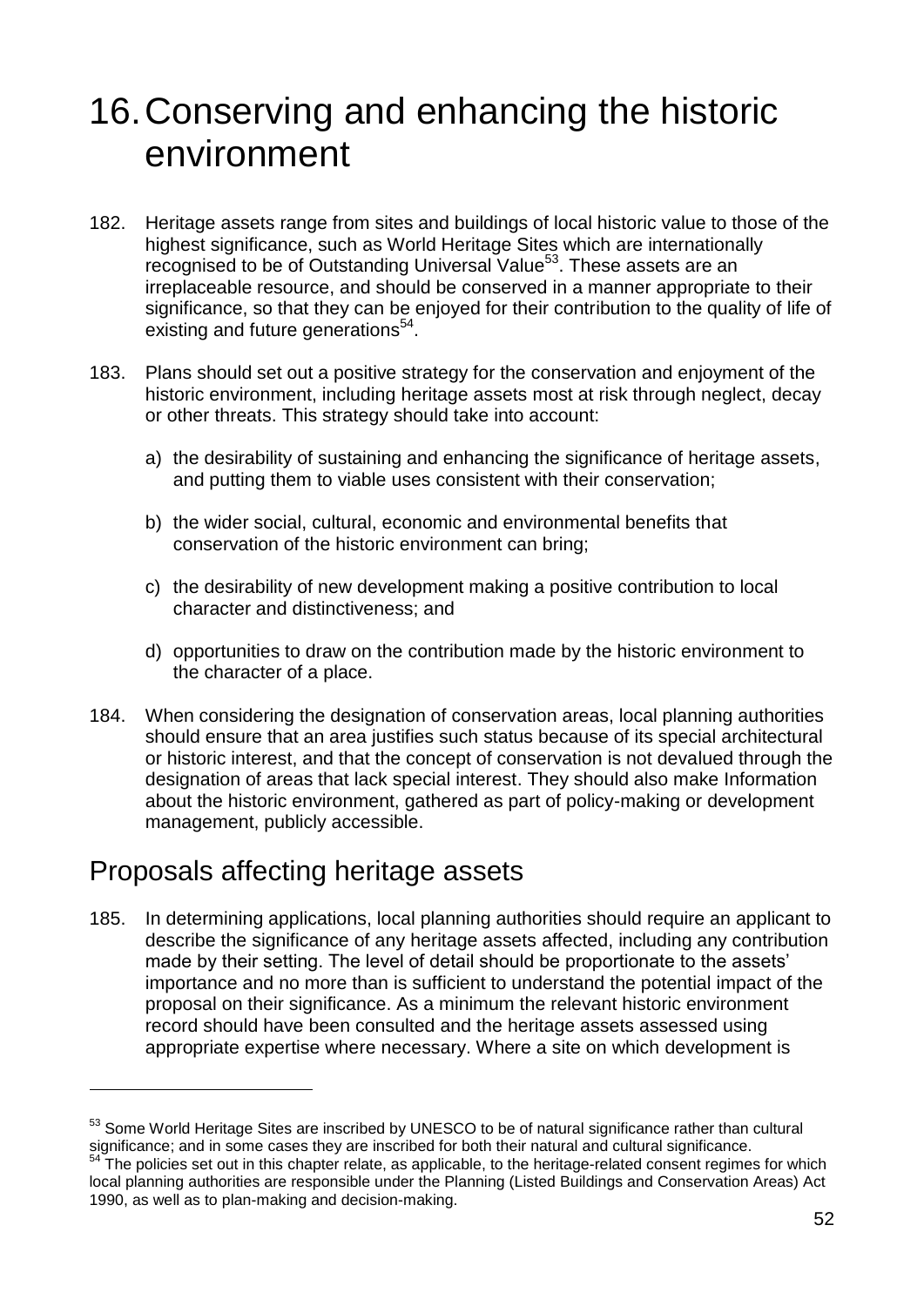# 16. Conserving and enhancing the historic environment

182. Heritage assets range from sites and buildings of local historic value to those of the highest significance, such as World Heritage Sites which are internationally recognised to be of Outstanding Universal Value[53]. These assets are an irreplaceable resource, and should be conserved in a manner appropriate to their significance, so that they can be enjoyed for their contribution to the quality of life of existing and future generations[54].

183. Plans should set out a positive strategy for the conservation and enjoyment of the historic environment, including heritage assets most at risk through neglect, decay or other threats. This strategy should take into account:

    a) the desirability of sustaining and enhancing the significance of heritage assets, and putting them to viable uses consistent with their conservation;

    b) the wider social, cultural, economic and environmental benefits that conservation of the historic environment can bring;

    c) the desirability of new development making a positive contribution to local character and distinctiveness; and

    d) opportunities to draw on the contribution made by the historic environment to the character of a place.

184. When considering the designation of conservation areas, local planning authorities should ensure that an area justifies such status because of its special architectural or historic interest, and that the concept of conservation is not devalued through the designation of areas that lack special interest. They should also make Information about the historic environment, gathered as part of policy-making or development management, publicly accessible.

## Proposals affecting heritage assets

185. In determining applications, local planning authorities should require an applicant to describe the significance of any heritage assets affected, including any contribution made by their setting. The level of detail should be proportionate to the assets' importance and no more than is sufficient to understand the potential impact of the proposal on their significance. As a minimum the relevant historic environment record should have been consulted and the heritage assets assessed using appropriate expertise where necessary. Where a site on which development is

---

[53] Some World Heritage Sites are inscribed by UNESCO to be of natural significance rather than cultural significance; and in some cases they are inscribed for both their natural and cultural significance.

[54] The policies set out in this chapter relate, as applicable, to the heritage-related consent regimes for which local planning authorities are responsible under the Planning (Listed Buildings and Conservation Areas) Act 1990, as well as to plan-making and decision-making.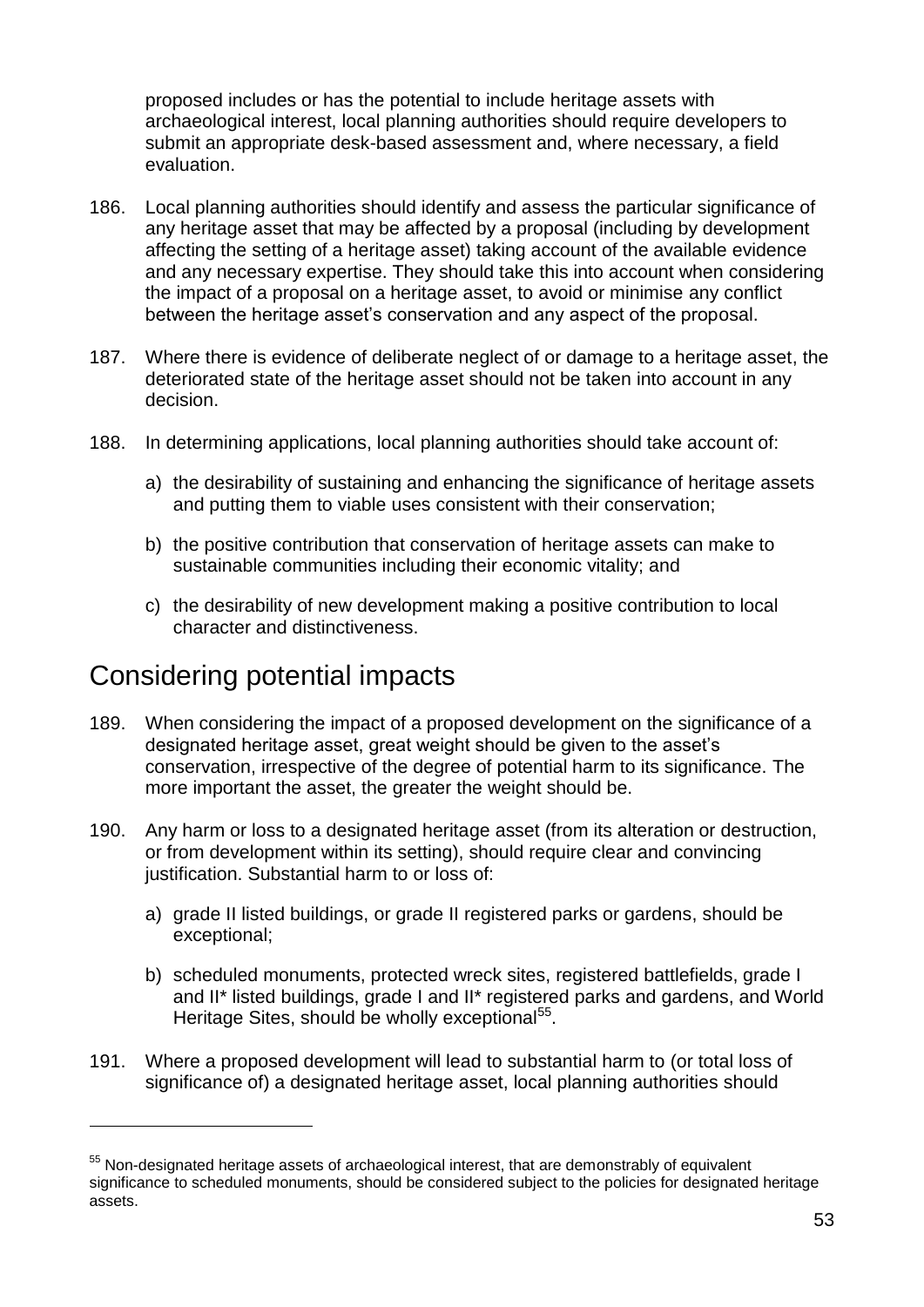proposed includes or has the potential to include heritage assets with archaeological interest, local planning authorities should require developers to submit an appropriate desk-based assessment and, where necessary, a field evaluation.

186. Local planning authorities should identify and assess the particular significance of any heritage asset that may be affected by a proposal (including by development affecting the setting of a heritage asset) taking account of the available evidence and any necessary expertise. They should take this into account when considering the impact of a proposal on a heritage asset, to avoid or minimise any conflict between the heritage asset's conservation and any aspect of the proposal.

187. Where there is evidence of deliberate neglect of or damage to a heritage asset, the deteriorated state of the heritage asset should not be taken into account in any decision.

188. In determining applications, local planning authorities should take account of:

   a) the desirability of sustaining and enhancing the significance of heritage assets and putting them to viable uses consistent with their conservation;

   b) the positive contribution that conservation of heritage assets can make to sustainable communities including their economic vitality; and

   c) the desirability of new development making a positive contribution to local character and distinctiveness.

## Considering potential impacts

189. When considering the impact of a proposed development on the significance of a designated heritage asset, great weight should be given to the asset's conservation, irrespective of the degree of potential harm to its significance. The more important the asset, the greater the weight should be.

190. Any harm or loss to a designated heritage asset (from its alteration or destruction, or from development within its setting), should require clear and convincing justification. Substantial harm to or loss of:

   a) grade II listed buildings, or grade II registered parks or gardens, should be exceptional;

   b) scheduled monuments, protected wreck sites, registered battlefields, grade I and II* listed buildings, grade I and II* registered parks and gardens, and World Heritage Sites, should be wholly exceptional[55].

191. Where a proposed development will lead to substantial harm to (or total loss of significance of) a designated heritage asset, local planning authorities should

---

[55] Non-designated heritage assets of archaeological interest, that are demonstrably of equivalent significance to scheduled monuments, should be considered subject to the policies for designated heritage assets.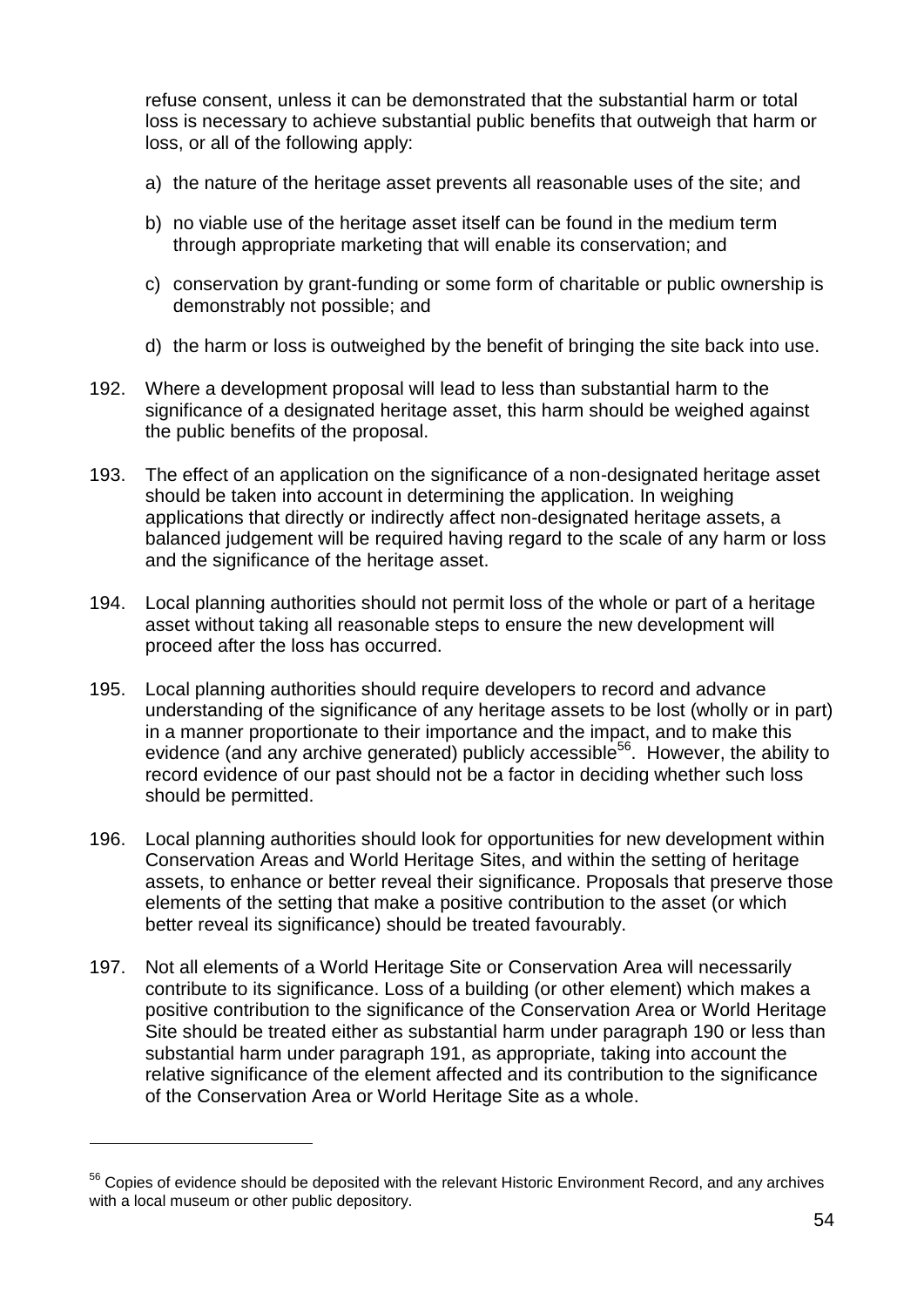refuse consent, unless it can be demonstrated that the substantial harm or total loss is necessary to achieve substantial public benefits that outweigh that harm or loss, or all of the following apply:

a) the nature of the heritage asset prevents all reasonable uses of the site; and

b) no viable use of the heritage asset itself can be found in the medium term through appropriate marketing that will enable its conservation; and

c) conservation by grant-funding or some form of charitable or public ownership is demonstrably not possible; and

d) the harm or loss is outweighed by the benefit of bringing the site back into use.

192. Where a development proposal will lead to less than substantial harm to the significance of a designated heritage asset, this harm should be weighed against the public benefits of the proposal.

193. The effect of an application on the significance of a non-designated heritage asset should be taken into account in determining the application. In weighing applications that directly or indirectly affect non-designated heritage assets, a balanced judgement will be required having regard to the scale of any harm or loss and the significance of the heritage asset.

194. Local planning authorities should not permit loss of the whole or part of a heritage asset without taking all reasonable steps to ensure the new development will proceed after the loss has occurred.

195. Local planning authorities should require developers to record and advance understanding of the significance of any heritage assets to be lost (wholly or in part) in a manner proportionate to their importance and the impact, and to make this evidence (and any archive generated) publicly accessible[56]. However, the ability to record evidence of our past should not be a factor in deciding whether such loss should be permitted.

196. Local planning authorities should look for opportunities for new development within Conservation Areas and World Heritage Sites, and within the setting of heritage assets, to enhance or better reveal their significance. Proposals that preserve those elements of the setting that make a positive contribution to the asset (or which better reveal its significance) should be treated favourably.

197. Not all elements of a World Heritage Site or Conservation Area will necessarily contribute to its significance. Loss of a building (or other element) which makes a positive contribution to the significance of the Conservation Area or World Heritage Site should be treated either as substantial harm under paragraph 190 or less than substantial harm under paragraph 191, as appropriate, taking into account the relative significance of the element affected and its contribution to the significance of the Conservation Area or World Heritage Site as a whole.

---

[56] Copies of evidence should be deposited with the relevant Historic Environment Record, and any archives with a local museum or other public depository.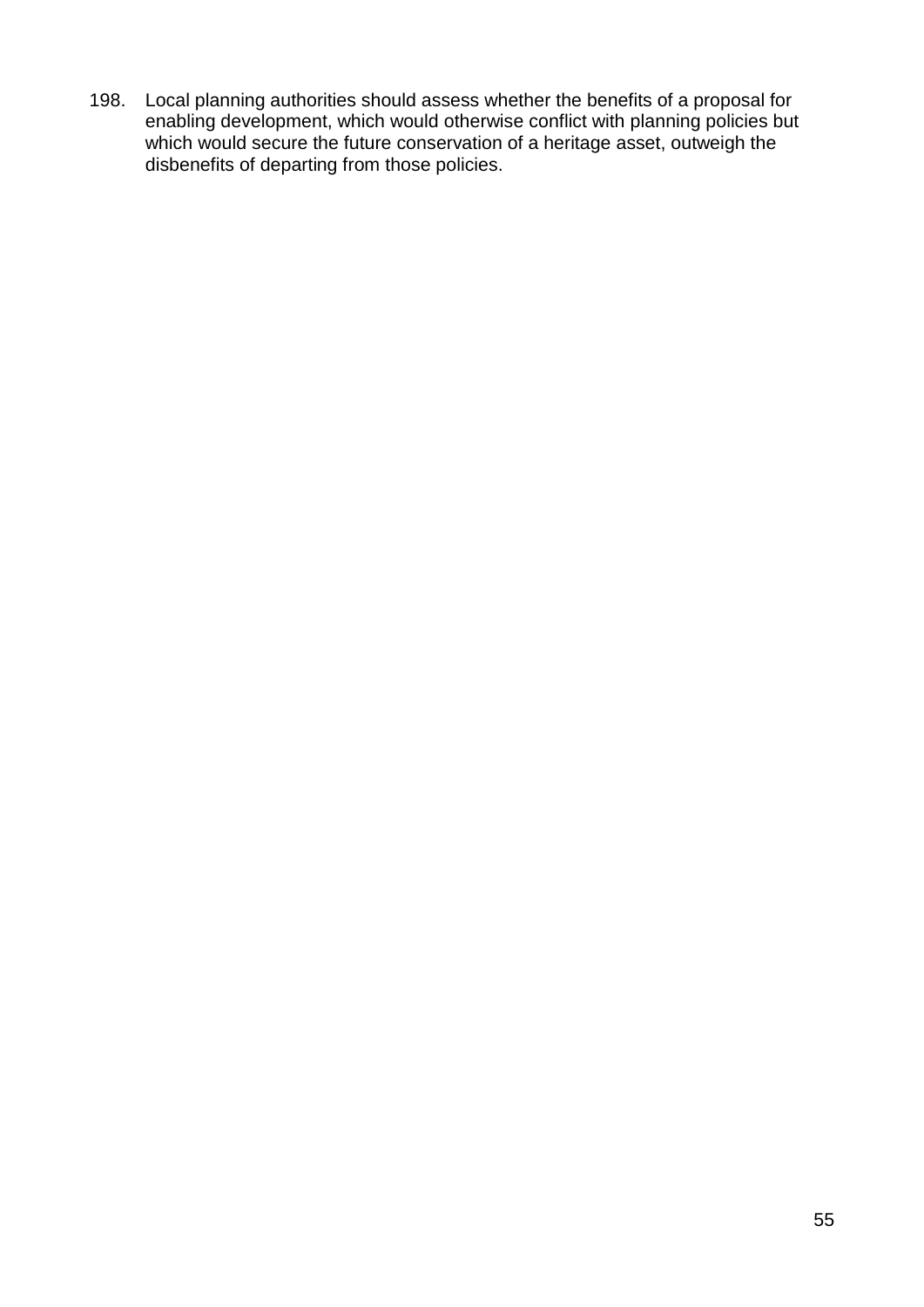198. Local planning authorities should assess whether the benefits of a proposal for enabling development, which would otherwise conflict with planning policies but which would secure the future conservation of a heritage asset, outweigh the disbenefits of departing from those policies.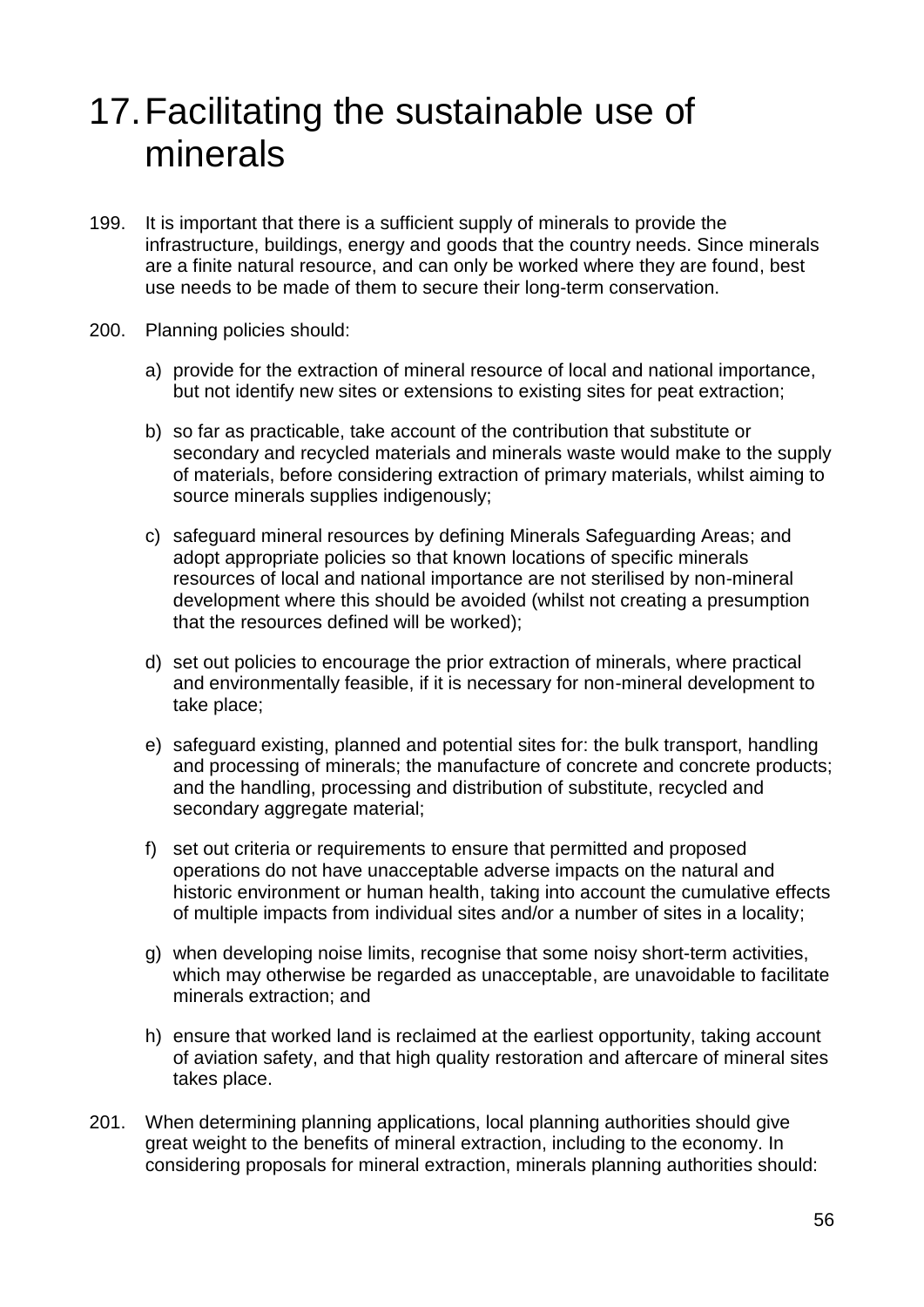# 17. Facilitating the sustainable use of minerals

199. It is important that there is a sufficient supply of minerals to provide the infrastructure, buildings, energy and goods that the country needs. Since minerals are a finite natural resource, and can only be worked where they are found, best use needs to be made of them to secure their long-term conservation.

200. Planning policies should:

   a) provide for the extraction of mineral resource of local and national importance, but not identify new sites or extensions to existing sites for peat extraction;

   b) so far as practicable, take account of the contribution that substitute or secondary and recycled materials and minerals waste would make to the supply of materials, before considering extraction of primary materials, whilst aiming to source minerals supplies indigenously;

   c) safeguard mineral resources by defining Minerals Safeguarding Areas; and adopt appropriate policies so that known locations of specific minerals resources of local and national importance are not sterilised by non-mineral development where this should be avoided (whilst not creating a presumption that the resources defined will be worked);

   d) set out policies to encourage the prior extraction of minerals, where practical and environmentally feasible, if it is necessary for non-mineral development to take place;

   e) safeguard existing, planned and potential sites for: the bulk transport, handling and processing of minerals; the manufacture of concrete and concrete products; and the handling, processing and distribution of substitute, recycled and secondary aggregate material;

   f) set out criteria or requirements to ensure that permitted and proposed operations do not have unacceptable adverse impacts on the natural and historic environment or human health, taking into account the cumulative effects of multiple impacts from individual sites and/or a number of sites in a locality;

   g) when developing noise limits, recognise that some noisy short-term activities, which may otherwise be regarded as unacceptable, are unavoidable to facilitate minerals extraction; and

   h) ensure that worked land is reclaimed at the earliest opportunity, taking account of aviation safety, and that high quality restoration and aftercare of mineral sites takes place.

201. When determining planning applications, local planning authorities should give great weight to the benefits of mineral extraction, including to the economy. In considering proposals for mineral extraction, minerals planning authorities should: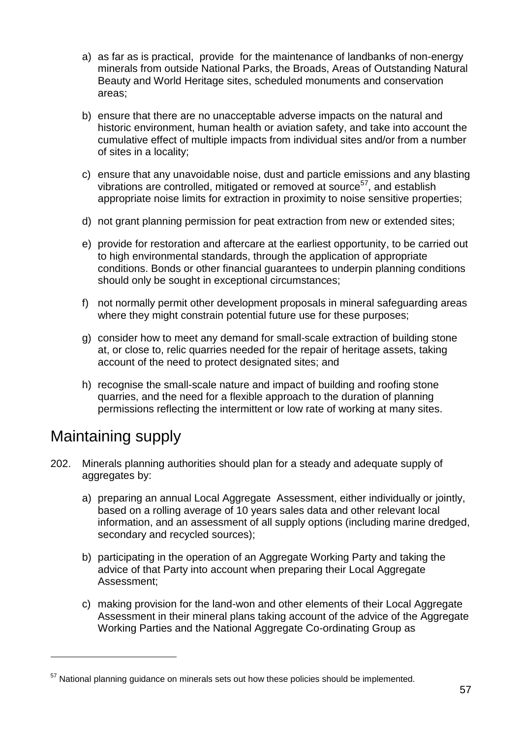a) as far as is practical, provide for the maintenance of landbanks of non-energy minerals from outside National Parks, the Broads, Areas of Outstanding Natural Beauty and World Heritage sites, scheduled monuments and conservation areas;

b) ensure that there are no unacceptable adverse impacts on the natural and historic environment, human health or aviation safety, and take into account the cumulative effect of multiple impacts from individual sites and/or from a number of sites in a locality;

c) ensure that any unavoidable noise, dust and particle emissions and any blasting vibrations are controlled, mitigated or removed at source[57], and establish appropriate noise limits for extraction in proximity to noise sensitive properties;

d) not grant planning permission for peat extraction from new or extended sites;

e) provide for restoration and aftercare at the earliest opportunity, to be carried out to high environmental standards, through the application of appropriate conditions. Bonds or other financial guarantees to underpin planning conditions should only be sought in exceptional circumstances;

f) not normally permit other development proposals in mineral safeguarding areas where they might constrain potential future use for these purposes;

g) consider how to meet any demand for small-scale extraction of building stone at, or close to, relic quarries needed for the repair of heritage assets, taking account of the need to protect designated sites; and

h) recognise the small-scale nature and impact of building and roofing stone quarries, and the need for a flexible approach to the duration of planning permissions reflecting the intermittent or low rate of working at many sites.

## Maintaining supply

202. Minerals planning authorities should plan for a steady and adequate supply of aggregates by:

a) preparing an annual Local Aggregate Assessment, either individually or jointly, based on a rolling average of 10 years sales data and other relevant local information, and an assessment of all supply options (including marine dredged, secondary and recycled sources);

b) participating in the operation of an Aggregate Working Party and taking the advice of that Party into account when preparing their Local Aggregate Assessment;

c) making provision for the land-won and other elements of their Local Aggregate Assessment in their mineral plans taking account of the advice of the Aggregate Working Parties and the National Aggregate Co-ordinating Group as

---

[57] National planning guidance on minerals sets out how these policies should be implemented.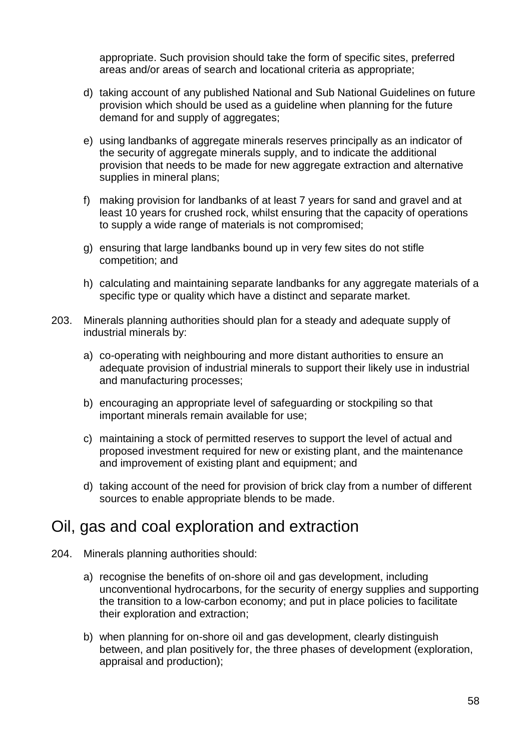appropriate. Such provision should take the form of specific sites, preferred areas and/or areas of search and locational criteria as appropriate;

d) taking account of any published National and Sub National Guidelines on future provision which should be used as a guideline when planning for the future demand for and supply of aggregates;

e) using landbanks of aggregate minerals reserves principally as an indicator of the security of aggregate minerals supply, and to indicate the additional provision that needs to be made for new aggregate extraction and alternative supplies in mineral plans;

f) making provision for landbanks of at least 7 years for sand and gravel and at least 10 years for crushed rock, whilst ensuring that the capacity of operations to supply a wide range of materials is not compromised;

g) ensuring that large landbanks bound up in very few sites do not stifle competition; and

h) calculating and maintaining separate landbanks for any aggregate materials of a specific type or quality which have a distinct and separate market.

203. Minerals planning authorities should plan for a steady and adequate supply of industrial minerals by:

a) co-operating with neighbouring and more distant authorities to ensure an adequate provision of industrial minerals to support their likely use in industrial and manufacturing processes;

b) encouraging an appropriate level of safeguarding or stockpiling so that important minerals remain available for use;

c) maintaining a stock of permitted reserves to support the level of actual and proposed investment required for new or existing plant, and the maintenance and improvement of existing plant and equipment; and

d) taking account of the need for provision of brick clay from a number of different sources to enable appropriate blends to be made.

## Oil, gas and coal exploration and extraction

204. Minerals planning authorities should:

a) recognise the benefits of on-shore oil and gas development, including unconventional hydrocarbons, for the security of energy supplies and supporting the transition to a low-carbon economy; and put in place policies to facilitate their exploration and extraction;

b) when planning for on-shore oil and gas development, clearly distinguish between, and plan positively for, the three phases of development (exploration, appraisal and production);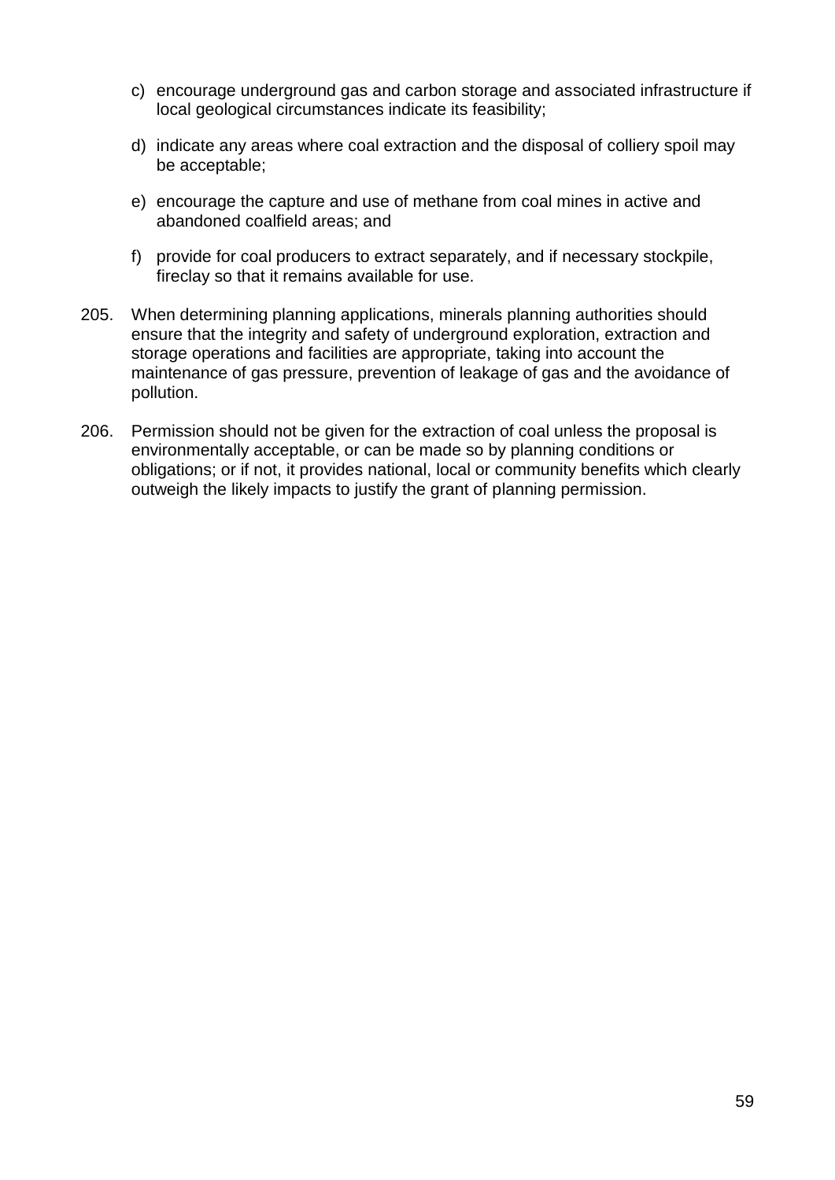c) encourage underground gas and carbon storage and associated infrastructure if local geological circumstances indicate its feasibility;

d) indicate any areas where coal extraction and the disposal of colliery spoil may be acceptable;

e) encourage the capture and use of methane from coal mines in active and abandoned coalfield areas; and

f) provide for coal producers to extract separately, and if necessary stockpile, fireclay so that it remains available for use.

205. When determining planning applications, minerals planning authorities should ensure that the integrity and safety of underground exploration, extraction and storage operations and facilities are appropriate, taking into account the maintenance of gas pressure, prevention of leakage of gas and the avoidance of pollution.

206. Permission should not be given for the extraction of coal unless the proposal is environmentally acceptable, or can be made so by planning conditions or obligations; or if not, it provides national, local or community benefits which clearly outweigh the likely impacts to justify the grant of planning permission.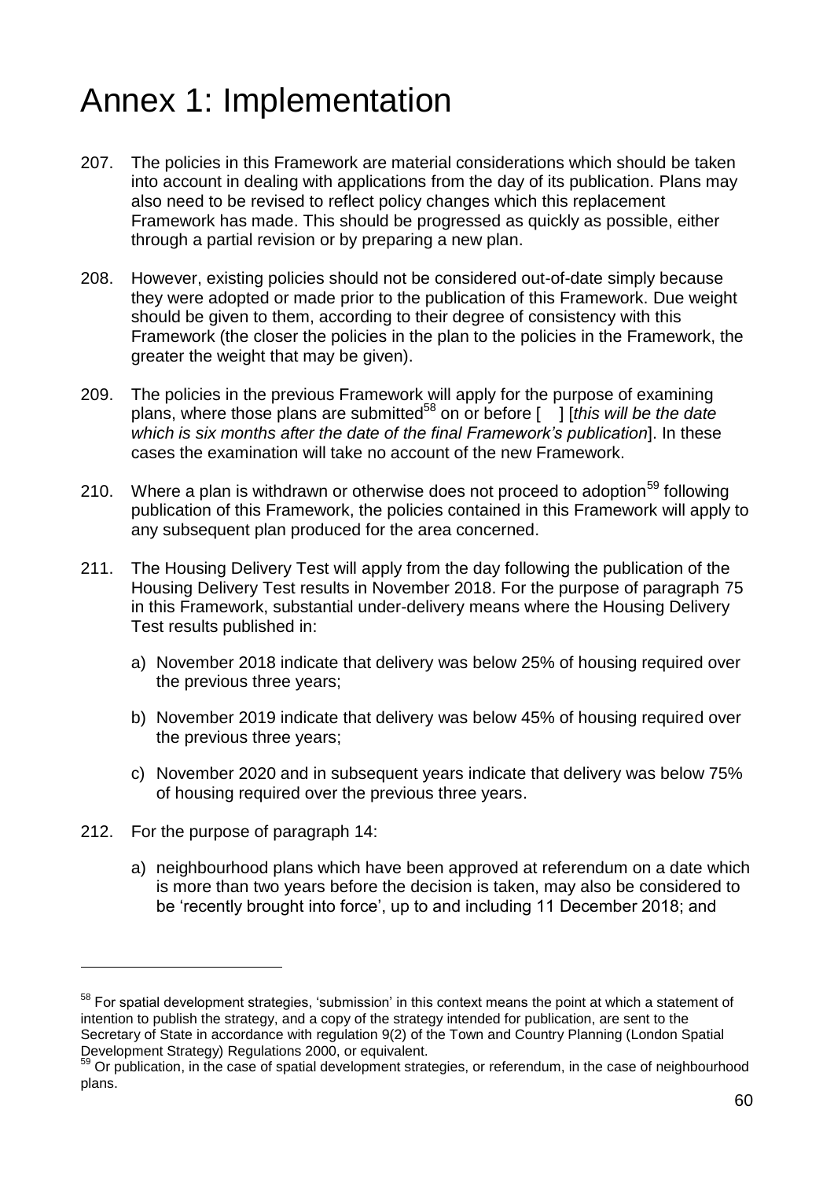# Annex 1: Implementation

207. The policies in this Framework are material considerations which should be taken into account in dealing with applications from the day of its publication. Plans may also need to be revised to reflect policy changes which this replacement Framework has made. This should be progressed as quickly as possible, either through a partial revision or by preparing a new plan.

208. However, existing policies should not be considered out-of-date simply because they were adopted or made prior to the publication of this Framework. Due weight should be given to them, according to their degree of consistency with this Framework (the closer the policies in the plan to the policies in the Framework, the greater the weight that may be given).

209. The policies in the previous Framework will apply for the purpose of examining plans, where those plans are submitted[58] on or before [ ] [*this will be the date which is six months after the date of the final Framework's publication*]. In these cases the examination will take no account of the new Framework.

210. Where a plan is withdrawn or otherwise does not proceed to adoption[59] following publication of this Framework, the policies contained in this Framework will apply to any subsequent plan produced for the area concerned.

211. The Housing Delivery Test will apply from the day following the publication of the Housing Delivery Test results in November 2018. For the purpose of paragraph 75 in this Framework, substantial under-delivery means where the Housing Delivery Test results published in:

    a) November 2018 indicate that delivery was below 25% of housing required over the previous three years;

    b) November 2019 indicate that delivery was below 45% of housing required over the previous three years;

    c) November 2020 and in subsequent years indicate that delivery was below 75% of housing required over the previous three years.

212. For the purpose of paragraph 14:

    a) neighbourhood plans which have been approved at referendum on a date which is more than two years before the decision is taken, may also be considered to be 'recently brought into force', up to and including 11 December 2018; and

---

[58] For spatial development strategies, 'submission' in this context means the point at which a statement of intention to publish the strategy, and a copy of the strategy intended for publication, are sent to the Secretary of State in accordance with regulation 9(2) of the Town and Country Planning (London Spatial Development Strategy) Regulations 2000, or equivalent.

[59] Or publication, in the case of spatial development strategies, or referendum, in the case of neighbourhood plans.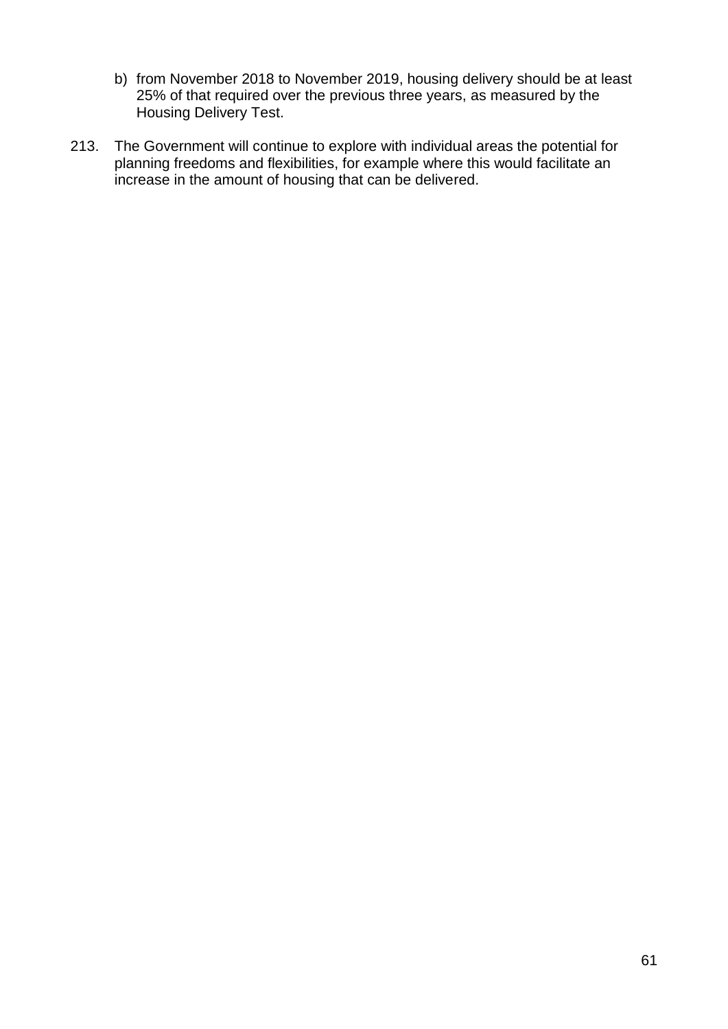b) from November 2018 to November 2019, housing delivery should be at least 25% of that required over the previous three years, as measured by the Housing Delivery Test.

213. The Government will continue to explore with individual areas the potential for planning freedoms and flexibilities, for example where this would facilitate an increase in the amount of housing that can be delivered.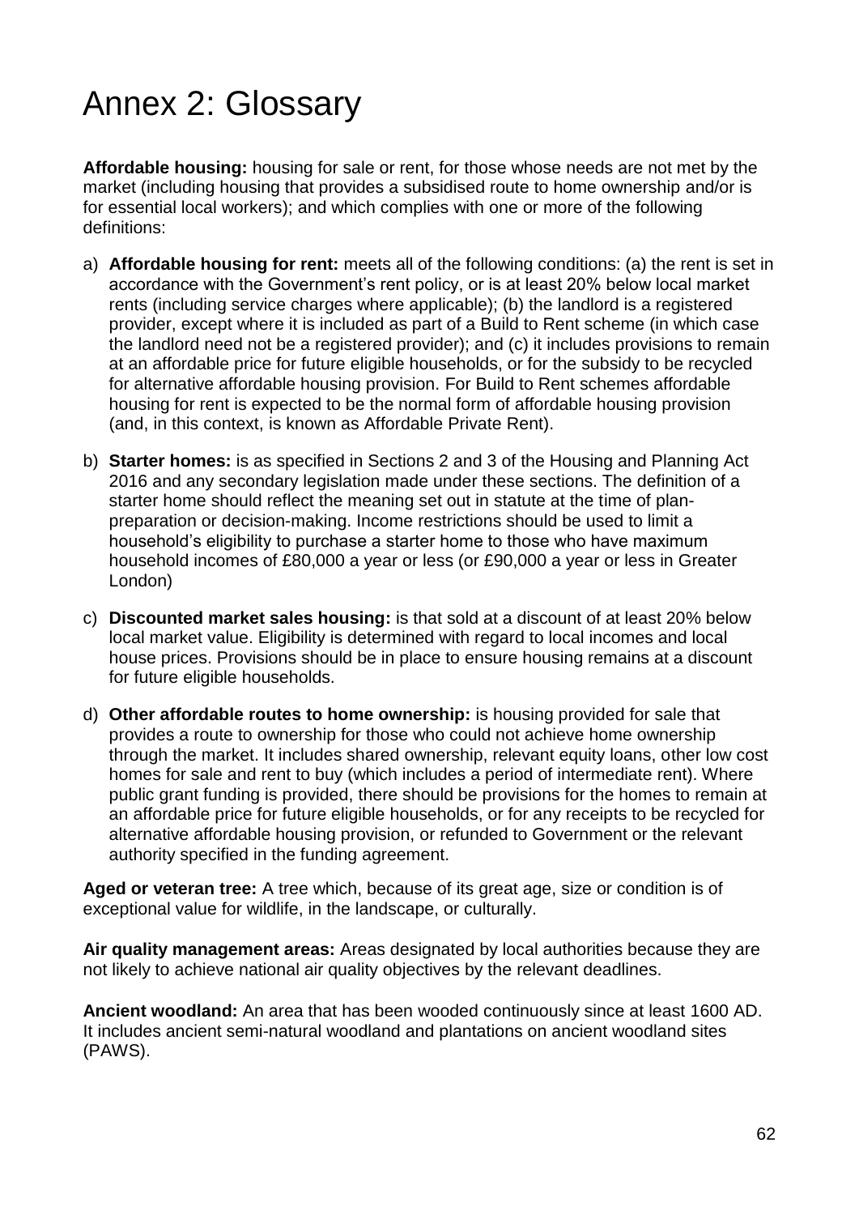# Annex 2: Glossary

**Affordable housing:** housing for sale or rent, for those whose needs are not met by the market (including housing that provides a subsidised route to home ownership and/or is for essential local workers); and which complies with one or more of the following definitions:

a) **Affordable housing for rent:** meets all of the following conditions: (a) the rent is set in accordance with the Government's rent policy, or is at least 20% below local market rents (including service charges where applicable); (b) the landlord is a registered provider, except where it is included as part of a Build to Rent scheme (in which case the landlord need not be a registered provider); and (c) it includes provisions to remain at an affordable price for future eligible households, or for the subsidy to be recycled for alternative affordable housing provision. For Build to Rent schemes affordable housing for rent is expected to be the normal form of affordable housing provision (and, in this context, is known as Affordable Private Rent).

b) **Starter homes:** is as specified in Sections 2 and 3 of the Housing and Planning Act 2016 and any secondary legislation made under these sections. The definition of a starter home should reflect the meaning set out in statute at the time of plan-preparation or decision-making. Income restrictions should be used to limit a household's eligibility to purchase a starter home to those who have maximum household incomes of £80,000 a year or less (or £90,000 a year or less in Greater London)

c) **Discounted market sales housing:** is that sold at a discount of at least 20% below local market value. Eligibility is determined with regard to local incomes and local house prices. Provisions should be in place to ensure housing remains at a discount for future eligible households.

d) **Other affordable routes to home ownership:** is housing provided for sale that provides a route to ownership for those who could not achieve home ownership through the market. It includes shared ownership, relevant equity loans, other low cost homes for sale and rent to buy (which includes a period of intermediate rent). Where public grant funding is provided, there should be provisions for the homes to remain at an affordable price for future eligible households, or for any receipts to be recycled for alternative affordable housing provision, or refunded to Government or the relevant authority specified in the funding agreement.

**Aged or veteran tree:** A tree which, because of its great age, size or condition is of exceptional value for wildlife, in the landscape, or culturally.

**Air quality management areas:** Areas designated by local authorities because they are not likely to achieve national air quality objectives by the relevant deadlines.

**Ancient woodland:** An area that has been wooded continuously since at least 1600 AD. It includes ancient semi-natural woodland and plantations on ancient woodland sites (PAWS).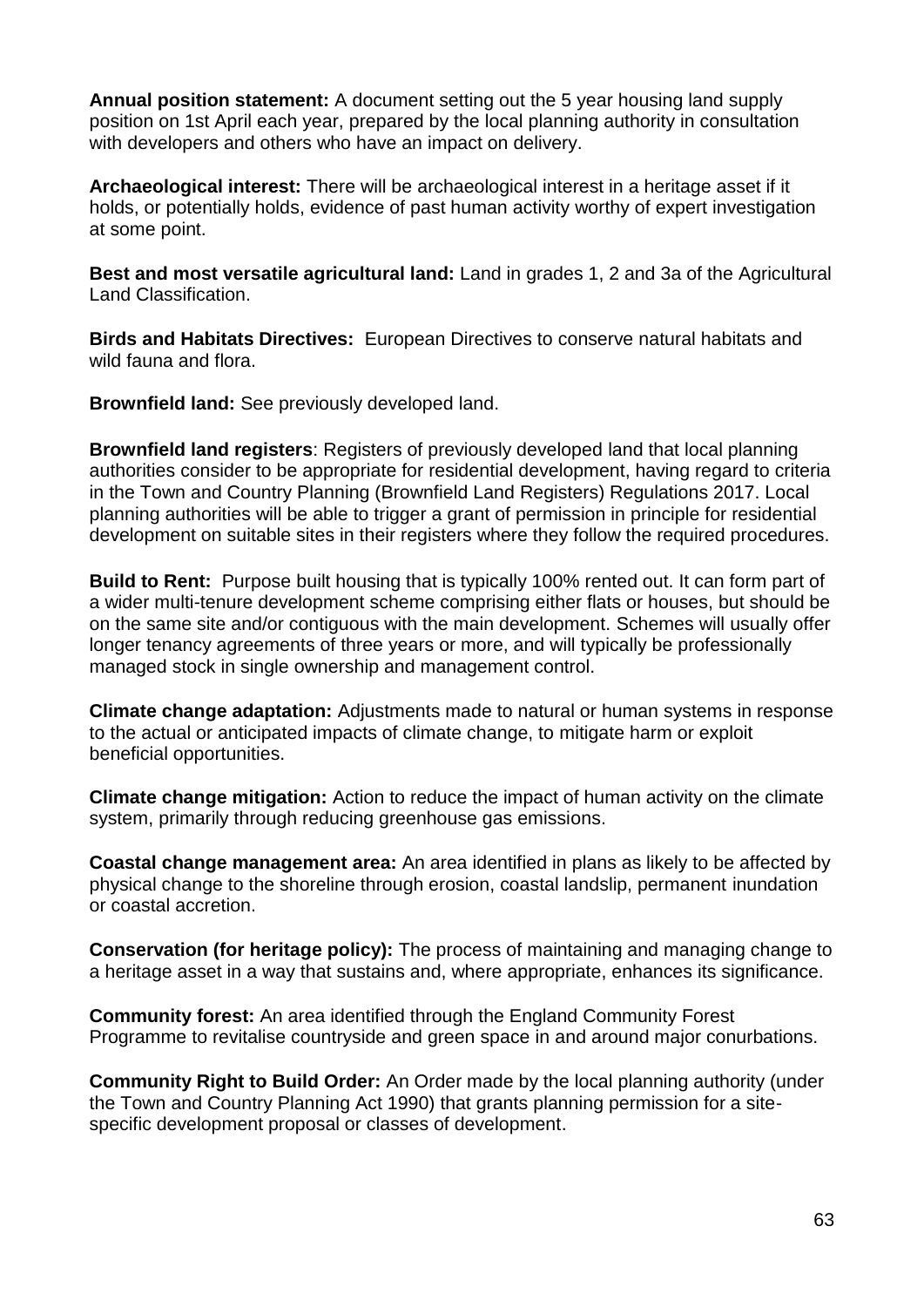**Annual position statement:** A document setting out the 5 year housing land supply position on 1st April each year, prepared by the local planning authority in consultation with developers and others who have an impact on delivery.

**Archaeological interest:** There will be archaeological interest in a heritage asset if it holds, or potentially holds, evidence of past human activity worthy of expert investigation at some point.

**Best and most versatile agricultural land:** Land in grades 1, 2 and 3a of the Agricultural Land Classification.

**Birds and Habitats Directives:** European Directives to conserve natural habitats and wild fauna and flora.

**Brownfield land:** See previously developed land.

**Brownfield land registers**: Registers of previously developed land that local planning authorities consider to be appropriate for residential development, having regard to criteria in the Town and Country Planning (Brownfield Land Registers) Regulations 2017. Local planning authorities will be able to trigger a grant of permission in principle for residential development on suitable sites in their registers where they follow the required procedures.

**Build to Rent:** Purpose built housing that is typically 100% rented out. It can form part of a wider multi-tenure development scheme comprising either flats or houses, but should be on the same site and/or contiguous with the main development. Schemes will usually offer longer tenancy agreements of three years or more, and will typically be professionally managed stock in single ownership and management control.

**Climate change adaptation:** Adjustments made to natural or human systems in response to the actual or anticipated impacts of climate change, to mitigate harm or exploit beneficial opportunities.

**Climate change mitigation:** Action to reduce the impact of human activity on the climate system, primarily through reducing greenhouse gas emissions.

**Coastal change management area:** An area identified in plans as likely to be affected by physical change to the shoreline through erosion, coastal landslip, permanent inundation or coastal accretion.

**Conservation (for heritage policy):** The process of maintaining and managing change to a heritage asset in a way that sustains and, where appropriate, enhances its significance.

**Community forest:** An area identified through the England Community Forest Programme to revitalise countryside and green space in and around major conurbations.

**Community Right to Build Order:** An Order made by the local planning authority (under the Town and Country Planning Act 1990) that grants planning permission for a site-specific development proposal or classes of development.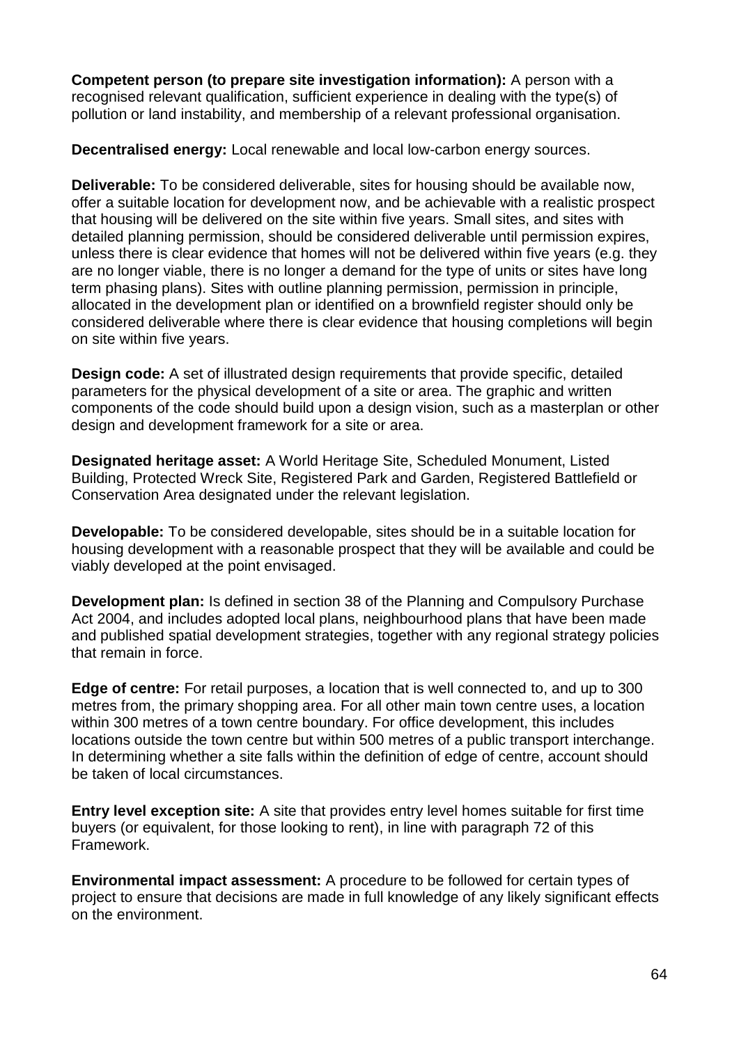**Competent person (to prepare site investigation information):** A person with a recognised relevant qualification, sufficient experience in dealing with the type(s) of pollution or land instability, and membership of a relevant professional organisation.

**Decentralised energy:** Local renewable and local low-carbon energy sources.

**Deliverable:** To be considered deliverable, sites for housing should be available now, offer a suitable location for development now, and be achievable with a realistic prospect that housing will be delivered on the site within five years. Small sites, and sites with detailed planning permission, should be considered deliverable until permission expires, unless there is clear evidence that homes will not be delivered within five years (e.g. they are no longer viable, there is no longer a demand for the type of units or sites have long term phasing plans). Sites with outline planning permission, permission in principle, allocated in the development plan or identified on a brownfield register should only be considered deliverable where there is clear evidence that housing completions will begin on site within five years.

**Design code:** A set of illustrated design requirements that provide specific, detailed parameters for the physical development of a site or area. The graphic and written components of the code should build upon a design vision, such as a masterplan or other design and development framework for a site or area.

**Designated heritage asset:** A World Heritage Site, Scheduled Monument, Listed Building, Protected Wreck Site, Registered Park and Garden, Registered Battlefield or Conservation Area designated under the relevant legislation.

**Developable:** To be considered developable, sites should be in a suitable location for housing development with a reasonable prospect that they will be available and could be viably developed at the point envisaged.

**Development plan:** Is defined in section 38 of the Planning and Compulsory Purchase Act 2004, and includes adopted local plans, neighbourhood plans that have been made and published spatial development strategies, together with any regional strategy policies that remain in force.

**Edge of centre:** For retail purposes, a location that is well connected to, and up to 300 metres from, the primary shopping area. For all other main town centre uses, a location within 300 metres of a town centre boundary. For office development, this includes locations outside the town centre but within 500 metres of a public transport interchange. In determining whether a site falls within the definition of edge of centre, account should be taken of local circumstances.

**Entry level exception site:** A site that provides entry level homes suitable for first time buyers (or equivalent, for those looking to rent), in line with paragraph 72 of this Framework.

**Environmental impact assessment:** A procedure to be followed for certain types of project to ensure that decisions are made in full knowledge of any likely significant effects on the environment.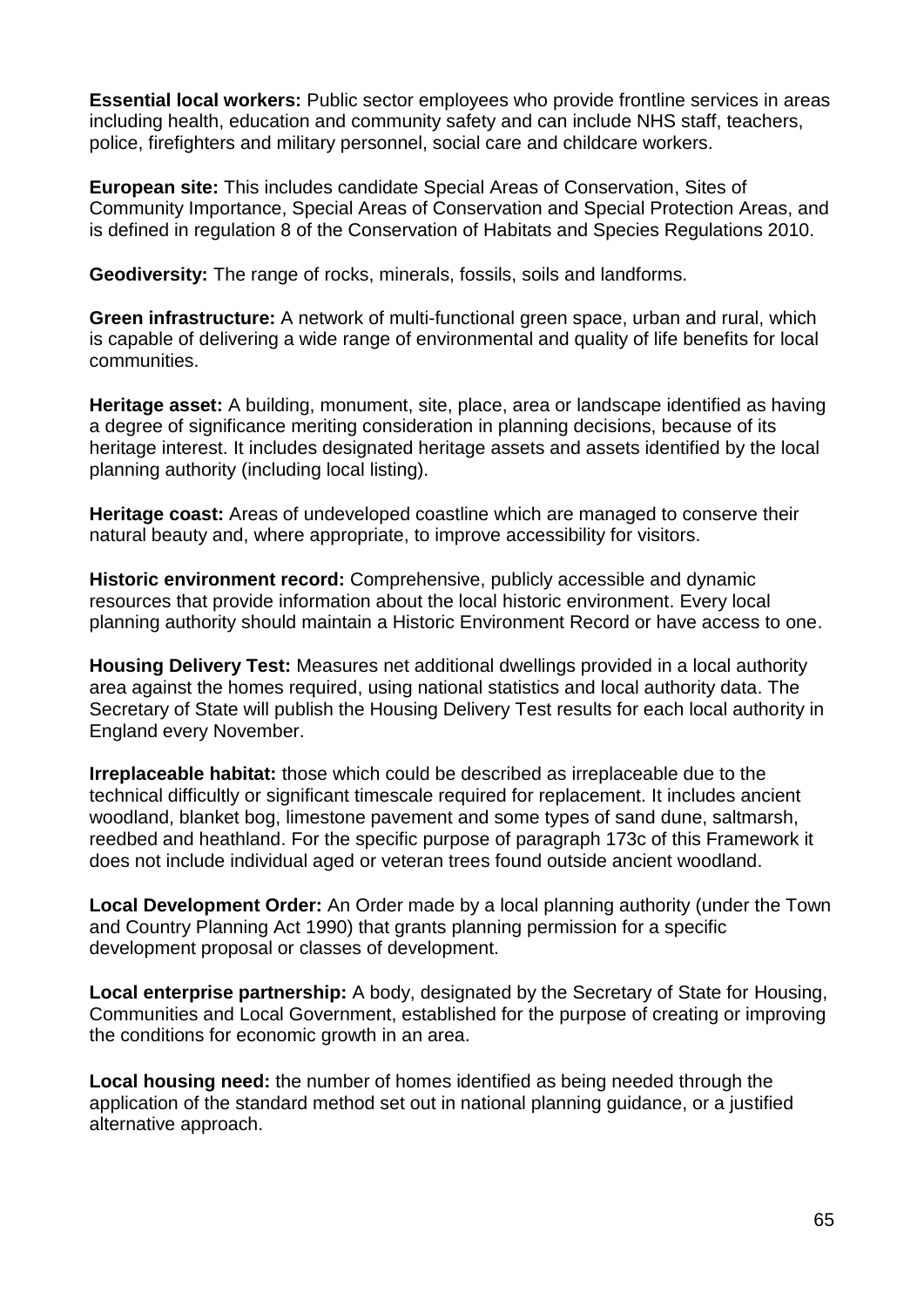**Essential local workers:** Public sector employees who provide frontline services in areas including health, education and community safety and can include NHS staff, teachers, police, firefighters and military personnel, social care and childcare workers.

**European site:** This includes candidate Special Areas of Conservation, Sites of Community Importance, Special Areas of Conservation and Special Protection Areas, and is defined in regulation 8 of the Conservation of Habitats and Species Regulations 2010.

**Geodiversity:** The range of rocks, minerals, fossils, soils and landforms.

**Green infrastructure:** A network of multi-functional green space, urban and rural, which is capable of delivering a wide range of environmental and quality of life benefits for local communities.

**Heritage asset:** A building, monument, site, place, area or landscape identified as having a degree of significance meriting consideration in planning decisions, because of its heritage interest. It includes designated heritage assets and assets identified by the local planning authority (including local listing).

**Heritage coast:** Areas of undeveloped coastline which are managed to conserve their natural beauty and, where appropriate, to improve accessibility for visitors.

**Historic environment record:** Comprehensive, publicly accessible and dynamic resources that provide information about the local historic environment. Every local planning authority should maintain a Historic Environment Record or have access to one.

**Housing Delivery Test:** Measures net additional dwellings provided in a local authority area against the homes required, using national statistics and local authority data. The Secretary of State will publish the Housing Delivery Test results for each local authority in England every November.

**Irreplaceable habitat:** those which could be described as irreplaceable due to the technical difficultly or significant timescale required for replacement. It includes ancient woodland, blanket bog, limestone pavement and some types of sand dune, saltmarsh, reedbed and heathland. For the specific purpose of paragraph 173c of this Framework it does not include individual aged or veteran trees found outside ancient woodland.

**Local Development Order:** An Order made by a local planning authority (under the Town and Country Planning Act 1990) that grants planning permission for a specific development proposal or classes of development.

**Local enterprise partnership:** A body, designated by the Secretary of State for Housing, Communities and Local Government, established for the purpose of creating or improving the conditions for economic growth in an area.

**Local housing need:** the number of homes identified as being needed through the application of the standard method set out in national planning guidance, or a justified alternative approach.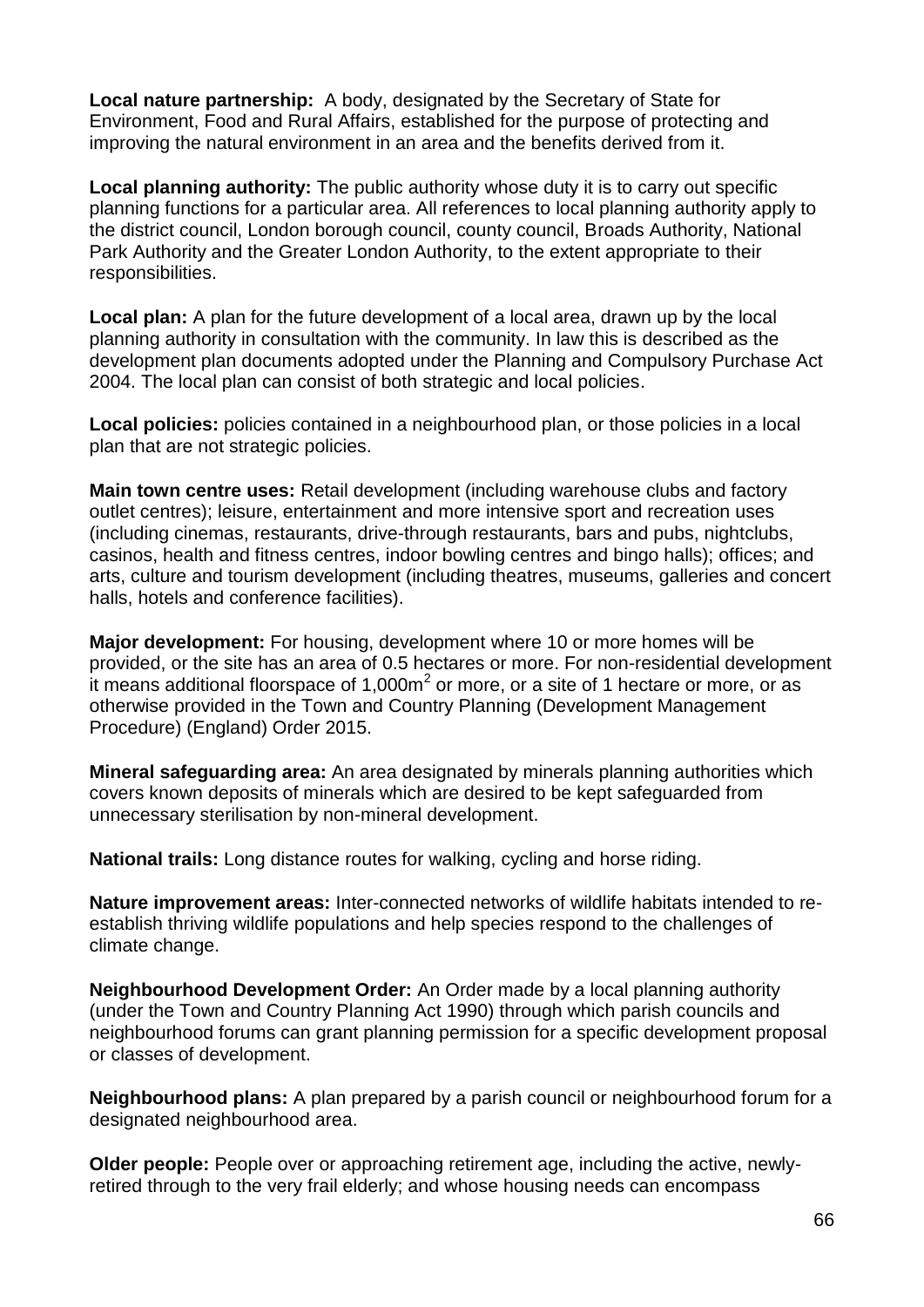**Local nature partnership:** A body, designated by the Secretary of State for Environment, Food and Rural Affairs, established for the purpose of protecting and improving the natural environment in an area and the benefits derived from it.

**Local planning authority:** The public authority whose duty it is to carry out specific planning functions for a particular area. All references to local planning authority apply to the district council, London borough council, county council, Broads Authority, National Park Authority and the Greater London Authority, to the extent appropriate to their responsibilities.

**Local plan:** A plan for the future development of a local area, drawn up by the local planning authority in consultation with the community. In law this is described as the development plan documents adopted under the Planning and Compulsory Purchase Act 2004. The local plan can consist of both strategic and local policies.

**Local policies:** policies contained in a neighbourhood plan, or those policies in a local plan that are not strategic policies.

**Main town centre uses:** Retail development (including warehouse clubs and factory outlet centres); leisure, entertainment and more intensive sport and recreation uses (including cinemas, restaurants, drive-through restaurants, bars and pubs, nightclubs, casinos, health and fitness centres, indoor bowling centres and bingo halls); offices; and arts, culture and tourism development (including theatres, museums, galleries and concert halls, hotels and conference facilities).

**Major development:** For housing, development where 10 or more homes will be provided, or the site has an area of 0.5 hectares or more. For non-residential development it means additional floorspace of $1{,}000m^2$ or more, or a site of 1 hectare or more, or as otherwise provided in the Town and Country Planning (Development Management Procedure) (England) Order 2015.

**Mineral safeguarding area:** An area designated by minerals planning authorities which covers known deposits of minerals which are desired to be kept safeguarded from unnecessary sterilisation by non-mineral development.

**National trails:** Long distance routes for walking, cycling and horse riding.

**Nature improvement areas:** Inter-connected networks of wildlife habitats intended to re-establish thriving wildlife populations and help species respond to the challenges of climate change.

**Neighbourhood Development Order:** An Order made by a local planning authority (under the Town and Country Planning Act 1990) through which parish councils and neighbourhood forums can grant planning permission for a specific development proposal or classes of development.

**Neighbourhood plans:** A plan prepared by a parish council or neighbourhood forum for a designated neighbourhood area.

**Older people:** People over or approaching retirement age, including the active, newly-retired through to the very frail elderly; and whose housing needs can encompass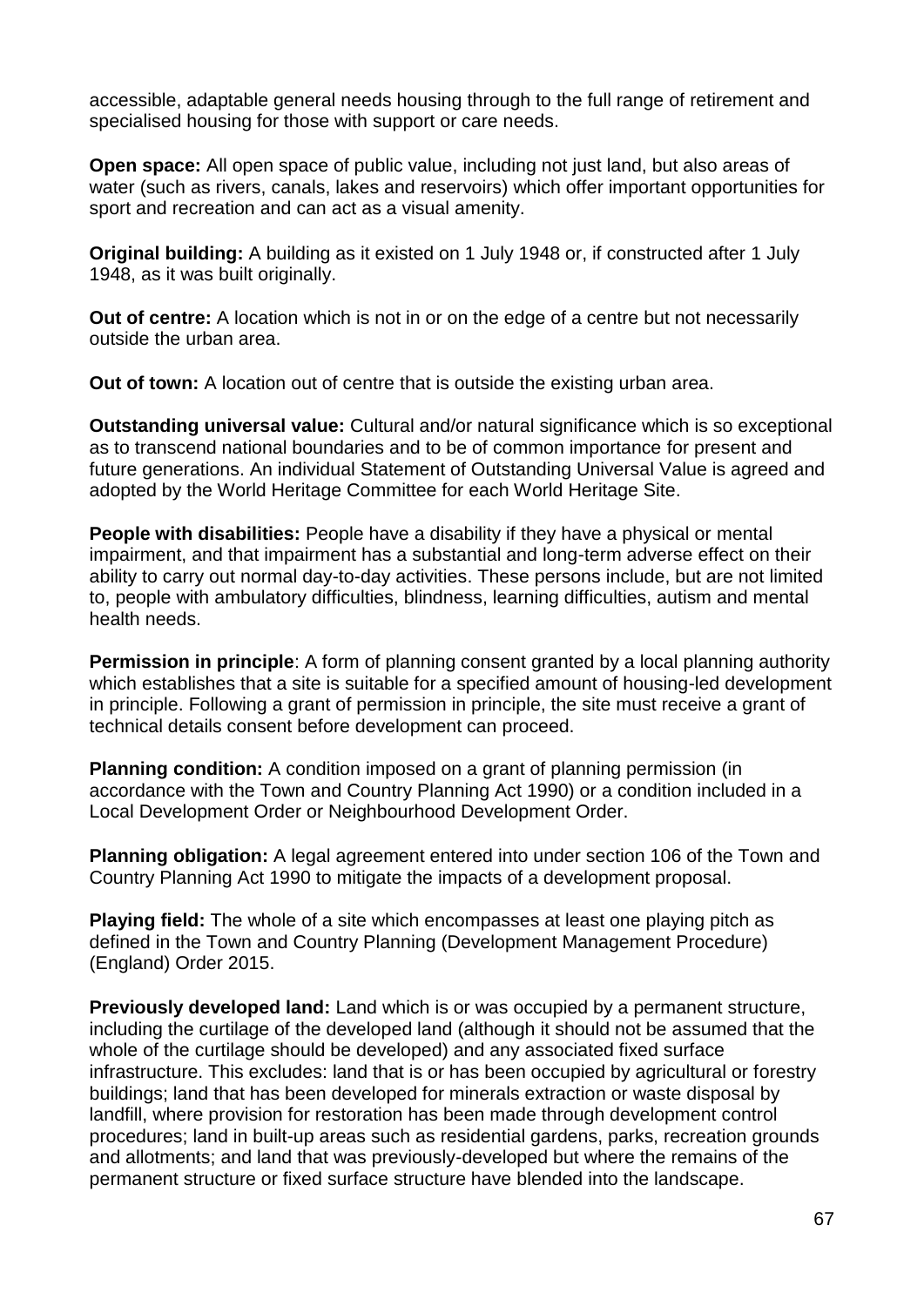accessible, adaptable general needs housing through to the full range of retirement and specialised housing for those with support or care needs.

**Open space:** All open space of public value, including not just land, but also areas of water (such as rivers, canals, lakes and reservoirs) which offer important opportunities for sport and recreation and can act as a visual amenity.

**Original building:** A building as it existed on 1 July 1948 or, if constructed after 1 July 1948, as it was built originally.

**Out of centre:** A location which is not in or on the edge of a centre but not necessarily outside the urban area.

**Out of town:** A location out of centre that is outside the existing urban area.

**Outstanding universal value:** Cultural and/or natural significance which is so exceptional as to transcend national boundaries and to be of common importance for present and future generations. An individual Statement of Outstanding Universal Value is agreed and adopted by the World Heritage Committee for each World Heritage Site.

**People with disabilities:** People have a disability if they have a physical or mental impairment, and that impairment has a substantial and long-term adverse effect on their ability to carry out normal day-to-day activities. These persons include, but are not limited to, people with ambulatory difficulties, blindness, learning difficulties, autism and mental health needs.

**Permission in principle**: A form of planning consent granted by a local planning authority which establishes that a site is suitable for a specified amount of housing-led development in principle. Following a grant of permission in principle, the site must receive a grant of technical details consent before development can proceed.

**Planning condition:** A condition imposed on a grant of planning permission (in accordance with the Town and Country Planning Act 1990) or a condition included in a Local Development Order or Neighbourhood Development Order.

**Planning obligation:** A legal agreement entered into under section 106 of the Town and Country Planning Act 1990 to mitigate the impacts of a development proposal.

**Playing field:** The whole of a site which encompasses at least one playing pitch as defined in the Town and Country Planning (Development Management Procedure) (England) Order 2015.

**Previously developed land:** Land which is or was occupied by a permanent structure, including the curtilage of the developed land (although it should not be assumed that the whole of the curtilage should be developed) and any associated fixed surface infrastructure. This excludes: land that is or has been occupied by agricultural or forestry buildings; land that has been developed for minerals extraction or waste disposal by landfill, where provision for restoration has been made through development control procedures; land in built-up areas such as residential gardens, parks, recreation grounds and allotments; and land that was previously-developed but where the remains of the permanent structure or fixed surface structure have blended into the landscape.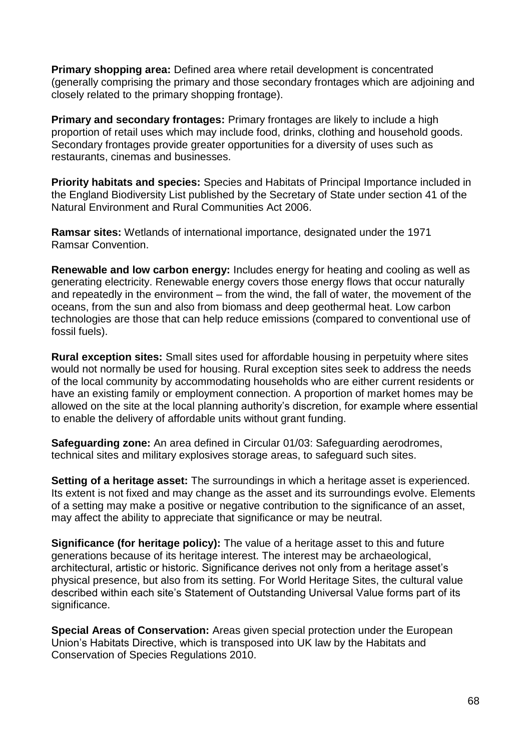**Primary shopping area:** Defined area where retail development is concentrated (generally comprising the primary and those secondary frontages which are adjoining and closely related to the primary shopping frontage).

**Primary and secondary frontages:** Primary frontages are likely to include a high proportion of retail uses which may include food, drinks, clothing and household goods. Secondary frontages provide greater opportunities for a diversity of uses such as restaurants, cinemas and businesses.

**Priority habitats and species:** Species and Habitats of Principal Importance included in the England Biodiversity List published by the Secretary of State under section 41 of the Natural Environment and Rural Communities Act 2006.

**Ramsar sites:** Wetlands of international importance, designated under the 1971 Ramsar Convention.

**Renewable and low carbon energy:** Includes energy for heating and cooling as well as generating electricity. Renewable energy covers those energy flows that occur naturally and repeatedly in the environment – from the wind, the fall of water, the movement of the oceans, from the sun and also from biomass and deep geothermal heat. Low carbon technologies are those that can help reduce emissions (compared to conventional use of fossil fuels).

**Rural exception sites:** Small sites used for affordable housing in perpetuity where sites would not normally be used for housing. Rural exception sites seek to address the needs of the local community by accommodating households who are either current residents or have an existing family or employment connection. A proportion of market homes may be allowed on the site at the local planning authority's discretion, for example where essential to enable the delivery of affordable units without grant funding.

**Safeguarding zone:** An area defined in Circular 01/03: Safeguarding aerodromes, technical sites and military explosives storage areas, to safeguard such sites.

**Setting of a heritage asset:** The surroundings in which a heritage asset is experienced. Its extent is not fixed and may change as the asset and its surroundings evolve. Elements of a setting may make a positive or negative contribution to the significance of an asset, may affect the ability to appreciate that significance or may be neutral.

**Significance (for heritage policy):** The value of a heritage asset to this and future generations because of its heritage interest. The interest may be archaeological, architectural, artistic or historic. Significance derives not only from a heritage asset's physical presence, but also from its setting. For World Heritage Sites, the cultural value described within each site's Statement of Outstanding Universal Value forms part of its significance.

**Special Areas of Conservation:** Areas given special protection under the European Union's Habitats Directive, which is transposed into UK law by the Habitats and Conservation of Species Regulations 2010.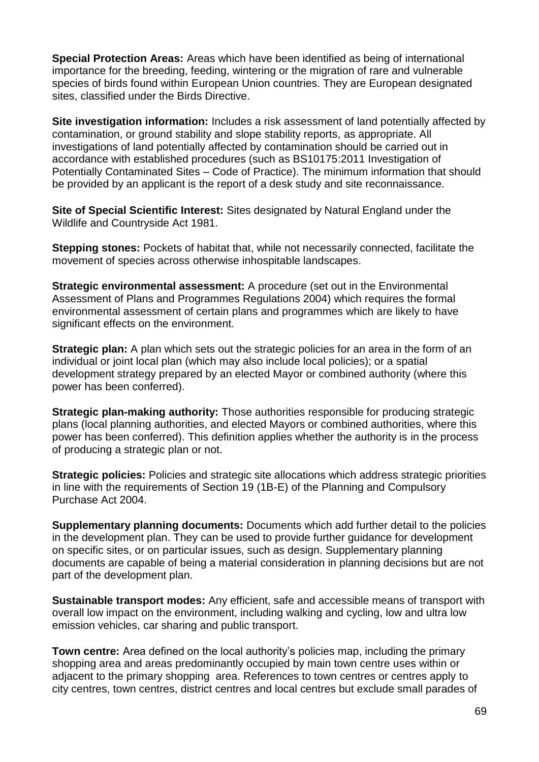**Special Protection Areas:** Areas which have been identified as being of international importance for the breeding, feeding, wintering or the migration of rare and vulnerable species of birds found within European Union countries. They are European designated sites, classified under the Birds Directive.

**Site investigation information:** Includes a risk assessment of land potentially affected by contamination, or ground stability and slope stability reports, as appropriate. All investigations of land potentially affected by contamination should be carried out in accordance with established procedures (such as BS10175:2011 Investigation of Potentially Contaminated Sites – Code of Practice). The minimum information that should be provided by an applicant is the report of a desk study and site reconnaissance.

**Site of Special Scientific Interest:** Sites designated by Natural England under the Wildlife and Countryside Act 1981.

**Stepping stones:** Pockets of habitat that, while not necessarily connected, facilitate the movement of species across otherwise inhospitable landscapes.

**Strategic environmental assessment:** A procedure (set out in the Environmental Assessment of Plans and Programmes Regulations 2004) which requires the formal environmental assessment of certain plans and programmes which are likely to have significant effects on the environment.

**Strategic plan:** A plan which sets out the strategic policies for an area in the form of an individual or joint local plan (which may also include local policies); or a spatial development strategy prepared by an elected Mayor or combined authority (where this power has been conferred).

**Strategic plan-making authority:** Those authorities responsible for producing strategic plans (local planning authorities, and elected Mayors or combined authorities, where this power has been conferred). This definition applies whether the authority is in the process of producing a strategic plan or not.

**Strategic policies:** Policies and strategic site allocations which address strategic priorities in line with the requirements of Section 19 (1B-E) of the Planning and Compulsory Purchase Act 2004.

**Supplementary planning documents:** Documents which add further detail to the policies in the development plan. They can be used to provide further guidance for development on specific sites, or on particular issues, such as design. Supplementary planning documents are capable of being a material consideration in planning decisions but are not part of the development plan.

**Sustainable transport modes:** Any efficient, safe and accessible means of transport with overall low impact on the environment, including walking and cycling, low and ultra low emission vehicles, car sharing and public transport.

**Town centre:** Area defined on the local authority's policies map, including the primary shopping area and areas predominantly occupied by main town centre uses within or adjacent to the primary shopping area. References to town centres or centres apply to city centres, town centres, district centres and local centres but exclude small parades of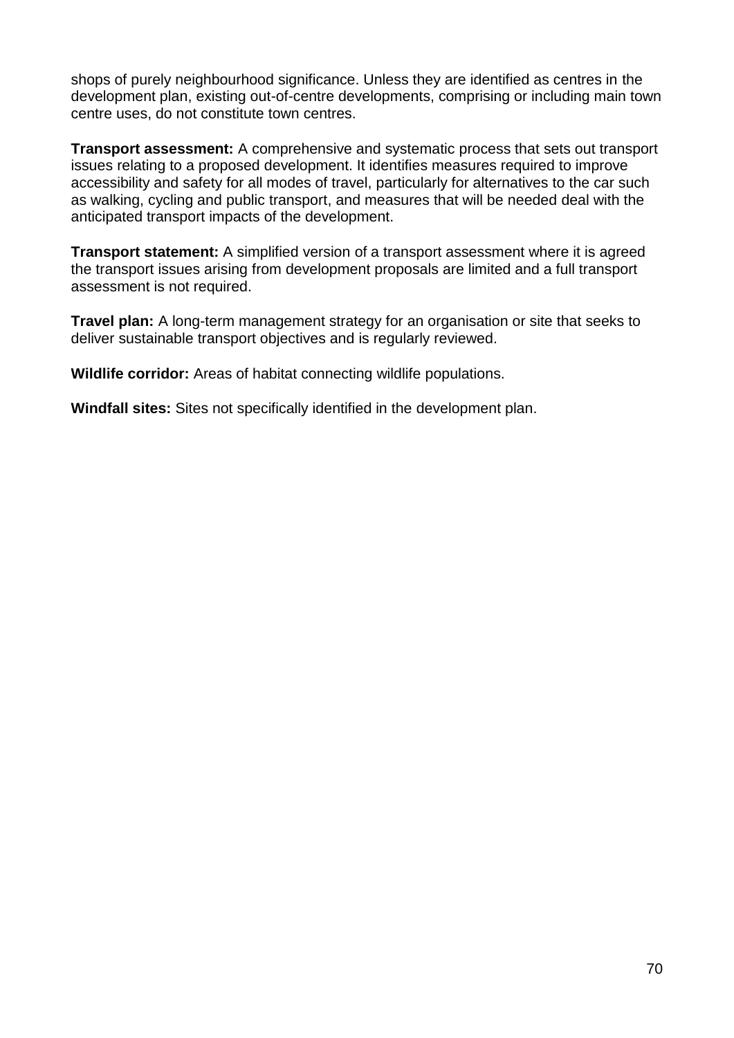shops of purely neighbourhood significance. Unless they are identified as centres in the development plan, existing out-of-centre developments, comprising or including main town centre uses, do not constitute town centres.

**Transport assessment:** A comprehensive and systematic process that sets out transport issues relating to a proposed development. It identifies measures required to improve accessibility and safety for all modes of travel, particularly for alternatives to the car such as walking, cycling and public transport, and measures that will be needed deal with the anticipated transport impacts of the development.

**Transport statement:** A simplified version of a transport assessment where it is agreed the transport issues arising from development proposals are limited and a full transport assessment is not required.

**Travel plan:** A long-term management strategy for an organisation or site that seeks to deliver sustainable transport objectives and is regularly reviewed.

**Wildlife corridor:** Areas of habitat connecting wildlife populations.

**Windfall sites:** Sites not specifically identified in the development plan.